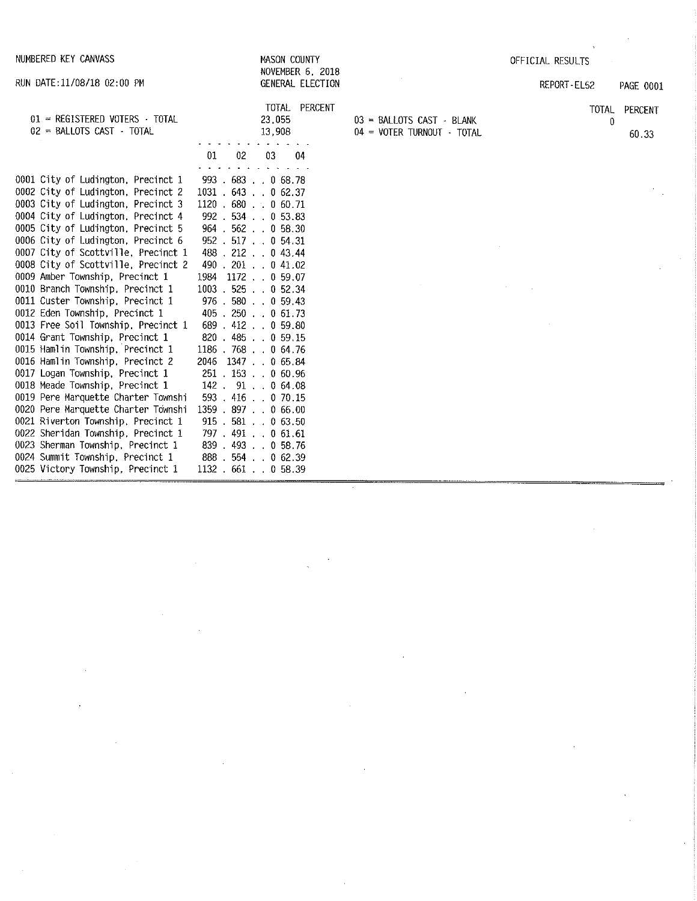NUMBERED KEY CANVASS

RUN DATE:11/08/18 02:00 PM

MASON COUNTY
NOVEMBER 6, 2018
GENERAL ELECTION

OFFICIAL RESULTS

REPORT-EL52 PAGE 0001

| | TOTAL | PERCENT |
|---|---|---|
| 01 = REGISTERED VOTERS - TOTAL | 23,055 | |
| 02 = BALLOTS CAST - TOTAL | 13,908 | |
| 03 = BALLOTS CAST - BLANK | 0 | |
| 04 = VOTER TURNOUT - TOTAL | | 60.33 |

| | 01 | 02 | 03 | 04 |
|---|---|---|---|---|
| 0001 City of Ludington, Precinct 1 | 993 | 683 | 0 | 68.78 |
| 0002 City of Ludington, Precinct 2 | 1031 | 643 | 0 | 62.37 |
| 0003 City of Ludington, Precinct 3 | 1120 | 680 | 0 | 60.71 |
| 0004 City of Ludington, Precinct 4 | 992 | 534 | 0 | 53.83 |
| 0005 City of Ludington, Precinct 5 | 964 | 562 | 0 | 58.30 |
| 0006 City of Ludington, Precinct 6 | 952 | 517 | 0 | 54.31 |
| 0007 City of Scottville, Precinct 1 | 488 | 212 | 0 | 43.44 |
| 0008 City of Scottville, Precinct 2 | 490 | 201 | 0 | 41.02 |
| 0009 Amber Township, Precinct 1 | 1984 | 1172 | 0 | 59.07 |
| 0010 Branch Township, Precinct 1 | 1003 | 525 | 0 | 52.34 |
| 0011 Custer Township, Precinct 1 | 976 | 580 | 0 | 59.43 |
| 0012 Eden Township, Precinct 1 | 405 | 250 | 0 | 61.73 |
| 0013 Free Soil Township, Precinct 1 | 689 | 412 | 0 | 59.80 |
| 0014 Grant Township, Precinct 1 | 820 | 485 | 0 | 59.15 |
| 0015 Hamlin Township, Precinct 1 | 1186 | 768 | 0 | 64.76 |
| 0016 Hamlin Township, Precinct 2 | 2046 | 1347 | 0 | 65.84 |
| 0017 Logan Township, Precinct 1 | 251 | 153 | 0 | 60.96 |
| 0018 Meade Township, Precinct 1 | 142 | 91 | 0 | 64.08 |
| 0019 Pere Marquette Charter Townshi | 593 | 416 | 0 | 70.15 |
| 0020 Pere Marquette Charter Townshi | 1359 | 897 | 0 | 66.00 |
| 0021 Riverton Township, Precinct 1 | 915 | 581 | 0 | 63.50 |
| 0022 Sheridan Township, Precinct 1 | 797 | 491 | 0 | 61.61 |
| 0023 Sherman Township, Precinct 1 | 839 | 493 | 0 | 58.76 |
| 0024 Summit Township, Precinct 1 | 888 | 554 | 0 | 62.39 |
| 0025 Victory Township, Precinct 1 | 1132 | 661 | 0 | 58.39 |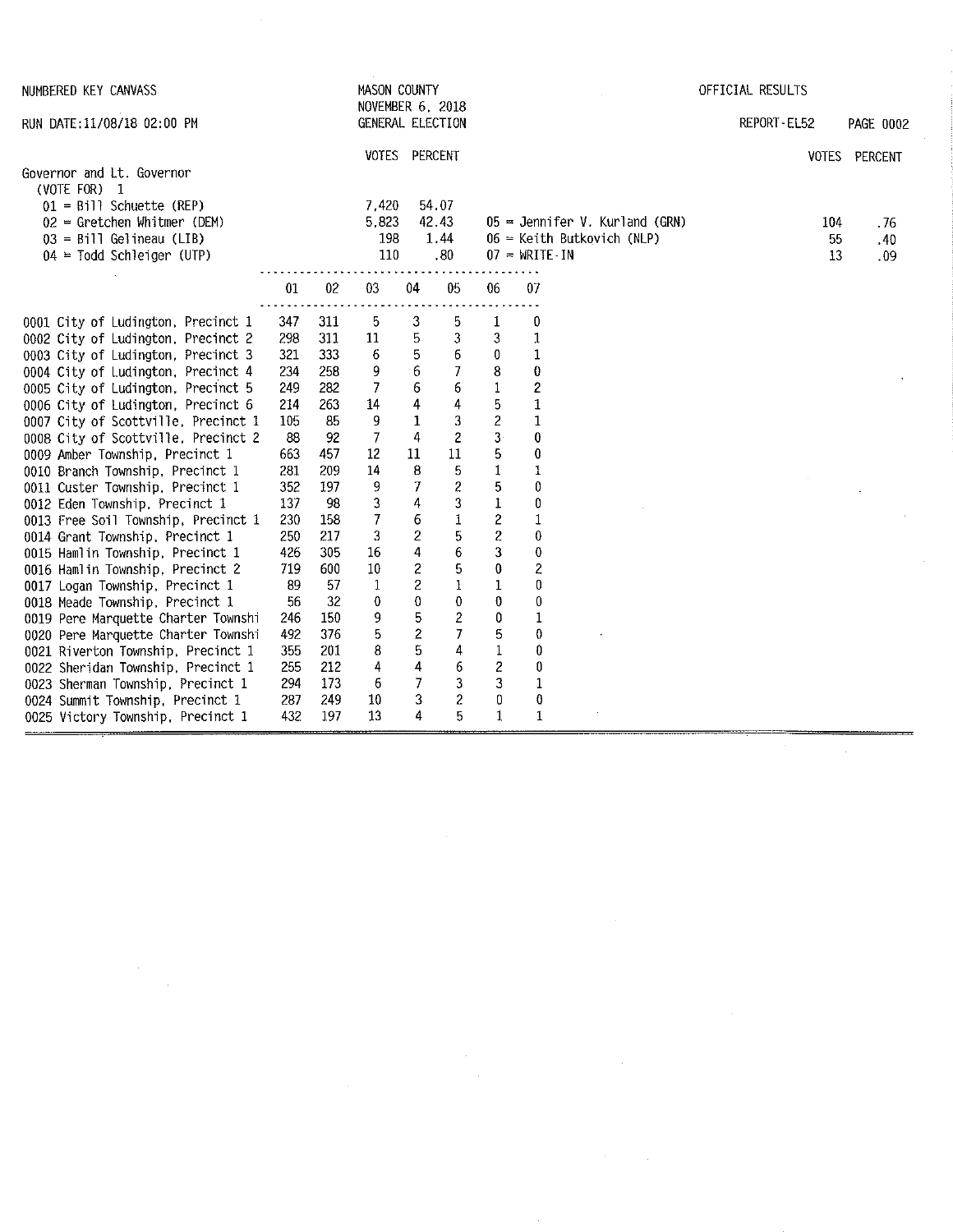NUMBERED KEY CANVASS

RUN DATE:11/08/18 02:00 PM

MASON COUNTY
NOVEMBER 6, 2018
GENERAL ELECTION

OFFICIAL RESULTS

REPORT-EL52

## Governor and Lt. Governor
(VOTE FOR) 1

| Candidate | VOTES | PERCENT |
|---|---|---|
| 01 = Bill Schuette (REP) | 7,420 | 54.07 |
| 02 = Gretchen Whitmer (DEM) | 5,823 | 42.43 |
| 03 = Bill Gelineau (LIB) | 198 | 1.44 |
| 04 = Todd Schleiger (UTP) | 110 | .80 |
| 05 = Jennifer V. Kurland (GRN) | 104 | .76 |
| 06 = Keith Butkovich (NLP) | 55 | .40 |
| 07 = WRITE-IN | 13 | .09 |

| Precinct | 01 | 02 | 03 | 04 | 05 | 06 | 07 |
|---|---|---|---|---|---|---|---|
| 0001 City of Ludington, Precinct 1 | 347 | 311 | 5 | 3 | 5 | 1 | 0 |
| 0002 City of Ludington, Precinct 2 | 298 | 311 | 11 | 5 | 3 | 3 | 1 |
| 0003 City of Ludington, Precinct 3 | 321 | 333 | 6 | 5 | 6 | 0 | 1 |
| 0004 City of Ludington, Precinct 4 | 234 | 258 | 9 | 6 | 7 | 8 | 0 |
| 0005 City of Ludington, Precinct 5 | 249 | 282 | 7 | 6 | 6 | 1 | 2 |
| 0006 City of Ludington, Precinct 6 | 214 | 263 | 14 | 4 | 4 | 5 | 1 |
| 0007 City of Scottville, Precinct 1 | 105 | 85 | 9 | 1 | 3 | 2 | 1 |
| 0008 City of Scottville, Precinct 2 | 88 | 92 | 7 | 4 | 2 | 3 | 0 |
| 0009 Amber Township, Precinct 1 | 663 | 457 | 12 | 11 | 11 | 5 | 0 |
| 0010 Branch Township, Precinct 1 | 281 | 209 | 14 | 8 | 5 | 1 | 1 |
| 0011 Custer Township, Precinct 1 | 352 | 197 | 9 | 7 | 2 | 5 | 0 |
| 0012 Eden Township, Precinct 1 | 137 | 98 | 3 | 4 | 3 | 1 | 0 |
| 0013 Free Soil Township, Precinct 1 | 230 | 158 | 7 | 6 | 1 | 2 | 1 |
| 0014 Grant Township, Precinct 1 | 250 | 217 | 3 | 2 | 5 | 2 | 0 |
| 0015 Hamlin Township, Precinct 1 | 426 | 305 | 16 | 4 | 6 | 3 | 0 |
| 0016 Hamlin Township, Precinct 2 | 719 | 600 | 10 | 2 | 5 | 0 | 2 |
| 0017 Logan Township, Precinct 1 | 89 | 57 | 1 | 2 | 1 | 1 | 0 |
| 0018 Meade Township, Precinct 1 | 56 | 32 | 0 | 0 | 0 | 0 | 0 |
| 0019 Pere Marquette Charter Townshi | 246 | 150 | 9 | 5 | 2 | 0 | 1 |
| 0020 Pere Marquette Charter Townshi | 492 | 376 | 5 | 2 | 7 | 5 | 0 |
| 0021 Riverton Township, Precinct 1 | 355 | 201 | 8 | 5 | 4 | 1 | 0 |
| 0022 Sheridan Township, Precinct 1 | 255 | 212 | 4 | 4 | 6 | 2 | 0 |
| 0023 Sherman Township, Precinct 1 | 294 | 173 | 6 | 7 | 3 | 3 | 1 |
| 0024 Summit Township, Precinct 1 | 287 | 249 | 10 | 3 | 2 | 0 | 0 |
| 0025 Victory Township, Precinct 1 | 432 | 197 | 13 | 4 | 5 | 1 | 1 |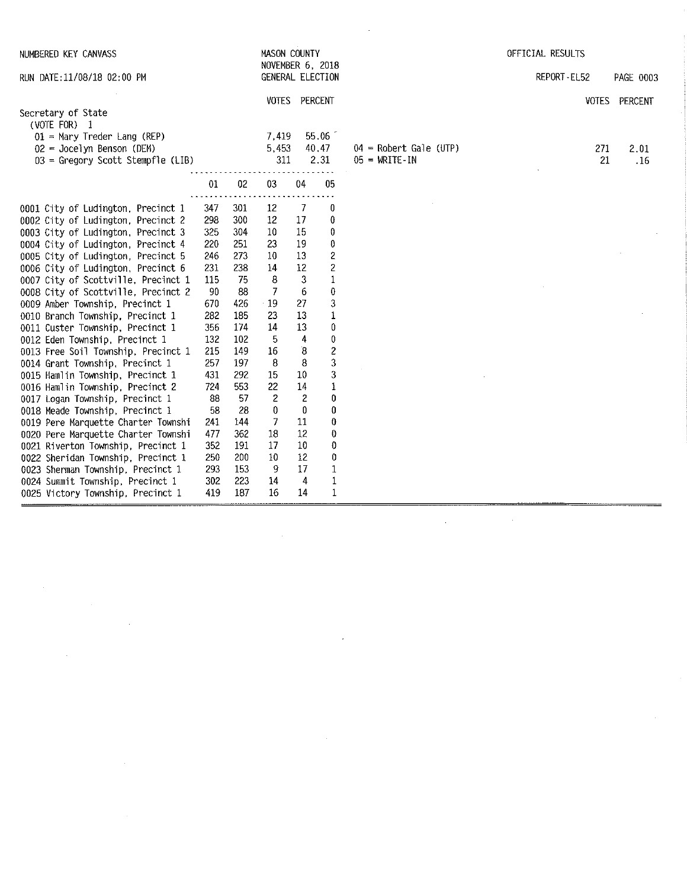NUMBERED KEY CANVASS — MASON COUNTY — NOVEMBER 6, 2018 — GENERAL ELECTION — OFFICIAL RESULTS

RUN DATE:11/08/18 02:00 PM — REPORT-EL52

## Secretary of State

(VOTE FOR) 1

| Candidate | VOTES | PERCENT |
|---|---|---|
| 01 = Mary Treder Lang (REP) | 7,419 | 55.06 |
| 02 = Jocelyn Benson (DEM) | 5,453 | 40.47 |
| 03 = Gregory Scott Stempfle (LIB) | 311 | 2.31 |
| 04 = Robert Gale (UTP) | 271 | 2.01 |
| 05 = WRITE-IN | 21 | .16 |

| Precinct | 01 | 02 | 03 | 04 | 05 |
|---|---|---|---|---|---|
| 0001 City of Ludington, Precinct 1 | 347 | 301 | 12 | 7 | 0 |
| 0002 City of Ludington, Precinct 2 | 298 | 300 | 12 | 17 | 0 |
| 0003 City of Ludington, Precinct 3 | 325 | 304 | 10 | 15 | 0 |
| 0004 City of Ludington, Precinct 4 | 220 | 251 | 23 | 19 | 0 |
| 0005 City of Ludington, Precinct 5 | 246 | 273 | 10 | 13 | 2 |
| 0006 City of Ludington, Precinct 6 | 231 | 238 | 14 | 12 | 2 |
| 0007 City of Scottville, Precinct 1 | 115 | 75 | 8 | 3 | 1 |
| 0008 City of Scottville, Precinct 2 | 90 | 88 | 7 | 6 | 0 |
| 0009 Amber Township, Precinct 1 | 670 | 426 | 19 | 27 | 3 |
| 0010 Branch Township, Precinct 1 | 282 | 185 | 23 | 13 | 1 |
| 0011 Custer Township, Precinct 1 | 356 | 174 | 14 | 13 | 0 |
| 0012 Eden Township, Precinct 1 | 132 | 102 | 5 | 4 | 0 |
| 0013 Free Soil Township, Precinct 1 | 215 | 149 | 16 | 8 | 2 |
| 0014 Grant Township, Precinct 1 | 257 | 197 | 8 | 8 | 3 |
| 0015 Hamlin Township, Precinct 1 | 431 | 292 | 15 | 10 | 3 |
| 0016 Hamlin Township, Precinct 2 | 724 | 553 | 22 | 14 | 1 |
| 0017 Logan Township, Precinct 1 | 88 | 57 | 2 | 2 | 0 |
| 0018 Meade Township, Precinct 1 | 58 | 28 | 0 | 0 | 0 |
| 0019 Pere Marquette Charter Townshi | 241 | 144 | 7 | 11 | 0 |
| 0020 Pere Marquette Charter Townshi | 477 | 362 | 18 | 12 | 0 |
| 0021 Riverton Township, Precinct 1 | 352 | 191 | 17 | 10 | 0 |
| 0022 Sheridan Township, Precinct 1 | 250 | 200 | 10 | 12 | 0 |
| 0023 Sherman Township, Precinct 1 | 293 | 153 | 9 | 17 | 1 |
| 0024 Summit Township, Precinct 1 | 302 | 223 | 14 | 4 | 1 |
| 0025 Victory Township, Precinct 1 | 419 | 187 | 16 | 14 | 1 |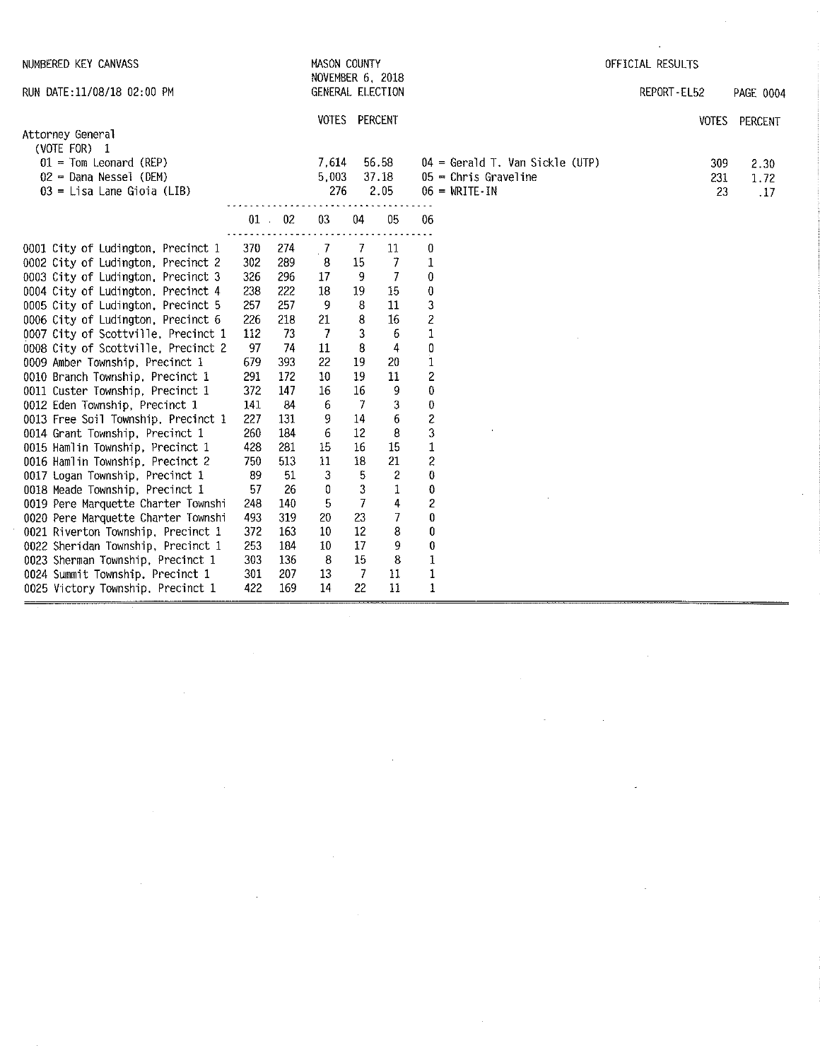NUMBERED KEY CANVASS

RUN DATE:11/08/18 02:00 PM

MASON COUNTY
NOVEMBER 6, 2018
GENERAL ELECTION

OFFICIAL RESULTS

REPORT-EL52

## Attorney General

(VOTE FOR) 1

| | VOTES | PERCENT |
|---|---|---|
| 01 = Tom Leonard (REP) | 7,614 | 56.58 |
| 02 = Dana Nessel (DEM) | 5,003 | 37.18 |
| 03 = Lisa Lane Gioia (LIB) | 276 | 2.05 |
| 04 = Gerald T. Van Sickle (UTP) | 309 | 2.30 |
| 05 = Chris Graveline | 231 | 1.72 |
| 06 = WRITE-IN | 23 | .17 |

| | 01 | 02 | 03 | 04 | 05 | 06 |
|---|---|---|---|---|---|---|
| 0001 City of Ludington, Precinct 1 | 370 | 274 | 7 | 7 | 11 | 0 |
| 0002 City of Ludington, Precinct 2 | 302 | 289 | 8 | 15 | 7 | 1 |
| 0003 City of Ludington, Precinct 3 | 326 | 296 | 17 | 9 | 7 | 0 |
| 0004 City of Ludington, Precinct 4 | 238 | 222 | 18 | 19 | 15 | 0 |
| 0005 City of Ludington, Precinct 5 | 257 | 257 | 9 | 8 | 11 | 3 |
| 0006 City of Ludington, Precinct 6 | 226 | 218 | 21 | 8 | 16 | 2 |
| 0007 City of Scottville, Precinct 1 | 112 | 73 | 7 | 3 | 6 | 1 |
| 0008 City of Scottville, Precinct 2 | 97 | 74 | 11 | 8 | 4 | 0 |
| 0009 Amber Township, Precinct 1 | 679 | 393 | 22 | 19 | 20 | 1 |
| 0010 Branch Township, Precinct 1 | 291 | 172 | 10 | 19 | 11 | 2 |
| 0011 Custer Township, Precinct 1 | 372 | 147 | 16 | 16 | 9 | 0 |
| 0012 Eden Township, Precinct 1 | 141 | 84 | 6 | 7 | 3 | 0 |
| 0013 Free Soil Township, Precinct 1 | 227 | 131 | 9 | 14 | 6 | 2 |
| 0014 Grant Township, Precinct 1 | 260 | 184 | 6 | 12 | 8 | 3 |
| 0015 Hamlin Township, Precinct 1 | 428 | 281 | 15 | 16 | 15 | 1 |
| 0016 Hamlin Township, Precinct 2 | 750 | 513 | 11 | 18 | 21 | 2 |
| 0017 Logan Township, Precinct 1 | 89 | 51 | 3 | 5 | 2 | 0 |
| 0018 Meade Township, Precinct 1 | 57 | 26 | 0 | 3 | 1 | 0 |
| 0019 Pere Marquette Charter Townshi | 248 | 140 | 5 | 7 | 4 | 2 |
| 0020 Pere Marquette Charter Townshi | 493 | 319 | 20 | 23 | 7 | 0 |
| 0021 Riverton Township, Precinct 1 | 372 | 163 | 10 | 12 | 8 | 0 |
| 0022 Sheridan Township, Precinct 1 | 253 | 184 | 10 | 17 | 9 | 0 |
| 0023 Sherman Township, Precinct 1 | 303 | 136 | 8 | 15 | 8 | 1 |
| 0024 Summit Township, Precinct 1 | 301 | 207 | 13 | 7 | 11 | 1 |
| 0025 Victory Township, Precinct 1 | 422 | 169 | 14 | 22 | 11 | 1 |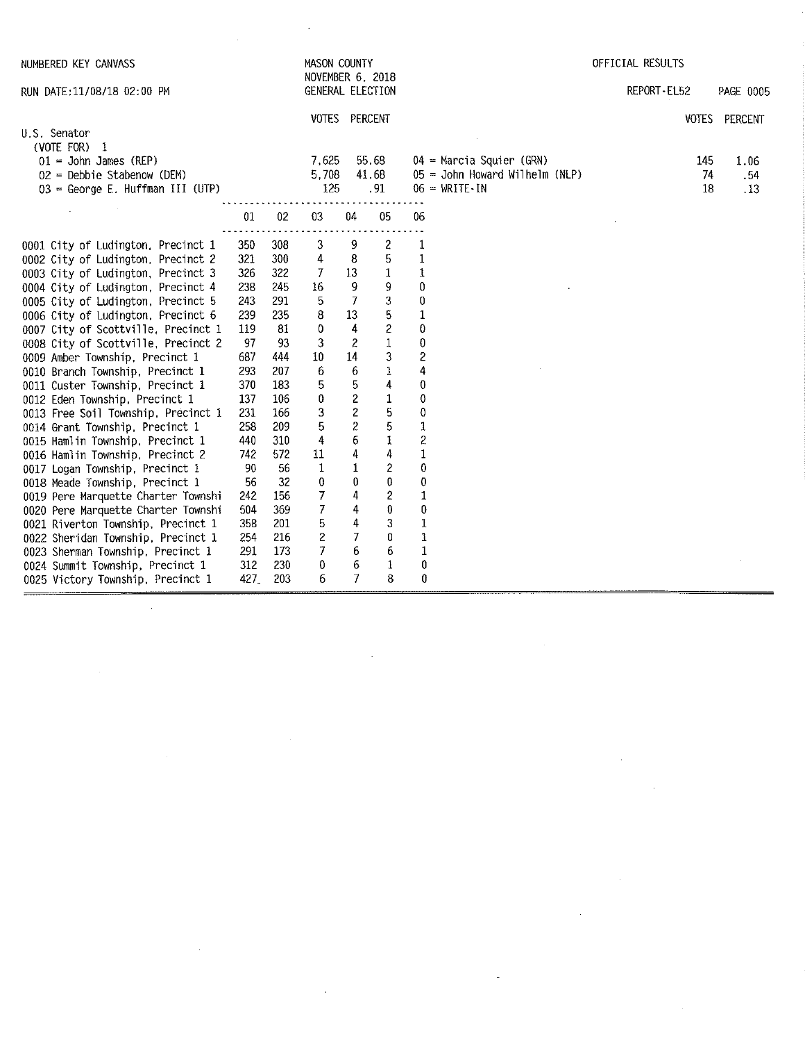NUMBERED KEY CANVASS — MASON COUNTY — NOVEMBER 6, 2018 — GENERAL ELECTION — OFFICIAL RESULTS

RUN DATE:11/08/18 02:00 PM — REPORT-EL52

## U.S. Senator

(VOTE FOR) 1

| Code | Candidate | VOTES | PERCENT |
|---|---|---|---|
| 01 | John James (REP) | 7,625 | 55.68 |
| 02 | Debbie Stabenow (DEM) | 5,708 | 41.68 |
| 03 | George E. Huffman III (UTP) | 125 | .91 |
| 04 | Marcia Squier (GRN) | 145 | 1.06 |
| 05 | John Howard Wilhelm (NLP) | 74 | .54 |
| 06 | WRITE-IN | 18 | .13 |

| Precinct | 01 | 02 | 03 | 04 | 05 | 06 |
|---|---|---|---|---|---|---|
| 0001 City of Ludington, Precinct 1 | 350 | 308 | 3 | 9 | 2 | 1 |
| 0002 City of Ludington, Precinct 2 | 321 | 300 | 4 | 8 | 5 | 1 |
| 0003 City of Ludington, Precinct 3 | 326 | 322 | 7 | 13 | 1 | 1 |
| 0004 City of Ludington, Precinct 4 | 238 | 245 | 16 | 9 | 9 | 0 |
| 0005 City of Ludington, Precinct 5 | 243 | 291 | 5 | 7 | 3 | 0 |
| 0006 City of Ludington, Precinct 6 | 239 | 235 | 8 | 13 | 5 | 1 |
| 0007 City of Scottville, Precinct 1 | 119 | 81 | 0 | 4 | 2 | 0 |
| 0008 City of Scottville, Precinct 2 | 97 | 93 | 3 | 2 | 1 | 0 |
| 0009 Amber Township, Precinct 1 | 687 | 444 | 10 | 14 | 3 | 2 |
| 0010 Branch Township, Precinct 1 | 293 | 207 | 6 | 6 | 1 | 4 |
| 0011 Custer Township, Precinct 1 | 370 | 183 | 5 | 5 | 4 | 0 |
| 0012 Eden Township, Precinct 1 | 137 | 106 | 0 | 2 | 1 | 0 |
| 0013 Free Soil Township, Precinct 1 | 231 | 166 | 3 | 2 | 5 | 0 |
| 0014 Grant Township, Precinct 1 | 258 | 209 | 5 | 2 | 5 | 1 |
| 0015 Hamlin Township, Precinct 1 | 440 | 310 | 4 | 6 | 1 | 2 |
| 0016 Hamlin Township, Precinct 2 | 742 | 572 | 11 | 4 | 4 | 1 |
| 0017 Logan Township, Precinct 1 | 90 | 56 | 1 | 1 | 2 | 0 |
| 0018 Meade Township, Precinct 1 | 56 | 32 | 0 | 0 | 0 | 0 |
| 0019 Pere Marquette Charter Townshi | 242 | 156 | 7 | 4 | 2 | 1 |
| 0020 Pere Marquette Charter Townshi | 504 | 369 | 7 | 4 | 0 | 0 |
| 0021 Riverton Township, Precinct 1 | 358 | 201 | 5 | 4 | 3 | 1 |
| 0022 Sheridan Township, Precinct 1 | 254 | 216 | 2 | 7 | 0 | 1 |
| 0023 Sherman Township, Precinct 1 | 291 | 173 | 7 | 6 | 6 | 1 |
| 0024 Summit Township, Precinct 1 | 312 | 230 | 0 | 6 | 1 | 0 |
| 0025 Victory Township, Precinct 1 | 427 | 203 | 6 | 7 | 8 | 0 |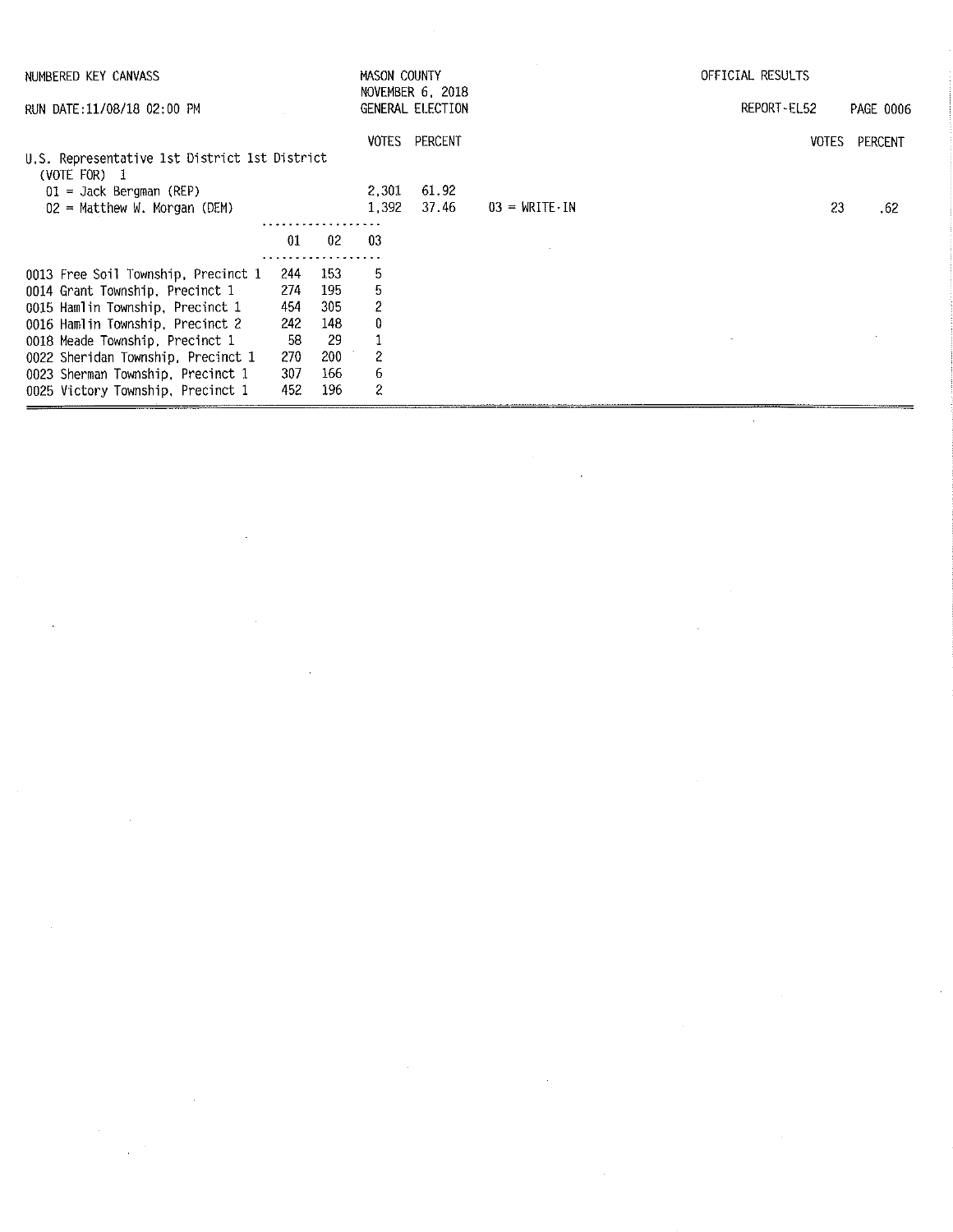NUMBERED KEY CANVASS

RUN DATE:11/08/18 02:00 PM

MASON COUNTY
NOVEMBER 6, 2018
GENERAL ELECTION

OFFICIAL RESULTS

REPORT-EL52 PAGE 0006

## U.S. Representative 1st District 1st District

(VOTE FOR) 1

| Candidate | VOTES | PERCENT |
|---|---|---|
| 01 = Jack Bergman (REP) | 2,301 | 61.92 |
| 02 = Matthew W. Morgan (DEM) | 1,392 | 37.46 |
| 03 = WRITE-IN | 23 | .62 |

| Precinct | 01 | 02 | 03 |
|---|---|---|---|
| 0013 Free Soil Township, Precinct 1 | 244 | 153 | 5 |
| 0014 Grant Township, Precinct 1 | 274 | 195 | 5 |
| 0015 Hamlin Township, Precinct 1 | 454 | 305 | 2 |
| 0016 Hamlin Township, Precinct 2 | 242 | 148 | 0 |
| 0018 Meade Township, Precinct 1 | 58 | 29 | 1 |
| 0022 Sheridan Township, Precinct 1 | 270 | 200 | 2 |
| 0023 Sherman Township, Precinct 1 | 307 | 166 | 6 |
| 0025 Victory Township, Precinct 1 | 452 | 196 | 2 |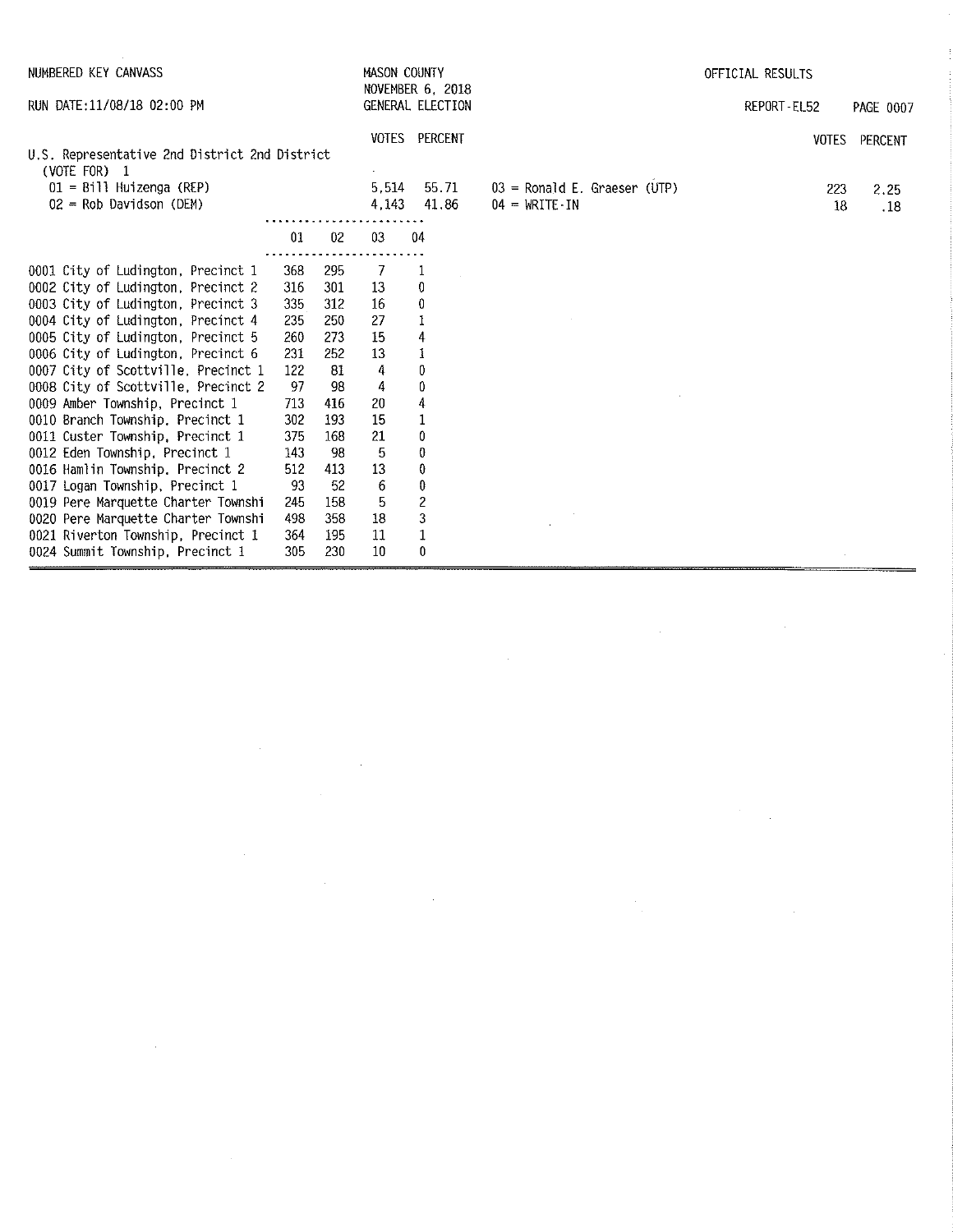NUMBERED KEY CANVASS

MASON COUNTY
NOVEMBER 6, 2018
GENERAL ELECTION

OFFICIAL RESULTS

RUN DATE:11/08/18 02:00 PM

REPORT-EL52

## U.S. Representative 2nd District 2nd District

(VOTE FOR) 1

| Candidate | VOTES | PERCENT |
|---|---|---|
| 01 = Bill Huizenga (REP) | 5,514 | 55.71 |
| 02 = Rob Davidson (DEM) | 4,143 | 41.86 |
| 03 = Ronald E. Graeser (UTP) | 223 | 2.25 |
| 04 = WRITE-IN | 18 | .18 |

| Precinct | 01 | 02 | 03 | 04 |
|---|---|---|---|---|
| 0001 City of Ludington, Precinct 1 | 368 | 295 | 7 | 1 |
| 0002 City of Ludington, Precinct 2 | 316 | 301 | 13 | 0 |
| 0003 City of Ludington, Precinct 3 | 335 | 312 | 16 | 0 |
| 0004 City of Ludington, Precinct 4 | 235 | 250 | 27 | 1 |
| 0005 City of Ludington, Precinct 5 | 260 | 273 | 15 | 4 |
| 0006 City of Ludington, Precinct 6 | 231 | 252 | 13 | 1 |
| 0007 City of Scottville, Precinct 1 | 122 | 81 | 4 | 0 |
| 0008 City of Scottville, Precinct 2 | 97 | 98 | 4 | 0 |
| 0009 Amber Township, Precinct 1 | 713 | 416 | 20 | 4 |
| 0010 Branch Township, Precinct 1 | 302 | 193 | 15 | 1 |
| 0011 Custer Township, Precinct 1 | 375 | 168 | 21 | 0 |
| 0012 Eden Township, Precinct 1 | 143 | 98 | 5 | 0 |
| 0016 Hamlin Township, Precinct 2 | 512 | 413 | 13 | 0 |
| 0017 Logan Township, Precinct 1 | 93 | 52 | 6 | 0 |
| 0019 Pere Marquette Charter Townshi | 245 | 158 | 5 | 2 |
| 0020 Pere Marquette Charter Townshi | 498 | 358 | 18 | 3 |
| 0021 Riverton Township, Precinct 1 | 364 | 195 | 11 | 1 |
| 0024 Summit Township, Precinct 1 | 305 | 230 | 10 | 0 |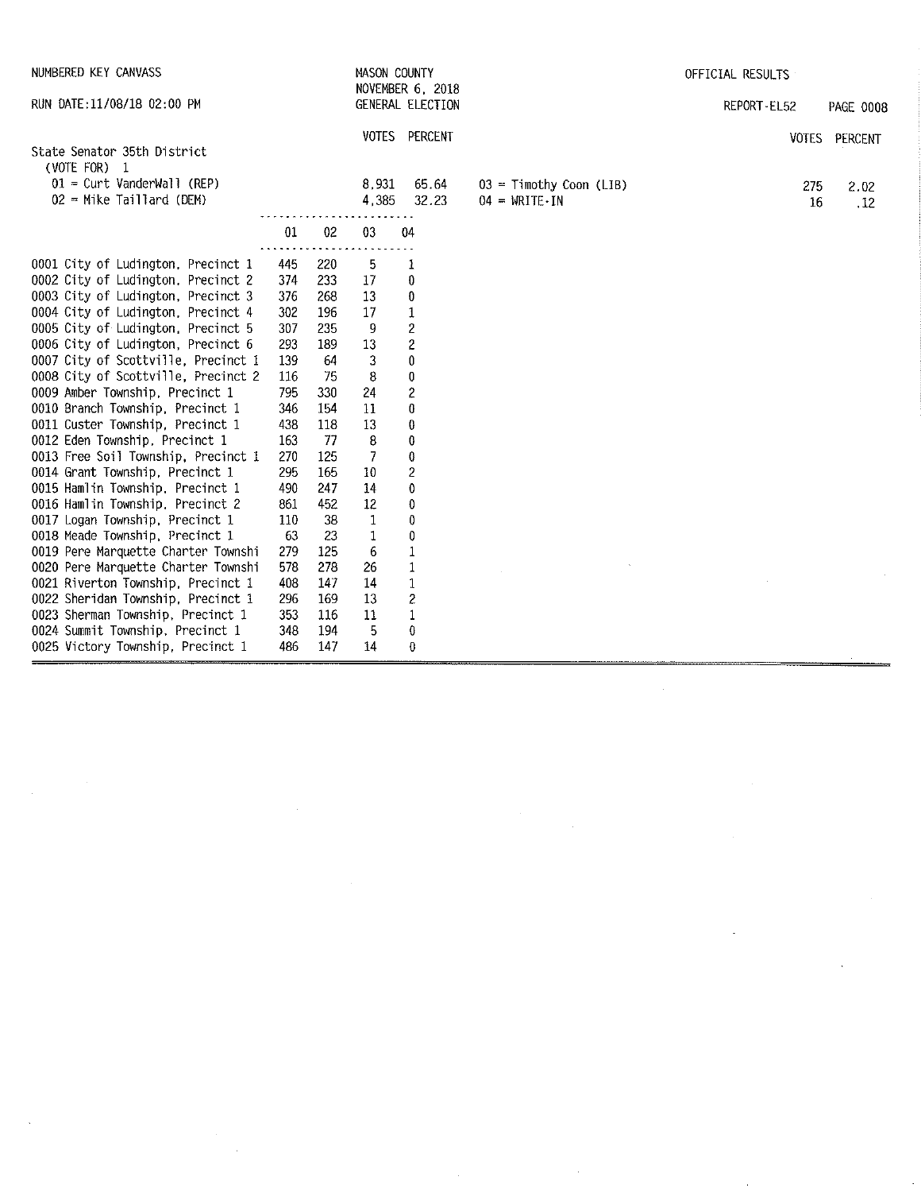NUMBERED KEY CANVASS

RUN DATE:11/08/18 02:00 PM

MASON COUNTY
NOVEMBER 6, 2018
GENERAL ELECTION

OFFICIAL RESULTS

REPORT-EL52

## State Senator 35th District

(VOTE FOR) 1

| Candidate | VOTES | PERCENT |
|---|---|---|
| 01 = Curt VanderWall (REP) | 8,931 | 65.64 |
| 02 = Mike Taillard (DEM) | 4,385 | 32.23 |
| 03 = Timothy Coon (LIB) | 275 | 2.02 |
| 04 = WRITE-IN | 16 | .12 |

| Precinct | 01 | 02 | 03 | 04 |
|---|---|---|---|---|
| 0001 City of Ludington, Precinct 1 | 445 | 220 | 5 | 1 |
| 0002 City of Ludington, Precinct 2 | 374 | 233 | 17 | 0 |
| 0003 City of Ludington, Precinct 3 | 376 | 268 | 13 | 0 |
| 0004 City of Ludington, Precinct 4 | 302 | 196 | 17 | 1 |
| 0005 City of Ludington, Precinct 5 | 307 | 235 | 9 | 2 |
| 0006 City of Ludington, Precinct 6 | 293 | 189 | 13 | 2 |
| 0007 City of Scottville, Precinct 1 | 139 | 64 | 3 | 0 |
| 0008 City of Scottville, Precinct 2 | 116 | 75 | 8 | 0 |
| 0009 Amber Township, Precinct 1 | 795 | 330 | 24 | 2 |
| 0010 Branch Township, Precinct 1 | 346 | 154 | 11 | 0 |
| 0011 Custer Township, Precinct 1 | 438 | 118 | 13 | 0 |
| 0012 Eden Township, Precinct 1 | 163 | 77 | 8 | 0 |
| 0013 Free Soil Township, Precinct 1 | 270 | 125 | 7 | 0 |
| 0014 Grant Township, Precinct 1 | 295 | 165 | 10 | 2 |
| 0015 Hamlin Township, Precinct 1 | 490 | 247 | 14 | 0 |
| 0016 Hamlin Township, Precinct 2 | 861 | 452 | 12 | 0 |
| 0017 Logan Township, Precinct 1 | 110 | 38 | 1 | 0 |
| 0018 Meade Township, Precinct 1 | 63 | 23 | 1 | 0 |
| 0019 Pere Marquette Charter Townshi | 279 | 125 | 6 | 1 |
| 0020 Pere Marquette Charter Townshi | 578 | 278 | 26 | 1 |
| 0021 Riverton Township, Precinct 1 | 408 | 147 | 14 | 1 |
| 0022 Sheridan Township, Precinct 1 | 296 | 169 | 13 | 2 |
| 0023 Sherman Township, Precinct 1 | 353 | 116 | 11 | 1 |
| 0024 Summit Township, Precinct 1 | 348 | 194 | 5 | 0 |
| 0025 Victory Township, Precinct 1 | 486 | 147 | 14 | 0 |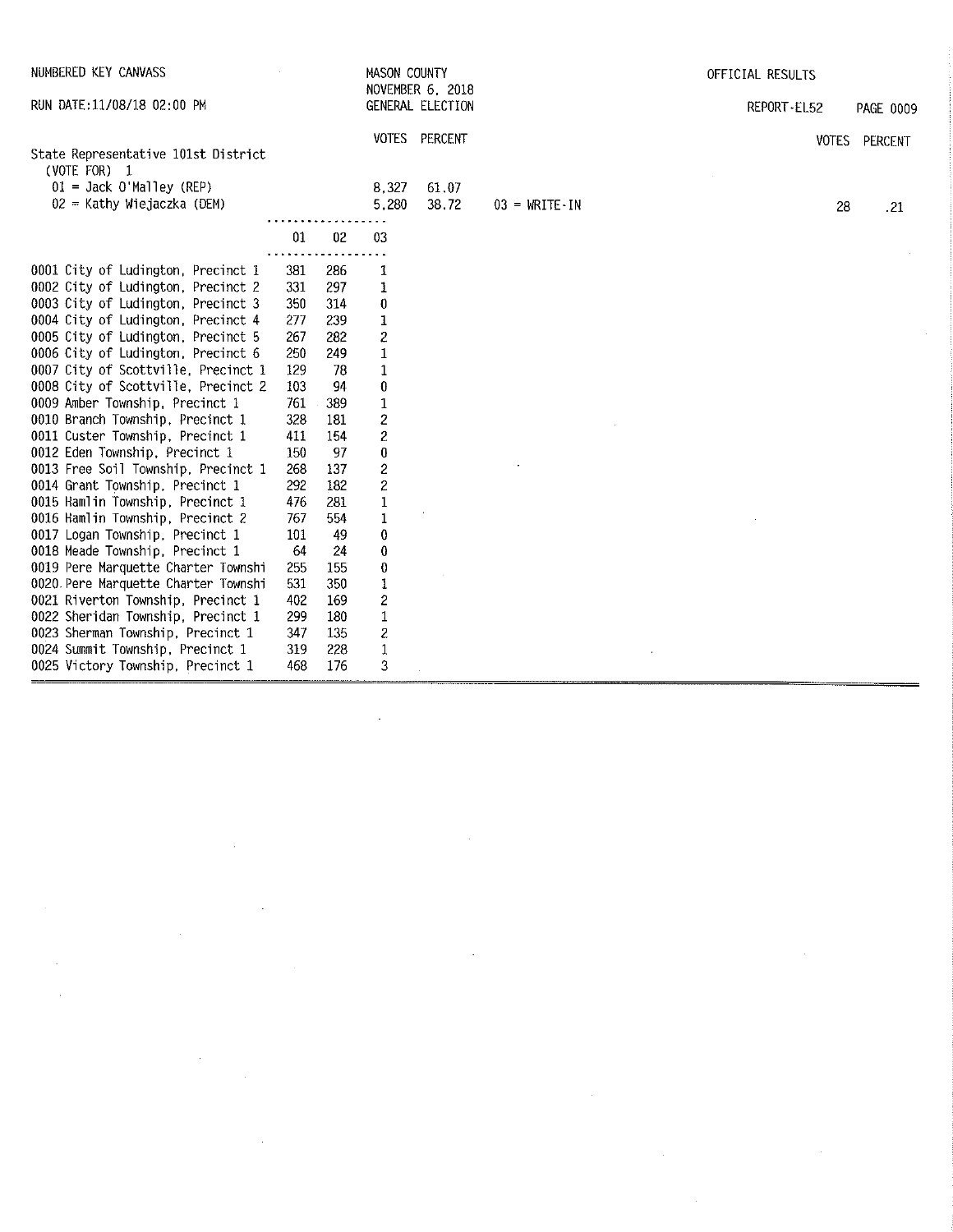NUMBERED KEY CANVASS

RUN DATE:11/08/18 02:00 PM

MASON COUNTY
NOVEMBER 6, 2018
GENERAL ELECTION

OFFICIAL RESULTS

REPORT-EL52

## State Representative 101st District

(VOTE FOR) 1

| | VOTES | PERCENT |
|---|---|---|
| 01 = Jack O'Malley (REP) | 8,327 | 61.07 |
| 02 = Kathy Wiejaczka (DEM) | 5,280 | 38.72 |
| 03 = WRITE-IN | 28 | .21 |

| Precinct | 01 | 02 | 03 |
|---|---|---|---|
| 0001 City of Ludington, Precinct 1 | 381 | 286 | 1 |
| 0002 City of Ludington, Precinct 2 | 331 | 297 | 1 |
| 0003 City of Ludington, Precinct 3 | 350 | 314 | 0 |
| 0004 City of Ludington, Precinct 4 | 277 | 239 | 1 |
| 0005 City of Ludington, Precinct 5 | 267 | 282 | 2 |
| 0006 City of Ludington, Precinct 6 | 250 | 249 | 1 |
| 0007 City of Scottville, Precinct 1 | 129 | 78 | 1 |
| 0008 City of Scottville, Precinct 2 | 103 | 94 | 0 |
| 0009 Amber Township, Precinct 1 | 761 | 389 | 1 |
| 0010 Branch Township, Precinct 1 | 328 | 181 | 2 |
| 0011 Custer Township, Precinct 1 | 411 | 154 | 2 |
| 0012 Eden Township, Precinct 1 | 150 | 97 | 0 |
| 0013 Free Soil Township, Precinct 1 | 268 | 137 | 2 |
| 0014 Grant Township, Precinct 1 | 292 | 182 | 2 |
| 0015 Hamlin Township, Precinct 1 | 476 | 281 | 1 |
| 0016 Hamlin Township, Precinct 2 | 767 | 554 | 1 |
| 0017 Logan Township, Precinct 1 | 101 | 49 | 0 |
| 0018 Meade Township, Precinct 1 | 64 | 24 | 0 |
| 0019 Pere Marquette Charter Townshi | 255 | 155 | 0 |
| 0020 Pere Marquette Charter Townshi | 531 | 350 | 1 |
| 0021 Riverton Township, Precinct 1 | 402 | 169 | 2 |
| 0022 Sheridan Township, Precinct 1 | 299 | 180 | 1 |
| 0023 Sherman Township, Precinct 1 | 347 | 135 | 2 |
| 0024 Summit Township, Precinct 1 | 319 | 228 | 1 |
| 0025 Victory Township, Precinct 1 | 468 | 176 | 3 |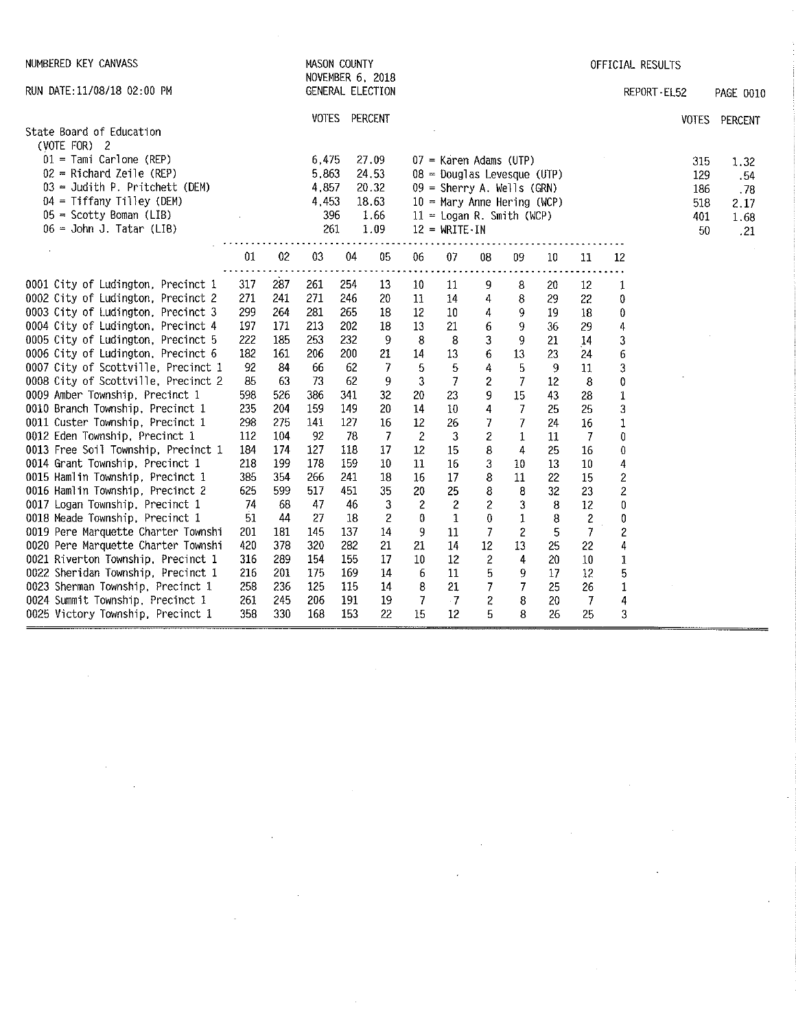NUMBERED KEY CANVASS

RUN DATE:11/08/18 02:00 PM

MASON COUNTY
NOVEMBER 6, 2018
GENERAL ELECTION

OFFICIAL RESULTS

REPORT-EL52

## State Board of Education

(VOTE FOR) 2

| Candidate | VOTES | PERCENT |
|---|---|---|
| 01 = Tami Carlone (REP) | 6,475 | 27.09 |
| 02 = Richard Zeile (REP) | 5,863 | 24.53 |
| 03 = Judith P. Pritchett (DEM) | 4,857 | 20.32 |
| 04 = Tiffany Tilley (DEM) | 4,453 | 18.63 |
| 05 = Scotty Boman (LIB) | 396 | 1.66 |
| 06 = John J. Tatar (LIB) | 261 | 1.09 |
| 07 = Karen Adams (UTP) | 315 | 1.32 |
| 08 = Douglas Levesque (UTP) | 129 | .54 |
| 09 = Sherry A. Wells (GRN) | 186 | .78 |
| 10 = Mary Anne Hering (WCP) | 518 | 2.17 |
| 11 = Logan R. Smith (WCP) | 401 | 1.68 |
| 12 = WRITE-IN | 50 | .21 |

| Precinct | 01 | 02 | 03 | 04 | 05 | 06 | 07 | 08 | 09 | 10 | 11 | 12 |
|---|---|---|---|---|---|---|---|---|---|---|---|---|
| 0001 City of Ludington, Precinct 1 | 317 | 287 | 261 | 254 | 13 | 10 | 11 | 9 | 8 | 20 | 12 | 1 |
| 0002 City of Ludington, Precinct 2 | 271 | 241 | 271 | 246 | 20 | 11 | 14 | 4 | 8 | 29 | 22 | 0 |
| 0003 City of Ludington, Precinct 3 | 299 | 264 | 281 | 265 | 18 | 12 | 10 | 4 | 9 | 19 | 18 | 0 |
| 0004 City of Ludington, Precinct 4 | 197 | 171 | 213 | 202 | 18 | 13 | 21 | 6 | 9 | 36 | 29 | 4 |
| 0005 City of Ludington, Precinct 5 | 222 | 185 | 253 | 232 | 9 | 8 | 8 | 3 | 9 | 21 | 14 | 3 |
| 0006 City of Ludington, Precinct 6 | 182 | 161 | 206 | 200 | 21 | 14 | 13 | 6 | 13 | 23 | 24 | 6 |
| 0007 City of Scottville, Precinct 1 | 92 | 84 | 66 | 62 | 7 | 5 | 5 | 4 | 5 | 9 | 11 | 3 |
| 0008 City of Scottville, Precinct 2 | 85 | 63 | 73 | 62 | 9 | 3 | 7 | 2 | 7 | 12 | 8 | 0 |
| 0009 Amber Township, Precinct 1 | 598 | 526 | 386 | 341 | 32 | 20 | 23 | 9 | 15 | 43 | 28 | 1 |
| 0010 Branch Township, Precinct 1 | 235 | 204 | 159 | 149 | 20 | 14 | 10 | 4 | 7 | 25 | 25 | 3 |
| 0011 Custer Township, Precinct 1 | 298 | 275 | 141 | 127 | 16 | 12 | 26 | 7 | 7 | 24 | 16 | 1 |
| 0012 Eden Township, Precinct 1 | 112 | 104 | 92 | 78 | 7 | 2 | 3 | 2 | 1 | 11 | 7 | 0 |
| 0013 Free Soil Township, Precinct 1 | 184 | 174 | 127 | 118 | 17 | 12 | 15 | 8 | 4 | 25 | 16 | 0 |
| 0014 Grant Township, Precinct 1 | 218 | 199 | 178 | 159 | 10 | 11 | 16 | 3 | 10 | 13 | 10 | 4 |
| 0015 Hamlin Township, Precinct 1 | 385 | 354 | 266 | 241 | 18 | 16 | 17 | 8 | 11 | 22 | 15 | 2 |
| 0016 Hamlin Township, Precinct 2 | 625 | 599 | 517 | 451 | 35 | 20 | 25 | 8 | 8 | 32 | 23 | 2 |
| 0017 Logan Township, Precinct 1 | 74 | 68 | 47 | 46 | 3 | 2 | 2 | 2 | 3 | 8 | 12 | 0 |
| 0018 Meade Township, Precinct 1 | 51 | 44 | 27 | 18 | 2 | 0 | 1 | 0 | 1 | 8 | 2 | 0 |
| 0019 Pere Marquette Charter Townshi | 201 | 181 | 145 | 137 | 14 | 9 | 11 | 7 | 2 | 5 | 7 | 2 |
| 0020 Pere Marquette Charter Townshi | 420 | 378 | 320 | 282 | 21 | 21 | 14 | 12 | 13 | 25 | 22 | 4 |
| 0021 Riverton Township, Precinct 1 | 316 | 289 | 154 | 155 | 17 | 10 | 12 | 2 | 4 | 20 | 10 | 1 |
| 0022 Sheridan Township, Precinct 1 | 216 | 201 | 175 | 169 | 14 | 6 | 11 | 5 | 9 | 17 | 12 | 5 |
| 0023 Sherman Township, Precinct 1 | 258 | 236 | 125 | 115 | 14 | 8 | 21 | 7 | 7 | 25 | 26 | 1 |
| 0024 Summit Township, Precinct 1 | 261 | 245 | 206 | 191 | 19 | 7 | 7 | 2 | 8 | 20 | 7 | 4 |
| 0025 Victory Township, Precinct 1 | 358 | 330 | 168 | 153 | 22 | 15 | 12 | 5 | 8 | 26 | 25 | 3 |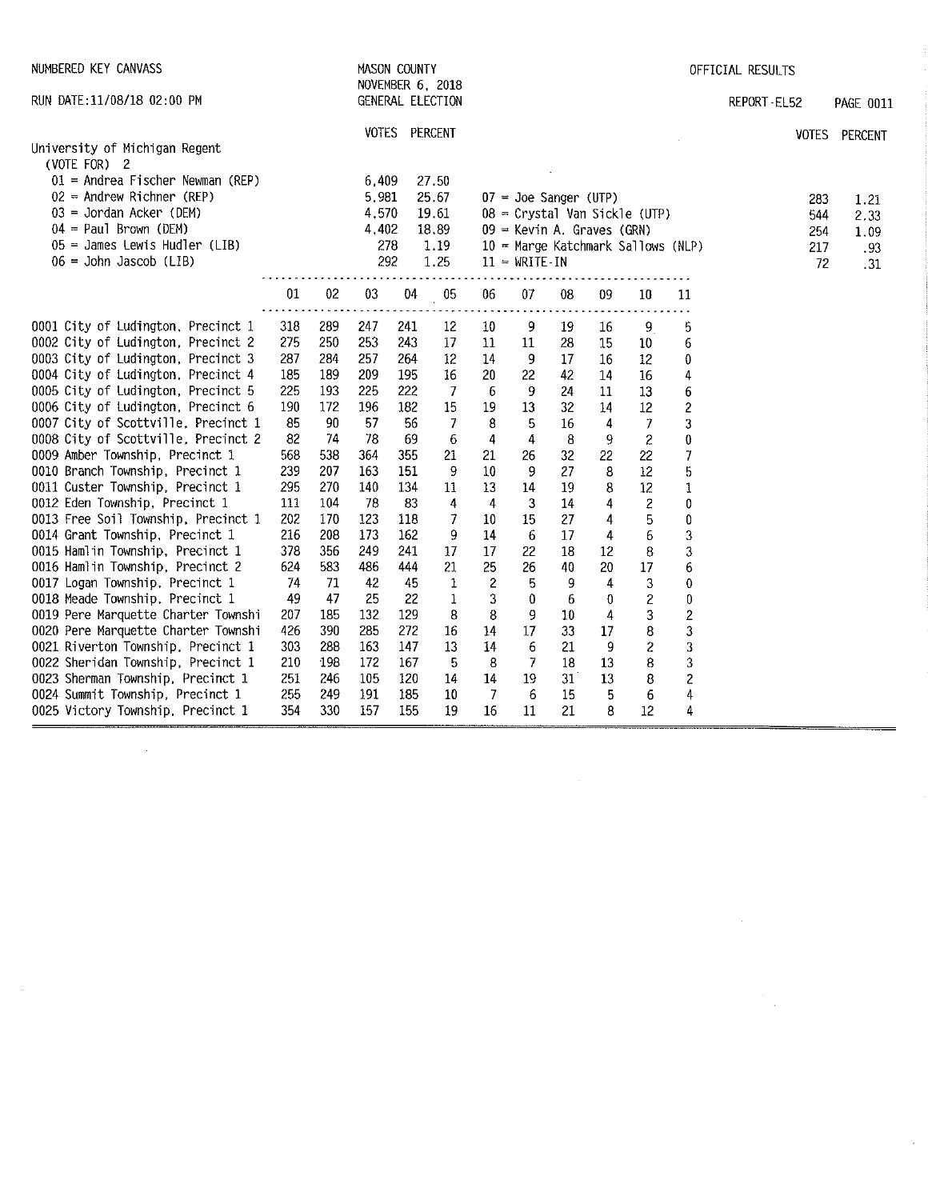NUMBERED KEY CANVASS

MASON COUNTY
NOVEMBER 6, 2018
GENERAL ELECTION

OFFICIAL RESULTS

RUN DATE:11/08/18 02:00 PM

REPORT-EL52

## University of Michigan Regent
(VOTE FOR) 2

| Candidate | VOTES | PERCENT |
|---|---|---|
| 01 = Andrea Fischer Newman (REP) | 6,409 | 27.50 |
| 02 = Andrew Richner (REP) | 5,981 | 25.67 |
| 03 = Jordan Acker (DEM) | 4,570 | 19.61 |
| 04 = Paul Brown (DEM) | 4,402 | 18.89 |
| 05 = James Lewis Hudler (LIB) | 278 | 1.19 |
| 06 = John Jascob (LIB) | 292 | 1.25 |
| 07 = Joe Sanger (UTP) | 283 | 1.21 |
| 08 = Crystal Van Sickle (UTP) | 544 | 2.33 |
| 09 = Kevin A. Graves (GRN) | 254 | 1.09 |
| 10 = Marge Katchmark Sallows (NLP) | 217 | .93 |
| 11 = WRITE-IN | 72 | .31 |

| Precinct | 01 | 02 | 03 | 04 | 05 | 06 | 07 | 08 | 09 | 10 | 11 |
|---|---|---|---|---|---|---|---|---|---|---|---|
| 0001 City of Ludington, Precinct 1 | 318 | 289 | 247 | 241 | 12 | 10 | 9 | 19 | 16 | 9 | 5 |
| 0002 City of Ludington, Precinct 2 | 275 | 250 | 253 | 243 | 17 | 11 | 11 | 28 | 15 | 10 | 6 |
| 0003 City of Ludington, Precinct 3 | 287 | 284 | 257 | 264 | 12 | 14 | 9 | 17 | 16 | 12 | 0 |
| 0004 City of Ludington, Precinct 4 | 185 | 189 | 209 | 195 | 16 | 20 | 22 | 42 | 14 | 16 | 4 |
| 0005 City of Ludington, Precinct 5 | 225 | 193 | 225 | 222 | 7 | 6 | 9 | 24 | 11 | 13 | 6 |
| 0006 City of Ludington, Precinct 6 | 190 | 172 | 196 | 182 | 15 | 19 | 13 | 32 | 14 | 12 | 2 |
| 0007 City of Scottville, Precinct 1 | 85 | 90 | 57 | 56 | 7 | 8 | 5 | 16 | 4 | 7 | 3 |
| 0008 City of Scottville, Precinct 2 | 82 | 74 | 78 | 69 | 6 | 4 | 4 | 8 | 9 | 2 | 0 |
| 0009 Amber Township, Precinct 1 | 568 | 538 | 364 | 355 | 21 | 21 | 26 | 32 | 22 | 22 | 7 |
| 0010 Branch Township, Precinct 1 | 239 | 207 | 163 | 151 | 9 | 10 | 9 | 27 | 8 | 12 | 5 |
| 0011 Custer Township, Precinct 1 | 295 | 270 | 140 | 134 | 11 | 13 | 14 | 19 | 8 | 12 | 1 |
| 0012 Eden Township, Precinct 1 | 111 | 104 | 78 | 83 | 4 | 4 | 3 | 14 | 4 | 2 | 0 |
| 0013 Free Soil Township, Precinct 1 | 202 | 170 | 123 | 118 | 7 | 10 | 15 | 27 | 4 | 5 | 0 |
| 0014 Grant Township, Precinct 1 | 216 | 208 | 173 | 162 | 9 | 14 | 6 | 17 | 4 | 6 | 3 |
| 0015 Hamlin Township, Precinct 1 | 378 | 356 | 249 | 241 | 17 | 17 | 22 | 18 | 12 | 8 | 3 |
| 0016 Hamlin Township, Precinct 2 | 624 | 583 | 486 | 444 | 21 | 25 | 26 | 40 | 20 | 17 | 6 |
| 0017 Logan Township, Precinct 1 | 74 | 71 | 42 | 45 | 1 | 2 | 5 | 9 | 4 | 3 | 0 |
| 0018 Meade Township, Precinct 1 | 49 | 47 | 25 | 22 | 1 | 3 | 0 | 6 | 0 | 2 | 0 |
| 0019 Pere Marquette Charter Townshi | 207 | 185 | 132 | 129 | 8 | 8 | 9 | 10 | 4 | 3 | 2 |
| 0020 Pere Marquette Charter Townshi | 426 | 390 | 285 | 272 | 16 | 14 | 17 | 33 | 17 | 8 | 3 |
| 0021 Riverton Township, Precinct 1 | 303 | 288 | 163 | 147 | 13 | 14 | 6 | 21 | 9 | 2 | 3 |
| 0022 Sheridan Township, Precinct 1 | 210 | 198 | 172 | 167 | 5 | 8 | 7 | 18 | 13 | 8 | 3 |
| 0023 Sherman Township, Precinct 1 | 251 | 246 | 105 | 120 | 14 | 14 | 19 | 31 | 13 | 8 | 2 |
| 0024 Summit Township, Precinct 1 | 255 | 249 | 191 | 185 | 10 | 7 | 6 | 15 | 5 | 6 | 4 |
| 0025 Victory Township, Precinct 1 | 354 | 330 | 157 | 155 | 19 | 16 | 11 | 21 | 8 | 12 | 4 |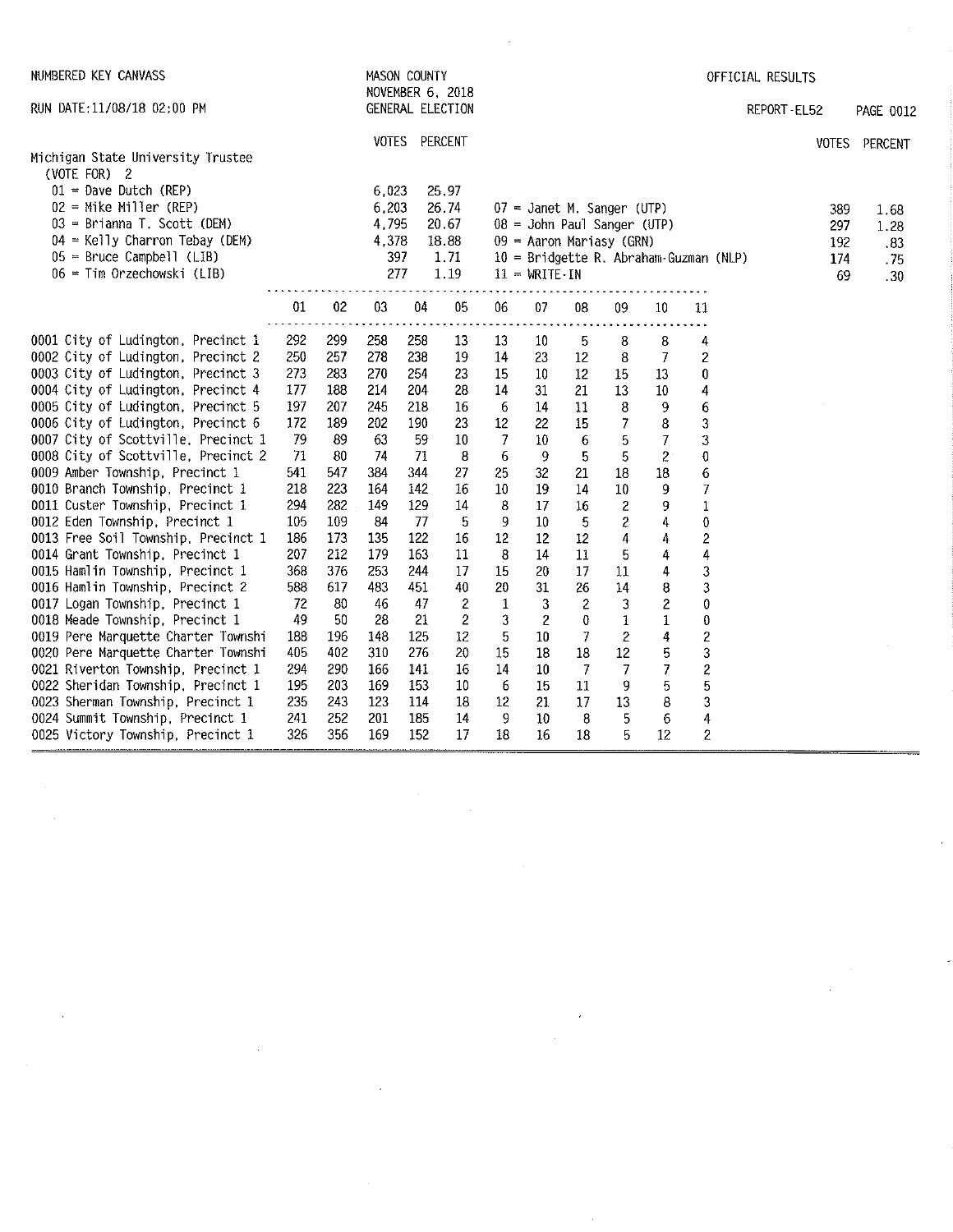NUMBERED KEY CANVASS — MASON COUNTY — NOVEMBER 6, 2018 — GENERAL ELECTION — OFFICIAL RESULTS

RUN DATE:11/08/18 02:00 PM — REPORT-EL52 — PAGE 0012

## Michigan State University Trustee

(VOTE FOR) 2

| Key | Candidate | VOTES | PERCENT |
|---|---|---|---|
| 01 | Dave Dutch (REP) | 6,023 | 25.97 |
| 02 | Mike Miller (REP) | 6,203 | 26.74 |
| 03 | Brianna T. Scott (DEM) | 4,795 | 20.67 |
| 04 | Kelly Charron Tebay (DEM) | 4,378 | 18.88 |
| 05 | Bruce Campbell (LIB) | 397 | 1.71 |
| 06 | Tim Orzechowski (LIB) | 277 | 1.19 |
| 07 | Janet M. Sanger (UTP) | 389 | 1.68 |
| 08 | John Paul Sanger (UTP) | 297 | 1.28 |
| 09 | Aaron Mariasy (GRN) | 192 | .83 |
| 10 | Bridgette R. Abraham-Guzman (NLP) | 174 | .75 |
| 11 | WRITE-IN | 69 | .30 |

| Precinct | 01 | 02 | 03 | 04 | 05 | 06 | 07 | 08 | 09 | 10 | 11 |
|---|---|---|---|---|---|---|---|---|---|---|---|
| 0001 City of Ludington, Precinct 1 | 292 | 299 | 258 | 258 | 13 | 13 | 10 | 5 | 8 | 8 | 4 |
| 0002 City of Ludington, Precinct 2 | 250 | 257 | 278 | 238 | 19 | 14 | 23 | 12 | 8 | 7 | 2 |
| 0003 City of Ludington, Precinct 3 | 273 | 283 | 270 | 254 | 23 | 15 | 10 | 12 | 15 | 13 | 0 |
| 0004 City of Ludington, Precinct 4 | 177 | 188 | 214 | 204 | 28 | 14 | 31 | 21 | 13 | 10 | 4 |
| 0005 City of Ludington, Precinct 5 | 197 | 207 | 245 | 218 | 16 | 6 | 14 | 11 | 8 | 9 | 6 |
| 0006 City of Ludington, Precinct 6 | 172 | 189 | 202 | 190 | 23 | 12 | 22 | 15 | 7 | 8 | 3 |
| 0007 City of Scottville, Precinct 1 | 79 | 89 | 63 | 59 | 10 | 7 | 10 | 6 | 5 | 7 | 3 |
| 0008 City of Scottville, Precinct 2 | 71 | 80 | 74 | 71 | 8 | 6 | 9 | 5 | 5 | 2 | 0 |
| 0009 Amber Township, Precinct 1 | 541 | 547 | 384 | 344 | 27 | 25 | 32 | 21 | 18 | 18 | 6 |
| 0010 Branch Township, Precinct 1 | 218 | 223 | 164 | 142 | 16 | 10 | 19 | 14 | 10 | 9 | 7 |
| 0011 Custer Township, Precinct 1 | 294 | 282 | 149 | 129 | 14 | 8 | 17 | 16 | 2 | 9 | 1 |
| 0012 Eden Township, Precinct 1 | 105 | 109 | 84 | 77 | 5 | 9 | 10 | 5 | 2 | 4 | 0 |
| 0013 Free Soil Township, Precinct 1 | 186 | 173 | 135 | 122 | 16 | 12 | 12 | 12 | 4 | 4 | 2 |
| 0014 Grant Township, Precinct 1 | 207 | 212 | 179 | 163 | 11 | 8 | 14 | 11 | 5 | 4 | 4 |
| 0015 Hamlin Township, Precinct 1 | 368 | 376 | 253 | 244 | 17 | 15 | 20 | 17 | 11 | 4 | 3 |
| 0016 Hamlin Township, Precinct 2 | 588 | 617 | 483 | 451 | 40 | 20 | 31 | 26 | 14 | 8 | 3 |
| 0017 Logan Township, Precinct 1 | 72 | 80 | 46 | 47 | 2 | 1 | 3 | 2 | 3 | 2 | 0 |
| 0018 Meade Township, Precinct 1 | 49 | 50 | 28 | 21 | 2 | 3 | 2 | 0 | 1 | 1 | 0 |
| 0019 Pere Marquette Charter Townshi | 188 | 196 | 148 | 125 | 12 | 5 | 10 | 7 | 2 | 4 | 2 |
| 0020 Pere Marquette Charter Townshi | 405 | 402 | 310 | 276 | 20 | 15 | 18 | 18 | 12 | 5 | 3 |
| 0021 Riverton Township, Precinct 1 | 294 | 290 | 166 | 141 | 16 | 14 | 10 | 7 | 7 | 7 | 2 |
| 0022 Sheridan Township, Precinct 1 | 195 | 203 | 169 | 153 | 10 | 6 | 15 | 11 | 9 | 5 | 5 |
| 0023 Sherman Township, Precinct 1 | 235 | 243 | 123 | 114 | 18 | 12 | 21 | 17 | 13 | 8 | 3 |
| 0024 Summit Township, Precinct 1 | 241 | 252 | 201 | 185 | 14 | 9 | 10 | 8 | 5 | 6 | 4 |
| 0025 Victory Township, Precinct 1 | 326 | 356 | 169 | 152 | 17 | 18 | 16 | 18 | 5 | 12 | 2 |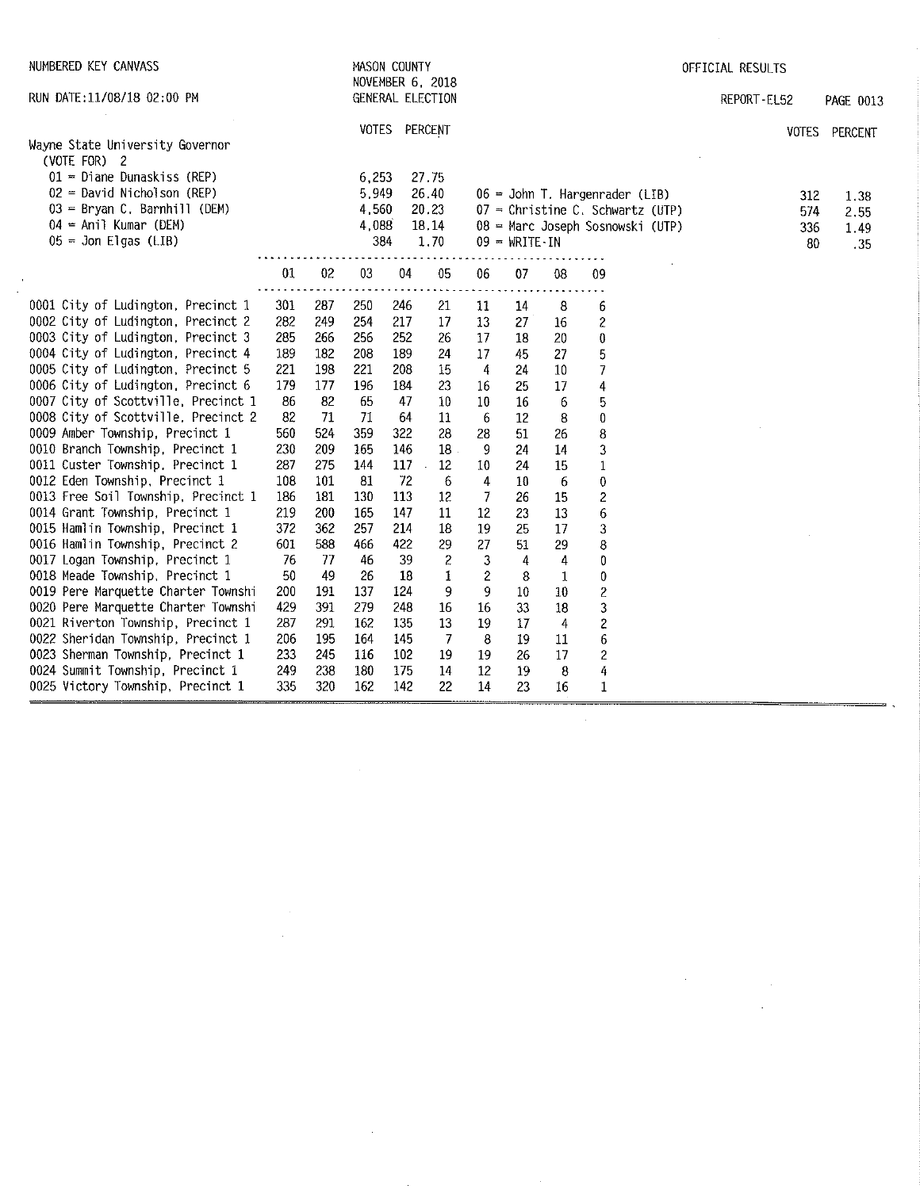NUMBERED KEY CANVASS

RUN DATE:11/08/18 02:00 PM

MASON COUNTY
NOVEMBER 6, 2018
GENERAL ELECTION

OFFICIAL RESULTS

REPORT-EL52

## Wayne State University Governor

(VOTE FOR) 2

| Candidate | VOTES | PERCENT |
|---|---|---|
| 01 = Diane Dunaskiss (REP) | 6,253 | 27.75 |
| 02 = David Nicholson (REP) | 5,949 | 26.40 |
| 03 = Bryan C. Barnhill (DEM) | 4,560 | 20.23 |
| 04 = Anil Kumar (DEM) | 4,088 | 18.14 |
| 05 = Jon Elgas (LIB) | 384 | 1.70 |
| 06 = John T. Hargenrader (LIB) | 312 | 1.38 |
| 07 = Christine C. Schwartz (UTP) | 574 | 2.55 |
| 08 = Marc Joseph Sosnowski (UTP) | 336 | 1.49 |
| 09 = WRITE-IN | 80 | .35 |

| Precinct | 01 | 02 | 03 | 04 | 05 | 06 | 07 | 08 | 09 |
|---|---|---|---|---|---|---|---|---|---|
| 0001 City of Ludington, Precinct 1 | 301 | 287 | 250 | 246 | 21 | 11 | 14 | 8 | 6 |
| 0002 City of Ludington, Precinct 2 | 282 | 249 | 254 | 217 | 17 | 13 | 27 | 16 | 2 |
| 0003 City of Ludington, Precinct 3 | 285 | 266 | 256 | 252 | 26 | 17 | 18 | 20 | 0 |
| 0004 City of Ludington, Precinct 4 | 189 | 182 | 208 | 189 | 24 | 17 | 45 | 27 | 5 |
| 0005 City of Ludington, Precinct 5 | 221 | 198 | 221 | 208 | 15 | 4 | 24 | 10 | 7 |
| 0006 City of Ludington, Precinct 6 | 179 | 177 | 196 | 184 | 23 | 16 | 25 | 17 | 4 |
| 0007 City of Scottville, Precinct 1 | 86 | 82 | 65 | 47 | 10 | 10 | 16 | 6 | 5 |
| 0008 City of Scottville, Precinct 2 | 82 | 71 | 71 | 64 | 11 | 6 | 12 | 8 | 0 |
| 0009 Amber Township, Precinct 1 | 560 | 524 | 359 | 322 | 28 | 28 | 51 | 26 | 8 |
| 0010 Branch Township, Precinct 1 | 230 | 209 | 165 | 146 | 18 | 9 | 24 | 14 | 3 |
| 0011 Custer Township, Precinct 1 | 287 | 275 | 144 | 117 | 12 | 10 | 24 | 15 | 1 |
| 0012 Eden Township, Precinct 1 | 108 | 101 | 81 | 72 | 6 | 4 | 10 | 6 | 0 |
| 0013 Free Soil Township, Precinct 1 | 186 | 181 | 130 | 113 | 12 | 7 | 26 | 15 | 2 |
| 0014 Grant Township, Precinct 1 | 219 | 200 | 165 | 147 | 11 | 12 | 23 | 13 | 6 |
| 0015 Hamlin Township, Precinct 1 | 372 | 362 | 257 | 214 | 18 | 19 | 25 | 17 | 3 |
| 0016 Hamlin Township, Precinct 2 | 601 | 588 | 466 | 422 | 29 | 27 | 51 | 29 | 8 |
| 0017 Logan Township, Precinct 1 | 76 | 77 | 46 | 39 | 2 | 3 | 4 | 4 | 0 |
| 0018 Meade Township, Precinct 1 | 50 | 49 | 26 | 18 | 1 | 2 | 8 | 1 | 0 |
| 0019 Pere Marquette Charter Townshi | 200 | 191 | 137 | 124 | 9 | 9 | 10 | 10 | 2 |
| 0020 Pere Marquette Charter Townshi | 429 | 391 | 279 | 248 | 16 | 16 | 33 | 18 | 3 |
| 0021 Riverton Township, Precinct 1 | 287 | 291 | 162 | 135 | 13 | 19 | 17 | 4 | 2 |
| 0022 Sheridan Township, Precinct 1 | 206 | 195 | 164 | 145 | 7 | 8 | 19 | 11 | 6 |
| 0023 Sherman Township, Precinct 1 | 233 | 245 | 116 | 102 | 19 | 19 | 26 | 17 | 2 |
| 0024 Summit Township, Precinct 1 | 249 | 238 | 180 | 175 | 14 | 12 | 19 | 8 | 4 |
| 0025 Victory Township, Precinct 1 | 335 | 320 | 162 | 142 | 22 | 14 | 23 | 16 | 1 |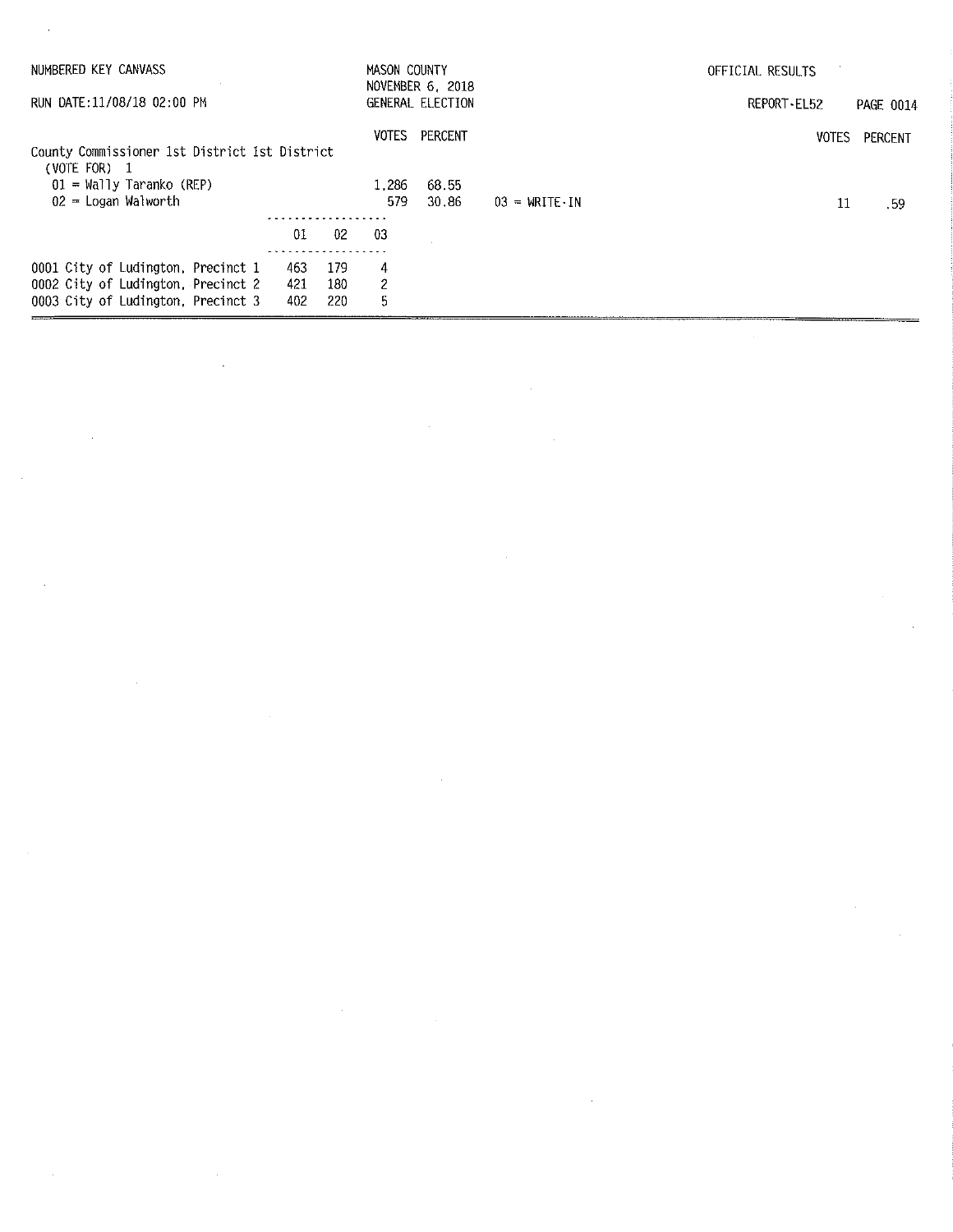NUMBERED KEY CANVASS

RUN DATE:11/08/18 02:00 PM

MASON COUNTY
NOVEMBER 6, 2018
GENERAL ELECTION

OFFICIAL RESULTS

REPORT-EL52

## County Commissioner 1st District 1st District

(VOTE FOR) 1

| | VOTES | PERCENT |
|---|---|---|
| 01 = Wally Taranko (REP) | 1,286 | 68.55 |
| 02 = Logan Walworth | 579 | 30.86 |
| 03 = WRITE-IN | 11 | .59 |

| | 01 | 02 | 03 |
|---|---|---|---|
| 0001 City of Ludington, Precinct 1 | 463 | 179 | 4 |
| 0002 City of Ludington, Precinct 2 | 421 | 180 | 2 |
| 0003 City of Ludington, Precinct 3 | 402 | 220 | 5 |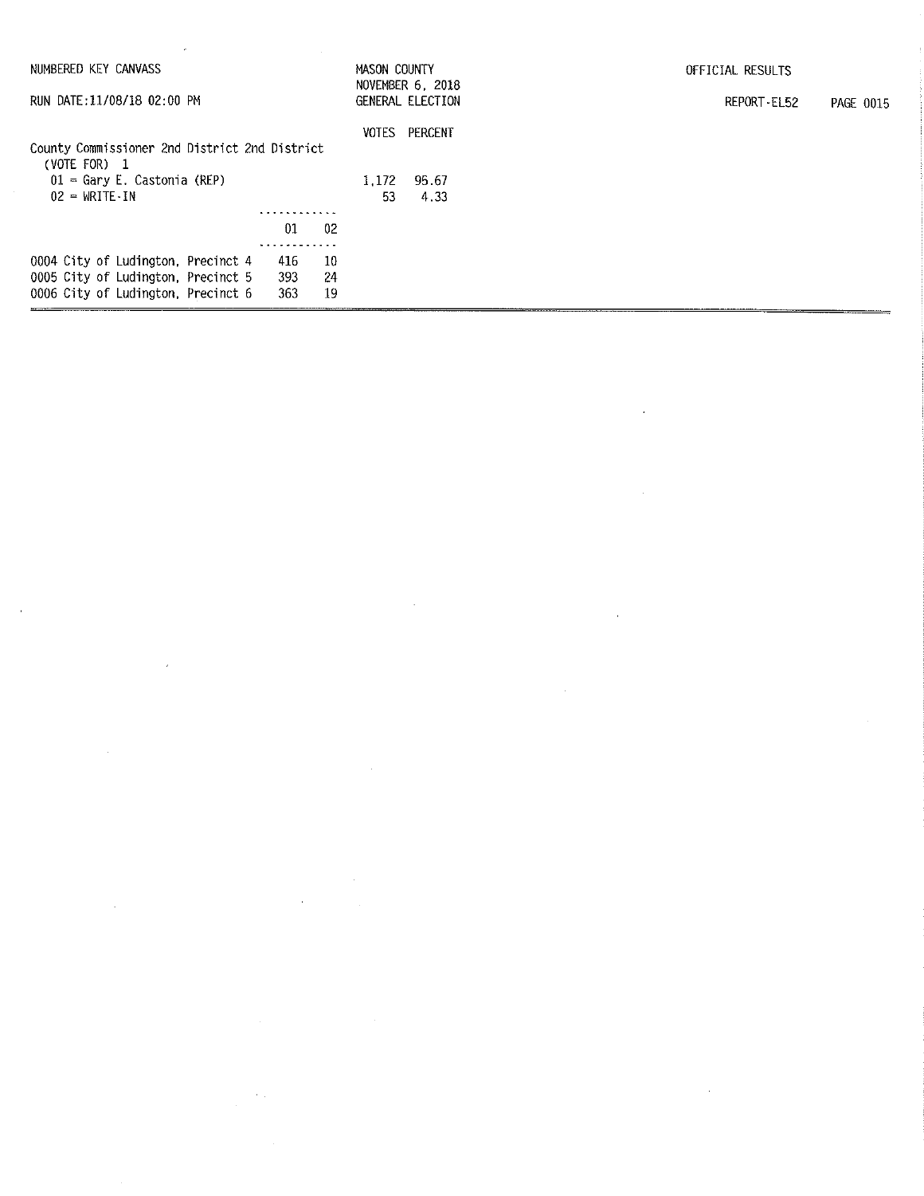NUMBERED KEY CANVASS

RUN DATE:11/08/18 02:00 PM

MASON COUNTY
NOVEMBER 6, 2018
GENERAL ELECTION

OFFICIAL RESULTS

REPORT-EL52

County Commissioner 2nd District 2nd District
(VOTE FOR) 1

| | VOTES | PERCENT |
|---|---|---|
| 01 = Gary E. Castonia (REP) | 1,172 | 95.67 |
| 02 = WRITE-IN | 53 | 4.33 |

| | 01 | 02 |
|---|---|---|
| 0004 City of Ludington, Precinct 4 | 416 | 10 |
| 0005 City of Ludington, Precinct 5 | 393 | 24 |
| 0006 City of Ludington, Precinct 6 | 363 | 19 |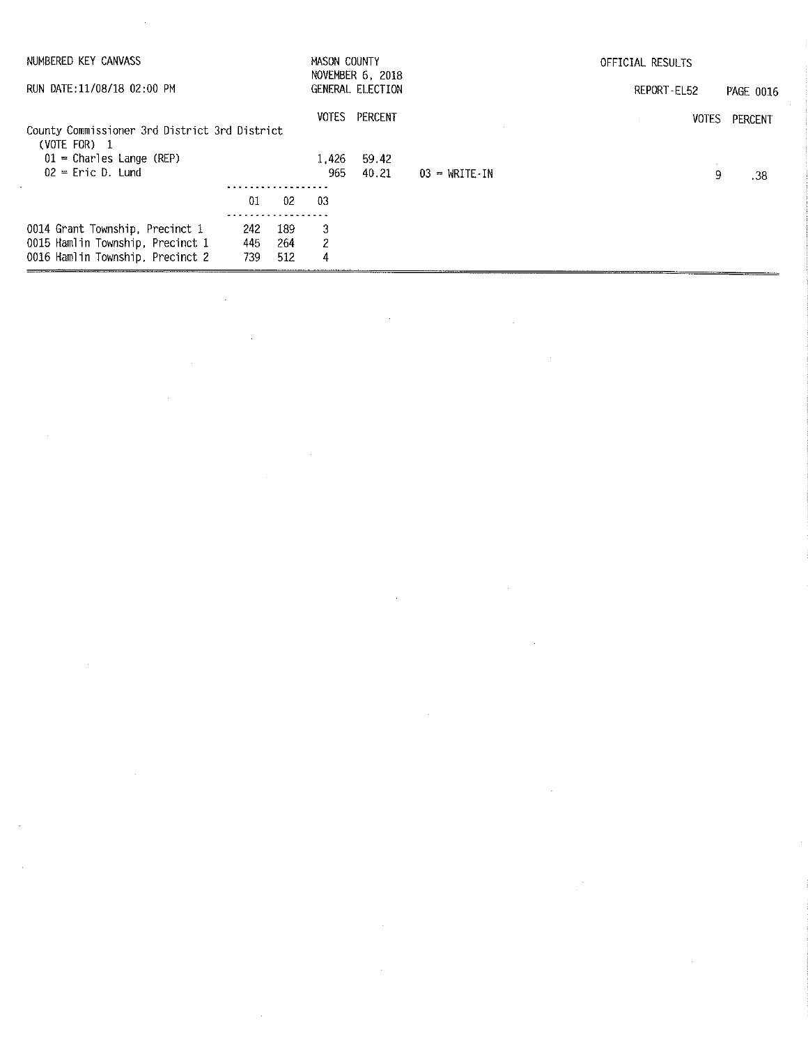NUMBERED KEY CANVASS

RUN DATE:11/08/18 02:00 PM

MASON COUNTY
NOVEMBER 6, 2018
GENERAL ELECTION

OFFICIAL RESULTS

REPORT-EL52

**County Commissioner 3rd District 3rd District**
(VOTE FOR) 1

| Candidate | VOTES | PERCENT |
|---|---|---|
| 01 = Charles Lange (REP) | 1,426 | 59.42 |
| 02 = Eric D. Lund | 965 | 40.21 |
| 03 = WRITE-IN | 9 | .38 |

| Precinct | 01 | 02 | 03 |
|---|---|---|---|
| 0014 Grant Township, Precinct 1 | 242 | 189 | 3 |
| 0015 Hamlin Township, Precinct 1 | 445 | 264 | 2 |
| 0016 Hamlin Township, Precinct 2 | 739 | 512 | 4 |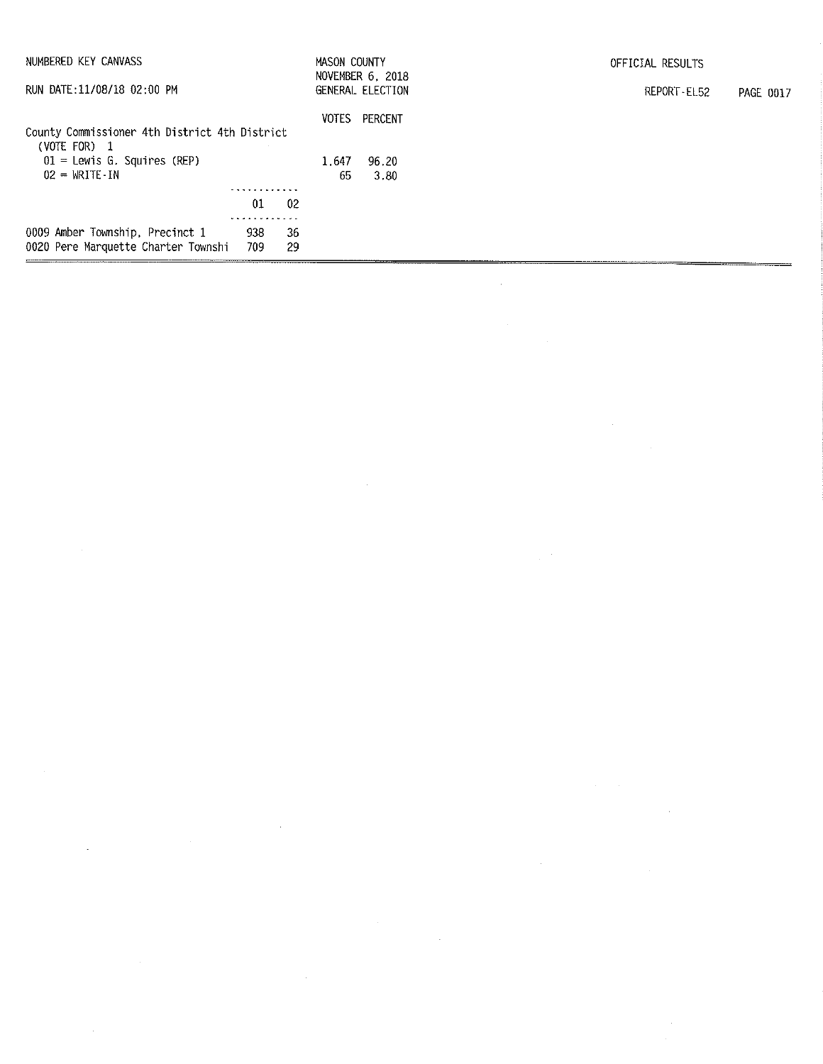NUMBERED KEY CANVASS

RUN DATE:11/08/18 02:00 PM

MASON COUNTY
NOVEMBER 6, 2018
GENERAL ELECTION

OFFICIAL RESULTS

REPORT-EL52

## County Commissioner 4th District 4th District

(VOTE FOR) 1

| | VOTES | PERCENT |
|---|---|---|
| 01 = Lewis G. Squires (REP) | 1,647 | 96.20 |
| 02 = WRITE-IN | 65 | 3.80 |

| | 01 | 02 |
|---|---|---|
| 0009 Amber Township, Precinct 1 | 938 | 36 |
| 0020 Pere Marquette Charter Townshi | 709 | 29 |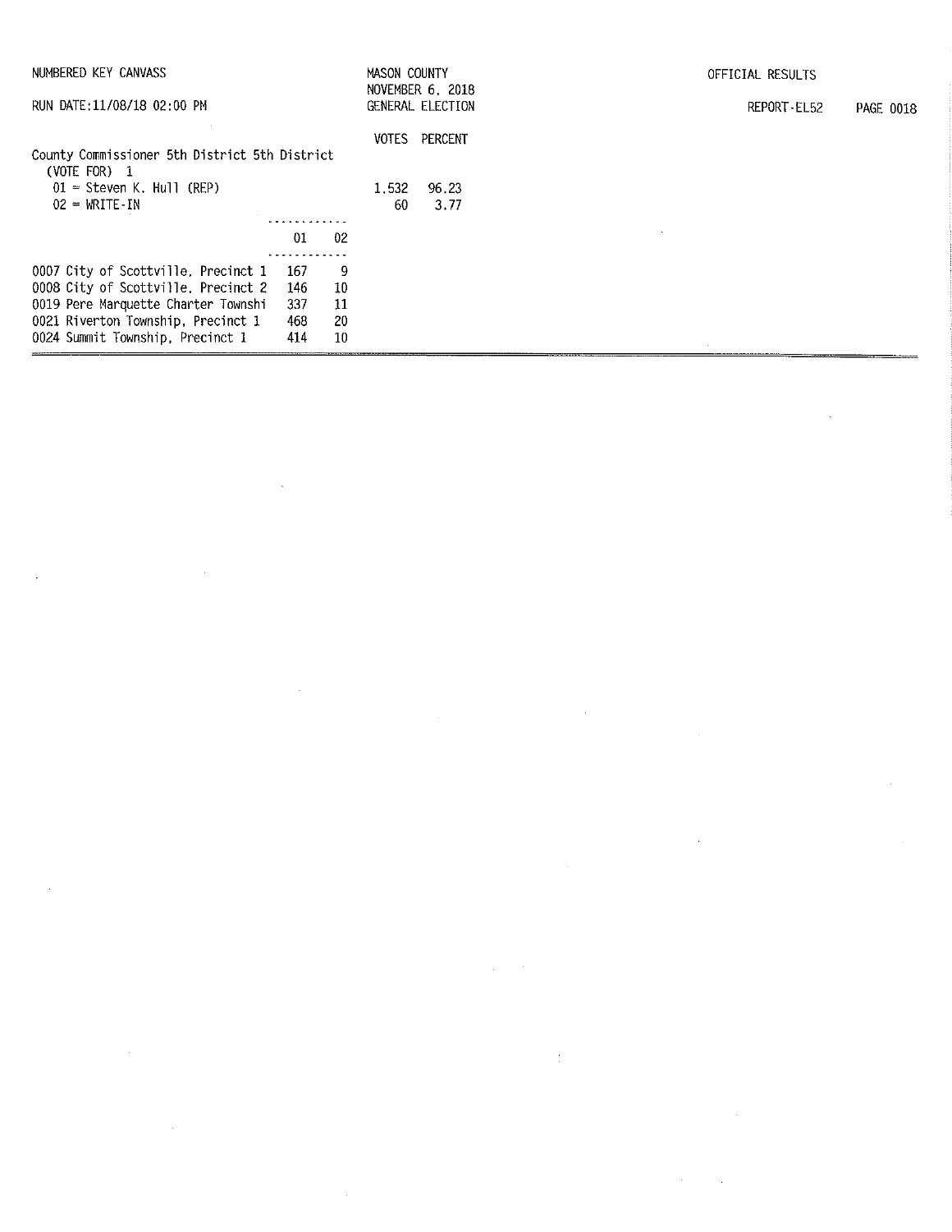NUMBERED KEY CANVASS

RUN DATE:11/08/18 02:00 PM

MASON COUNTY
NOVEMBER 6, 2018
GENERAL ELECTION

OFFICIAL RESULTS

REPORT-EL52

County Commissioner 5th District 5th District
(VOTE FOR) 1

| | VOTES | PERCENT |
|---|---|---|
| 01 = Steven K. Hull (REP) | 1,532 | 96.23 |
| 02 = WRITE-IN | 60 | 3.77 |

| | 01 | 02 |
|---|---|---|
| 0007 City of Scottville, Precinct 1 | 167 | 9 |
| 0008 City of Scottville, Precinct 2 | 146 | 10 |
| 0019 Pere Marquette Charter Townshi | 337 | 11 |
| 0021 Riverton Township, Precinct 1 | 468 | 20 |
| 0024 Summit Township, Precinct 1 | 414 | 10 |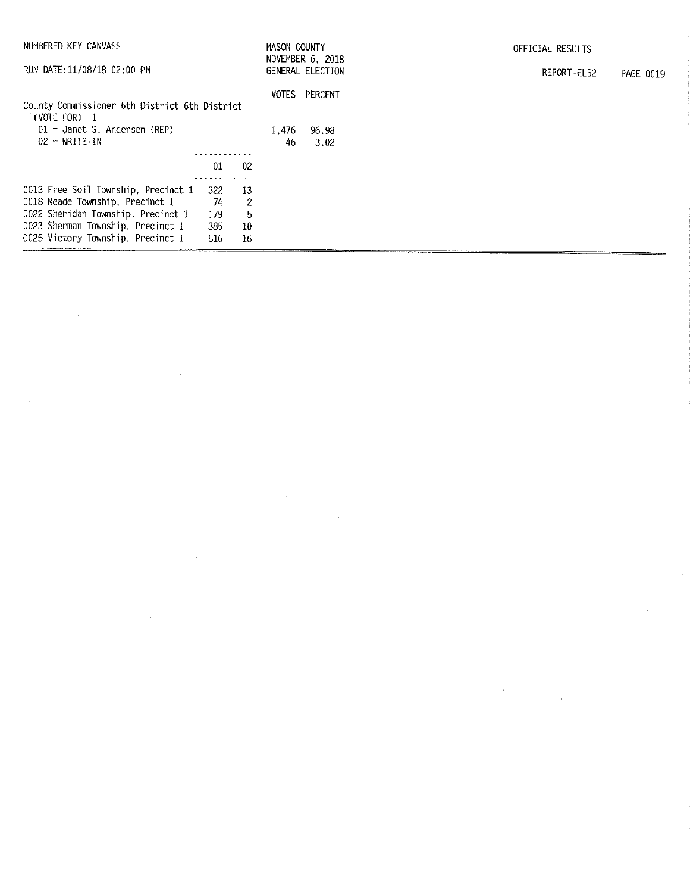NUMBERED KEY CANVASS

RUN DATE:11/08/18 02:00 PM

MASON COUNTY
NOVEMBER 6, 2018
GENERAL ELECTION

OFFICIAL RESULTS

REPORT-EL52

## County Commissioner 6th District 6th District

(VOTE FOR) 1

| | VOTES | PERCENT |
|---|---|---|
| 01 = Janet S. Andersen (REP) | 1,476 | 96.98 |
| 02 = WRITE-IN | 46 | 3.02 |

| | 01 | 02 |
|---|---|---|
| 0013 Free Soil Township, Precinct 1 | 322 | 13 |
| 0018 Meade Township, Precinct 1 | 74 | 2 |
| 0022 Sheridan Township, Precinct 1 | 179 | 5 |
| 0023 Sherman Township, Precinct 1 | 385 | 10 |
| 0025 Victory Township, Precinct 1 | 516 | 16 |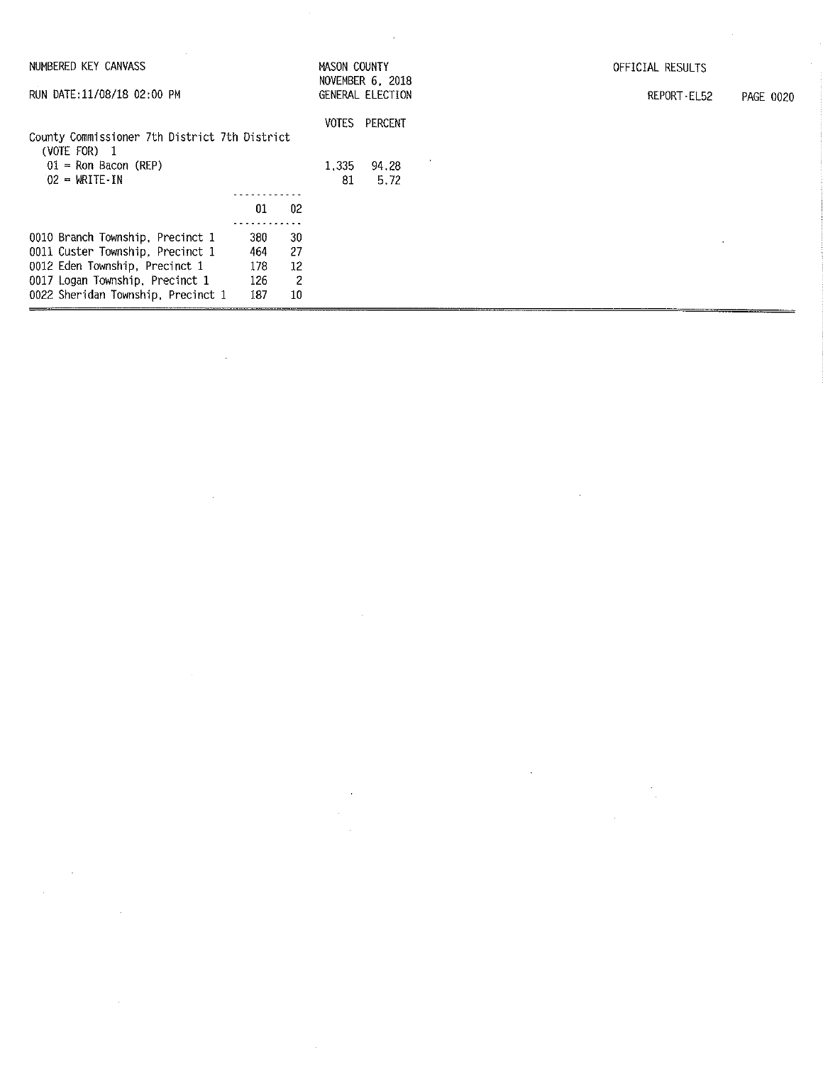NUMBERED KEY CANVASS

RUN DATE:11/08/18 02:00 PM

MASON COUNTY
NOVEMBER 6, 2018
GENERAL ELECTION

OFFICIAL RESULTS

REPORT-EL52

County Commissioner 7th District 7th District
(VOTE FOR) 1

| | VOTES | PERCENT |
|---|---|---|
| 01 = Ron Bacon (REP) | 1,335 | 94.28 |
| 02 = WRITE-IN | 81 | 5.72 |

| | 01 | 02 |
|---|---|---|
| 0010 Branch Township, Precinct 1 | 380 | 30 |
| 0011 Custer Township, Precinct 1 | 464 | 27 |
| 0012 Eden Township, Precinct 1 | 178 | 12 |
| 0017 Logan Township, Precinct 1 | 126 | 2 |
| 0022 Sheridan Township, Precinct 1 | 187 | 10 |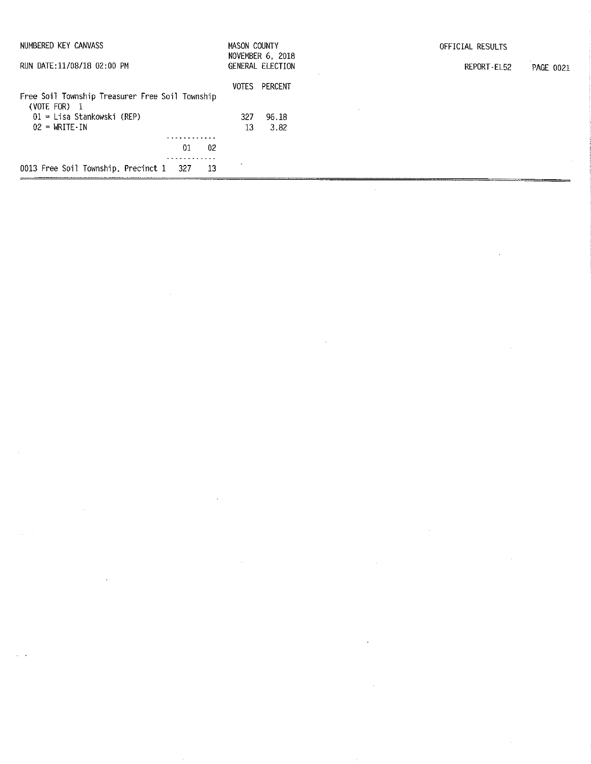NUMBERED KEY CANVASS
RUN DATE:11/08/18 02:00 PM

MASON COUNTY
NOVEMBER 6, 2018
GENERAL ELECTION

OFFICIAL RESULTS
REPORT-EL52

## Free Soil Township Treasurer Free Soil Township
(VOTE FOR) 1

| | VOTES | PERCENT |
|---|---|---|
| 01 = Lisa Stankowski (REP) | 327 | 96.18 |
| 02 = WRITE-IN | 13 | 3.82 |

| | 01 | 02 |
|---|---|---|
| 0013 Free Soil Township, Precinct 1 | 327 | 13 |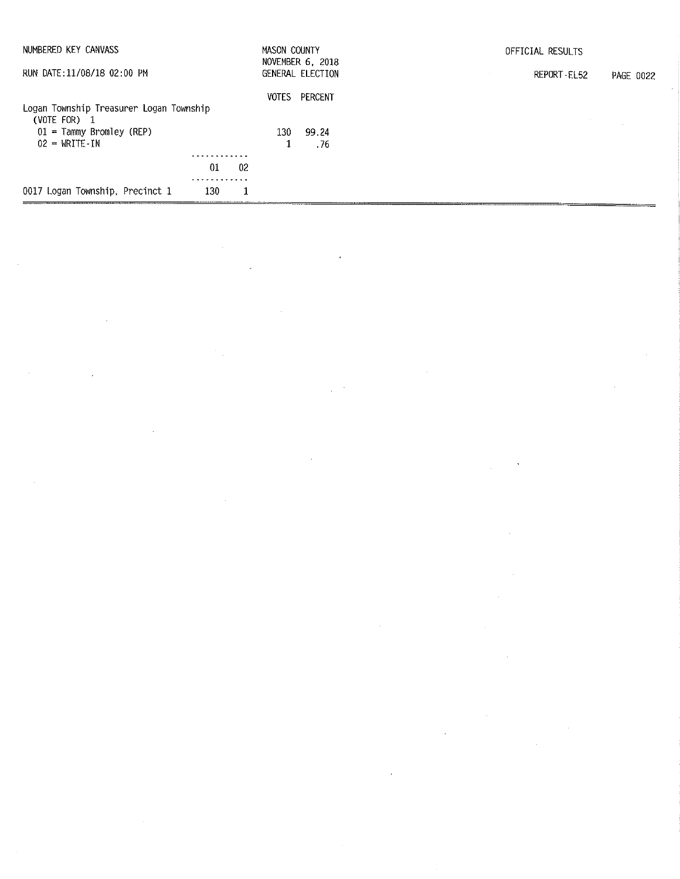NUMBERED KEY CANVASS

RUN DATE:11/08/18 02:00 PM

MASON COUNTY
NOVEMBER 6, 2018
GENERAL ELECTION

OFFICIAL RESULTS

REPORT-EL52

**Logan Township Treasurer Logan Township**
(VOTE FOR) 1

| | VOTES | PERCENT |
|---|---|---|
| 01 = Tammy Bromley (REP) | 130 | 99.24 |
| 02 = WRITE-IN | 1 | .76 |

| | 01 | 02 |
|---|---|---|
| 0017 Logan Township, Precinct 1 | 130 | 1 |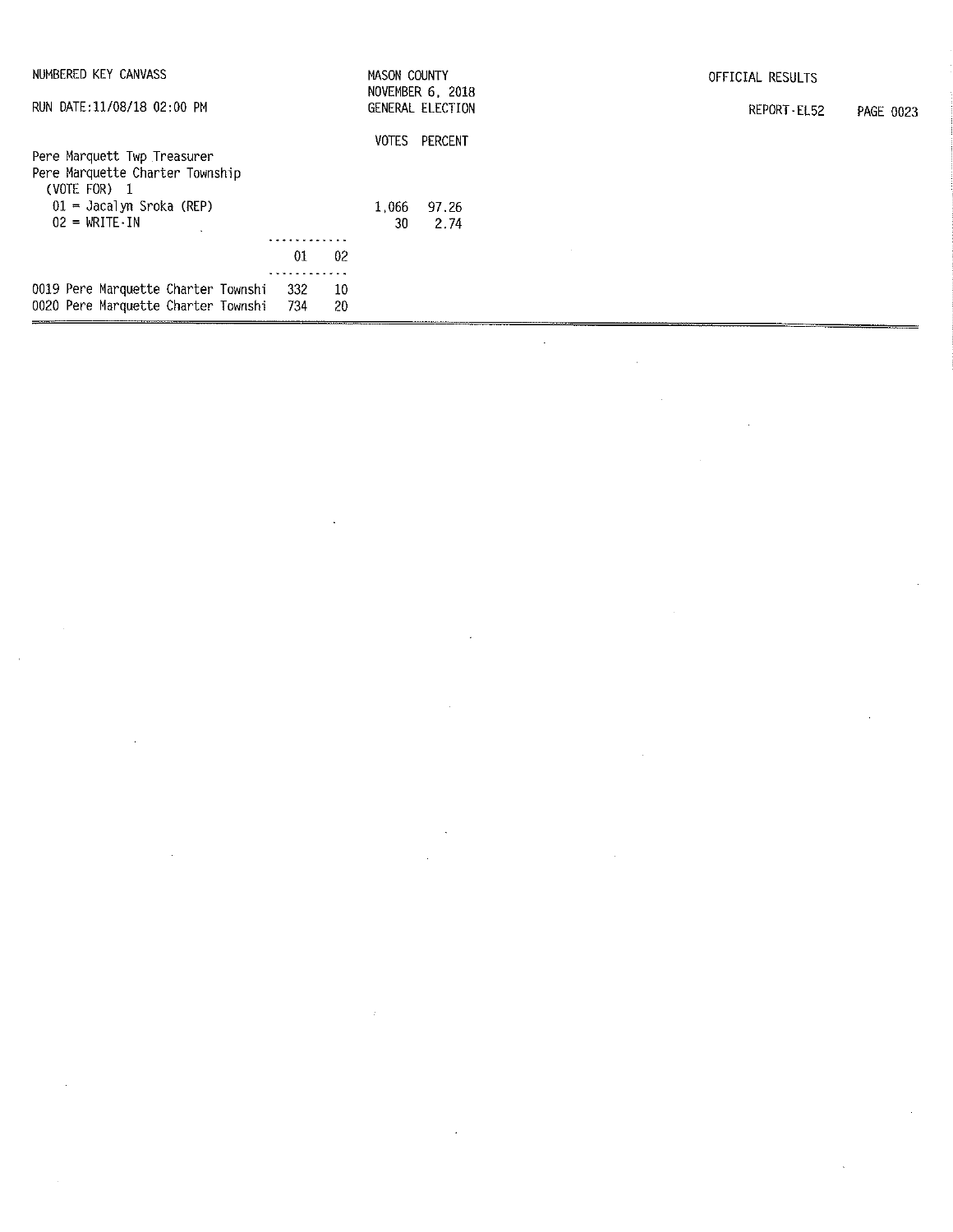NUMBERED KEY CANVASS

RUN DATE:11/08/18 02:00 PM

MASON COUNTY
NOVEMBER 6, 2018
GENERAL ELECTION

OFFICIAL RESULTS

REPORT-EL52

Pere Marquett Twp Treasurer
Pere Marquette Charter Township
(VOTE FOR) 1

| | VOTES | PERCENT |
|---|---|---|
| 01 = Jacalyn Sroka (REP) | 1,066 | 97.26 |
| 02 = WRITE-IN | 30 | 2.74 |

| | 01 | 02 |
|---|---|---|
| 0019 Pere Marquette Charter Townshi | 332 | 10 |
| 0020 Pere Marquette Charter Townshi | 734 | 20 |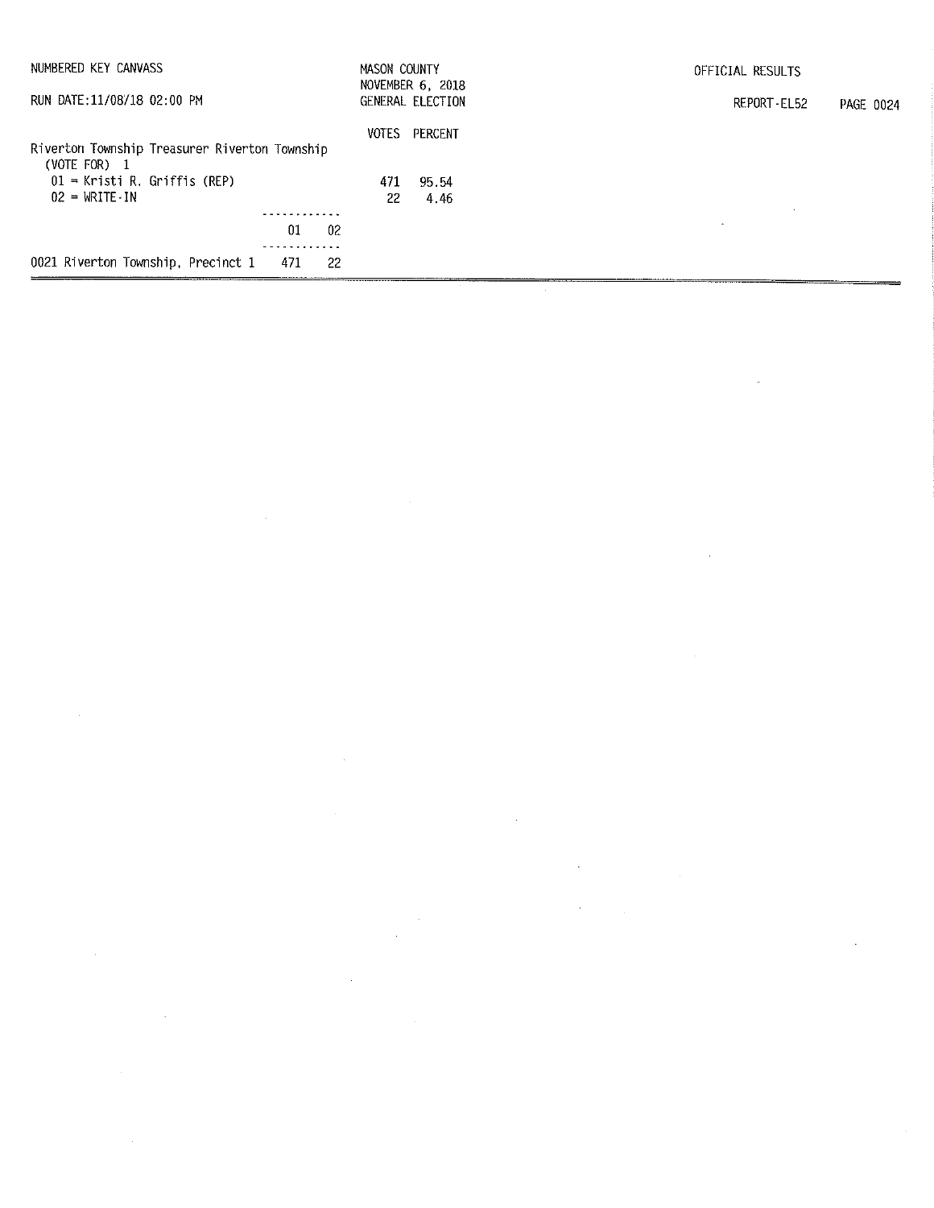NUMBERED KEY CANVASS

RUN DATE:11/08/18 02:00 PM

MASON COUNTY
NOVEMBER 6, 2018
GENERAL ELECTION

OFFICIAL RESULTS

REPORT-EL52 PAGE 0024

Riverton Township Treasurer Riverton Township
(VOTE FOR) 1

| | VOTES | PERCENT |
|---|---|---|
| 01 = Kristi R. Griffis (REP) | 471 | 95.54 |
| 02 = WRITE-IN | 22 | 4.46 |

| | 01 | 02 |
|---|---|---|
| 0021 Riverton Township, Precinct 1 | 471 | 22 |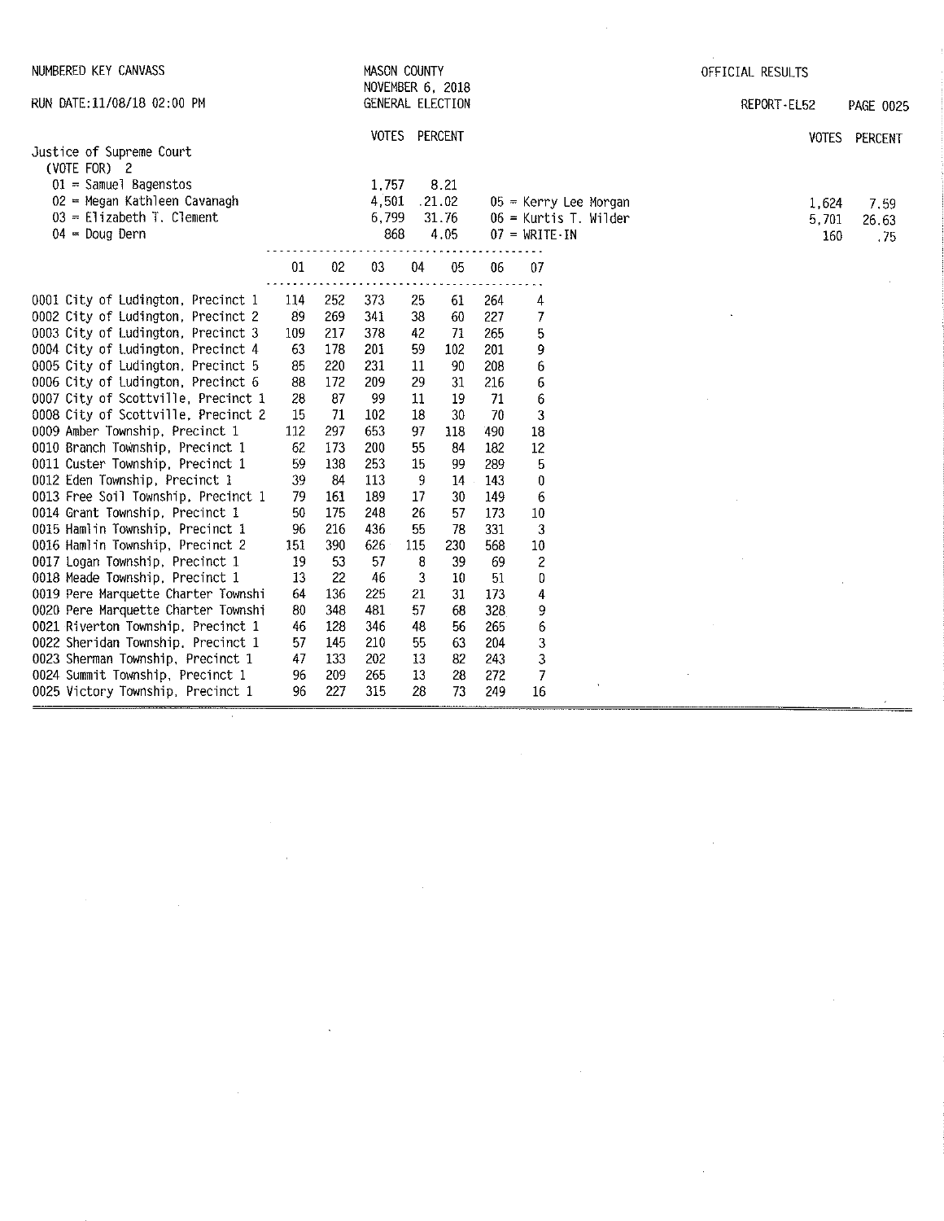NUMBERED KEY CANVASS

RUN DATE:11/08/18 02:00 PM

MASON COUNTY
NOVEMBER 6, 2018
GENERAL ELECTION

OFFICIAL RESULTS

REPORT-EL52

## Justice of Supreme Court
(VOTE FOR) 2

| | VOTES | PERCENT |
|---|---|---|
| 01 = Samuel Bagenstos | 1,757 | 8.21 |
| 02 = Megan Kathleen Cavanagh | 4,501 | 21.02 |
| 03 = Elizabeth T. Clement | 6,799 | 31.76 |
| 04 = Doug Dern | 868 | 4.05 |
| 05 = Kerry Lee Morgan | 1,624 | 7.59 |
| 06 = Kurtis T. Wilder | 5,701 | 26.63 |
| 07 = WRITE-IN | 160 | .75 |

| | 01 | 02 | 03 | 04 | 05 | 06 | 07 |
|---|---|---|---|---|---|---|---|
| 0001 City of Ludington, Precinct 1 | 114 | 252 | 373 | 25 | 61 | 264 | 4 |
| 0002 City of Ludington, Precinct 2 | 89 | 269 | 341 | 38 | 60 | 227 | 7 |
| 0003 City of Ludington, Precinct 3 | 109 | 217 | 378 | 42 | 71 | 265 | 5 |
| 0004 City of Ludington, Precinct 4 | 63 | 178 | 201 | 59 | 102 | 201 | 9 |
| 0005 City of Ludington, Precinct 5 | 85 | 220 | 231 | 11 | 90 | 208 | 6 |
| 0006 City of Ludington, Precinct 6 | 88 | 172 | 209 | 29 | 31 | 216 | 6 |
| 0007 City of Scottville, Precinct 1 | 28 | 87 | 99 | 11 | 19 | 71 | 6 |
| 0008 City of Scottville, Precinct 2 | 15 | 71 | 102 | 18 | 30 | 70 | 3 |
| 0009 Amber Township, Precinct 1 | 112 | 297 | 653 | 97 | 118 | 490 | 18 |
| 0010 Branch Township, Precinct 1 | 62 | 173 | 200 | 55 | 84 | 182 | 12 |
| 0011 Custer Township, Precinct 1 | 59 | 138 | 253 | 15 | 99 | 289 | 5 |
| 0012 Eden Township, Precinct 1 | 39 | 84 | 113 | 9 | 14 | 143 | 0 |
| 0013 Free Soil Township, Precinct 1 | 79 | 161 | 189 | 17 | 30 | 149 | 6 |
| 0014 Grant Township, Precinct 1 | 50 | 175 | 248 | 26 | 57 | 173 | 10 |
| 0015 Hamlin Township, Precinct 1 | 96 | 216 | 436 | 55 | 78 | 331 | 3 |
| 0016 Hamlin Township, Precinct 2 | 151 | 390 | 626 | 115 | 230 | 568 | 10 |
| 0017 Logan Township, Precinct 1 | 19 | 53 | 57 | 8 | 39 | 69 | 2 |
| 0018 Meade Township, Precinct 1 | 13 | 22 | 46 | 3 | 10 | 51 | 0 |
| 0019 Pere Marquette Charter Townshi | 64 | 136 | 225 | 21 | 31 | 173 | 4 |
| 0020 Pere Marquette Charter Townshi | 80 | 348 | 481 | 57 | 68 | 328 | 9 |
| 0021 Riverton Township, Precinct 1 | 46 | 128 | 346 | 48 | 56 | 265 | 6 |
| 0022 Sheridan Township, Precinct 1 | 57 | 145 | 210 | 55 | 63 | 204 | 3 |
| 0023 Sherman Township, Precinct 1 | 47 | 133 | 202 | 13 | 82 | 243 | 3 |
| 0024 Summit Township, Precinct 1 | 96 | 209 | 265 | 13 | 28 | 272 | 7 |
| 0025 Victory Township, Precinct 1 | 96 | 227 | 315 | 28 | 73 | 249 | 16 |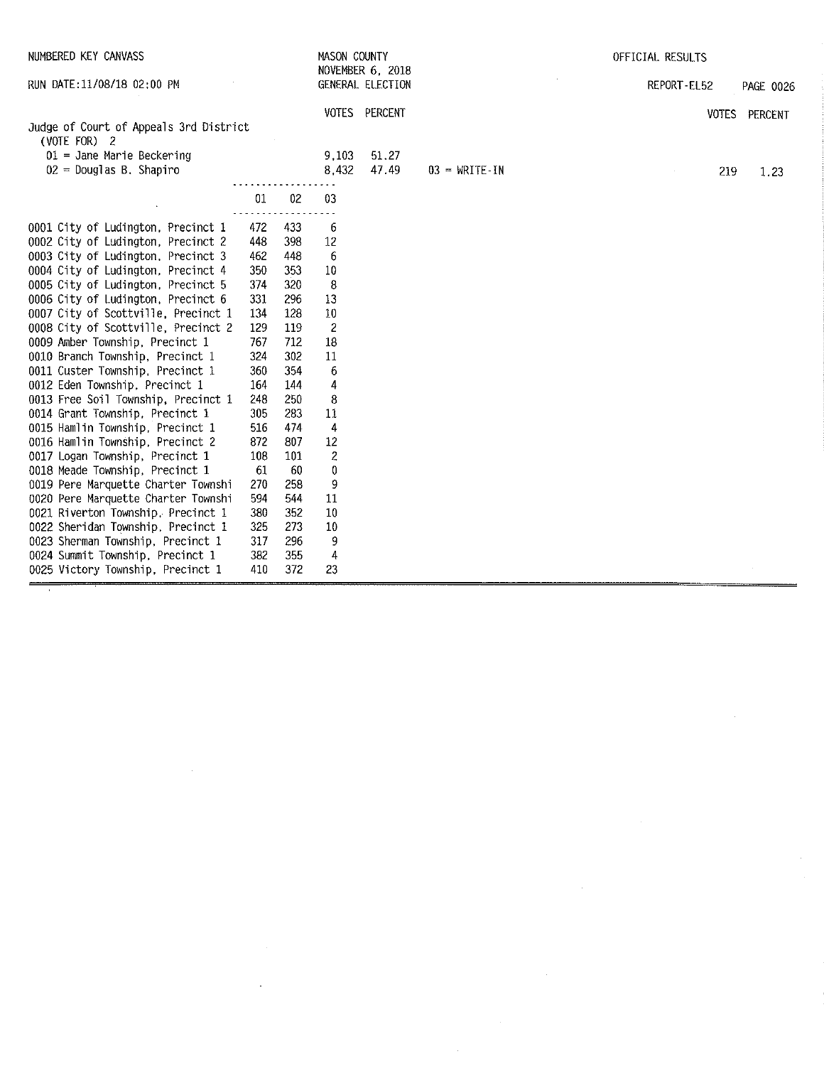NUMBERED KEY CANVASS — MASON COUNTY — NOVEMBER 6, 2018 — GENERAL ELECTION — OFFICIAL RESULTS

RUN DATE:11/08/18 02:00 PM — REPORT-EL52

## Judge of Court of Appeals 3rd District

(VOTE FOR) 2

| | VOTES | PERCENT |
|---|---|---|
| 01 = Jane Marie Beckering | 9,103 | 51.27 |
| 02 = Douglas B. Shapiro | 8,432 | 47.49 |
| 03 = WRITE-IN | 219 | 1.23 |

| Precinct | 01 | 02 | 03 |
|---|---|---|---|
| 0001 City of Ludington, Precinct 1 | 472 | 433 | 6 |
| 0002 City of Ludington, Precinct 2 | 448 | 398 | 12 |
| 0003 City of Ludington, Precinct 3 | 462 | 448 | 6 |
| 0004 City of Ludington, Precinct 4 | 350 | 353 | 10 |
| 0005 City of Ludington, Precinct 5 | 374 | 320 | 8 |
| 0006 City of Ludington, Precinct 6 | 331 | 296 | 13 |
| 0007 City of Scottville, Precinct 1 | 134 | 128 | 10 |
| 0008 City of Scottville, Precinct 2 | 129 | 119 | 2 |
| 0009 Amber Township, Precinct 1 | 767 | 712 | 18 |
| 0010 Branch Township, Precinct 1 | 324 | 302 | 11 |
| 0011 Custer Township, Precinct 1 | 360 | 354 | 6 |
| 0012 Eden Township, Precinct 1 | 164 | 144 | 4 |
| 0013 Free Soil Township, Precinct 1 | 248 | 250 | 8 |
| 0014 Grant Township, Precinct 1 | 305 | 283 | 11 |
| 0015 Hamlin Township, Precinct 1 | 516 | 474 | 4 |
| 0016 Hamlin Township, Precinct 2 | 872 | 807 | 12 |
| 0017 Logan Township, Precinct 1 | 108 | 101 | 2 |
| 0018 Meade Township, Precinct 1 | 61 | 60 | 0 |
| 0019 Pere Marquette Charter Townshi | 270 | 258 | 9 |
| 0020 Pere Marquette Charter Townshi | 594 | 544 | 11 |
| 0021 Riverton Township, Precinct 1 | 380 | 352 | 10 |
| 0022 Sheridan Township, Precinct 1 | 325 | 273 | 10 |
| 0023 Sherman Township, Precinct 1 | 317 | 296 | 9 |
| 0024 Summit Township, Precinct 1 | 382 | 355 | 4 |
| 0025 Victory Township, Precinct 1 | 410 | 372 | 23 |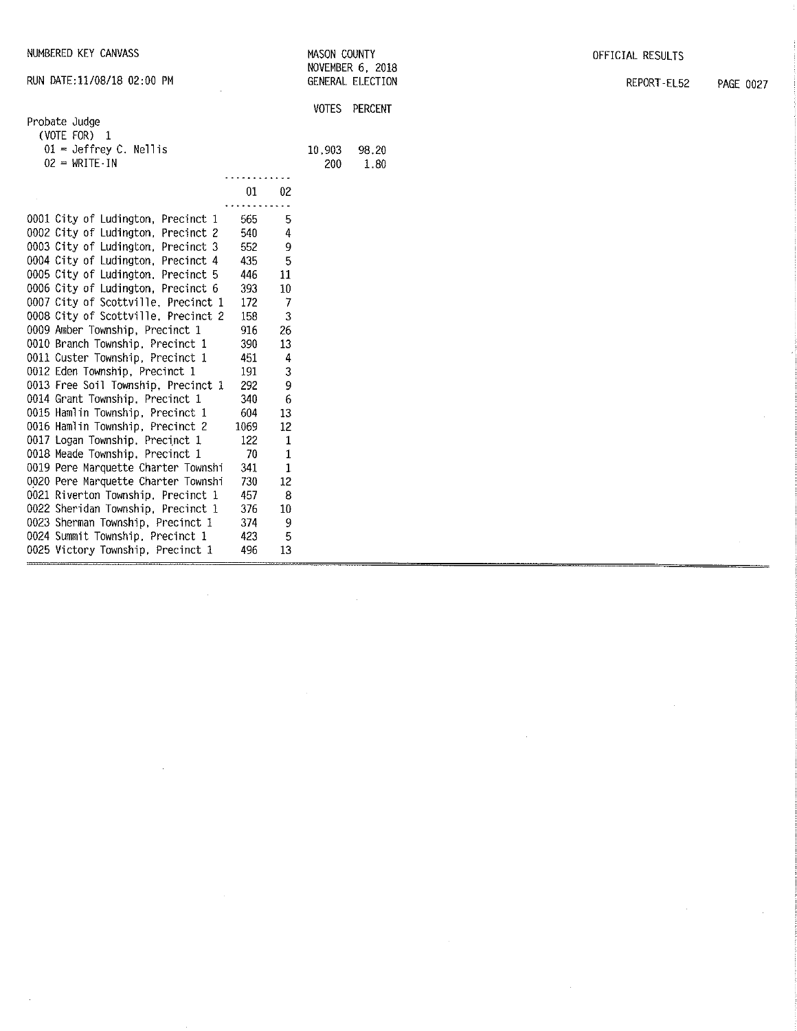NUMBERED KEY CANVASS

RUN DATE:11/08/18 02:00 PM

MASON COUNTY
NOVEMBER 6, 2018
GENERAL ELECTION

OFFICIAL RESULTS

REPORT-EL52

## Probate Judge

(VOTE FOR) 1

| | VOTES | PERCENT |
|---|---|---|
| 01 = Jeffrey C. Nellis | 10,903 | 98.20 |
| 02 = WRITE-IN | 200 | 1.80 |

| | 01 | 02 |
|---|---|---|
| 0001 City of Ludington, Precinct 1 | 565 | 5 |
| 0002 City of Ludington, Precinct 2 | 540 | 4 |
| 0003 City of Ludington, Precinct 3 | 552 | 9 |
| 0004 City of Ludington, Precinct 4 | 435 | 5 |
| 0005 City of Ludington, Precinct 5 | 446 | 11 |
| 0006 City of Ludington, Precinct 6 | 393 | 10 |
| 0007 City of Scottville, Precinct 1 | 172 | 7 |
| 0008 City of Scottville, Precinct 2 | 158 | 3 |
| 0009 Amber Township, Precinct 1 | 916 | 26 |
| 0010 Branch Township, Precinct 1 | 390 | 13 |
| 0011 Custer Township, Precinct 1 | 451 | 4 |
| 0012 Eden Township, Precinct 1 | 191 | 3 |
| 0013 Free Soil Township, Precinct 1 | 292 | 9 |
| 0014 Grant Township, Precinct 1 | 340 | 6 |
| 0015 Hamlin Township, Precinct 1 | 604 | 13 |
| 0016 Hamlin Township, Precinct 2 | 1069 | 12 |
| 0017 Logan Township, Precinct 1 | 122 | 1 |
| 0018 Meade Township, Precinct 1 | 70 | 1 |
| 0019 Pere Marquette Charter Townshi | 341 | 1 |
| 0020 Pere Marquette Charter Townshi | 730 | 12 |
| 0021 Riverton Township, Precinct 1 | 457 | 8 |
| 0022 Sheridan Township, Precinct 1 | 376 | 10 |
| 0023 Sherman Township, Precinct 1 | 374 | 9 |
| 0024 Summit Township, Precinct 1 | 423 | 5 |
| 0025 Victory Township, Precinct 1 | 496 | 13 |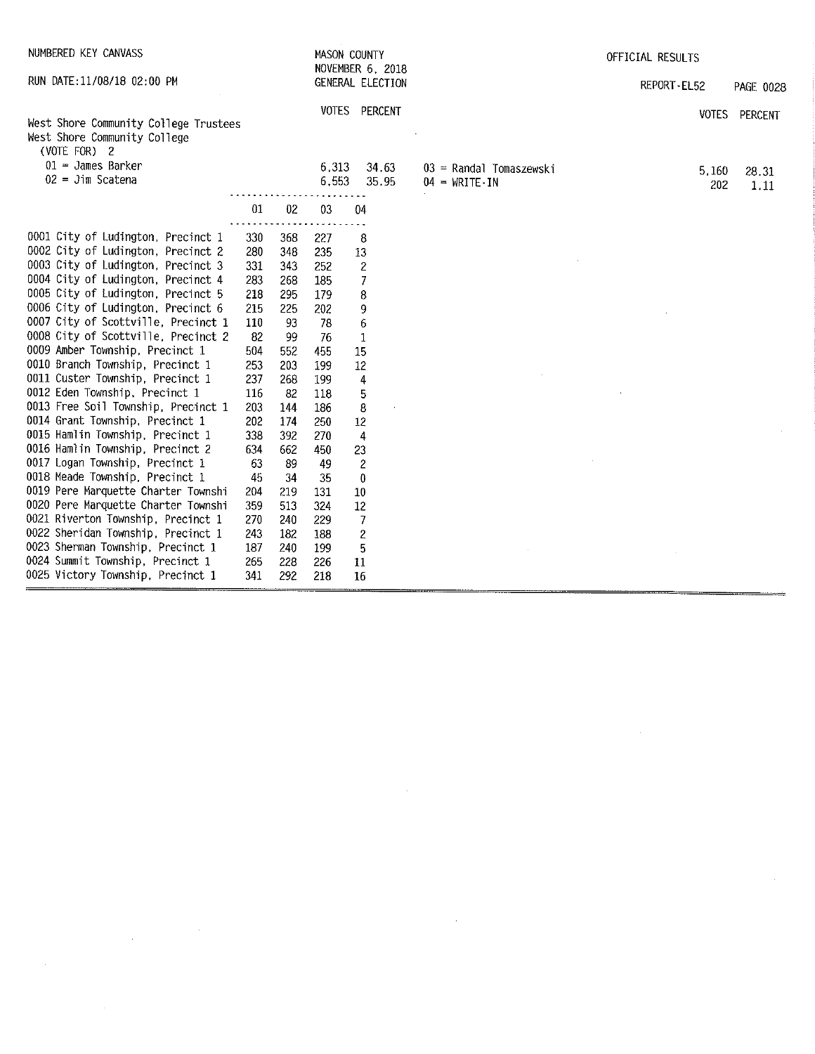NUMBERED KEY CANVASS

RUN DATE:11/08/18 02:00 PM

MASON COUNTY
NOVEMBER 6, 2018
GENERAL ELECTION

OFFICIAL RESULTS

REPORT-EL52

## West Shore Community College Trustees

West Shore Community College
(VOTE FOR) 2

| | VOTES | PERCENT |
|---|---|---|
| 01 = James Barker | 6,313 | 34.63 |
| 02 = Jim Scatena | 6,553 | 35.95 |
| 03 = Randal Tomaszewski | 5,160 | 28.31 |
| 04 = WRITE-IN | 202 | 1.11 |

| | 01 | 02 | 03 | 04 |
|---|---|---|---|---|
| 0001 City of Ludington, Precinct 1 | 330 | 368 | 227 | 8 |
| 0002 City of Ludington, Precinct 2 | 280 | 348 | 235 | 13 |
| 0003 City of Ludington, Precinct 3 | 331 | 343 | 252 | 2 |
| 0004 City of Ludington, Precinct 4 | 283 | 268 | 185 | 7 |
| 0005 City of Ludington, Precinct 5 | 218 | 295 | 179 | 8 |
| 0006 City of Ludington, Precinct 6 | 215 | 225 | 202 | 9 |
| 0007 City of Scottville, Precinct 1 | 110 | 93 | 78 | 6 |
| 0008 City of Scottville, Precinct 2 | 82 | 99 | 76 | 1 |
| 0009 Amber Township, Precinct 1 | 504 | 552 | 455 | 15 |
| 0010 Branch Township, Precinct 1 | 253 | 203 | 199 | 12 |
| 0011 Custer Township, Precinct 1 | 237 | 268 | 199 | 4 |
| 0012 Eden Township, Precinct 1 | 116 | 82 | 118 | 5 |
| 0013 Free Soil Township, Precinct 1 | 203 | 144 | 186 | 8 |
| 0014 Grant Township, Precinct 1 | 202 | 174 | 250 | 12 |
| 0015 Hamlin Township, Precinct 1 | 338 | 392 | 270 | 4 |
| 0016 Hamlin Township, Precinct 2 | 634 | 662 | 450 | 23 |
| 0017 Logan Township, Precinct 1 | 63 | 89 | 49 | 2 |
| 0018 Meade Township, Precinct 1 | 45 | 34 | 35 | 0 |
| 0019 Pere Marquette Charter Townshi | 204 | 219 | 131 | 10 |
| 0020 Pere Marquette Charter Townshi | 359 | 513 | 324 | 12 |
| 0021 Riverton Township, Precinct 1 | 270 | 240 | 229 | 7 |
| 0022 Sheridan Township, Precinct 1 | 243 | 182 | 188 | 2 |
| 0023 Sherman Township, Precinct 1 | 187 | 240 | 199 | 5 |
| 0024 Summit Township, Precinct 1 | 265 | 228 | 226 | 11 |
| 0025 Victory Township, Precinct 1 | 341 | 292 | 218 | 16 |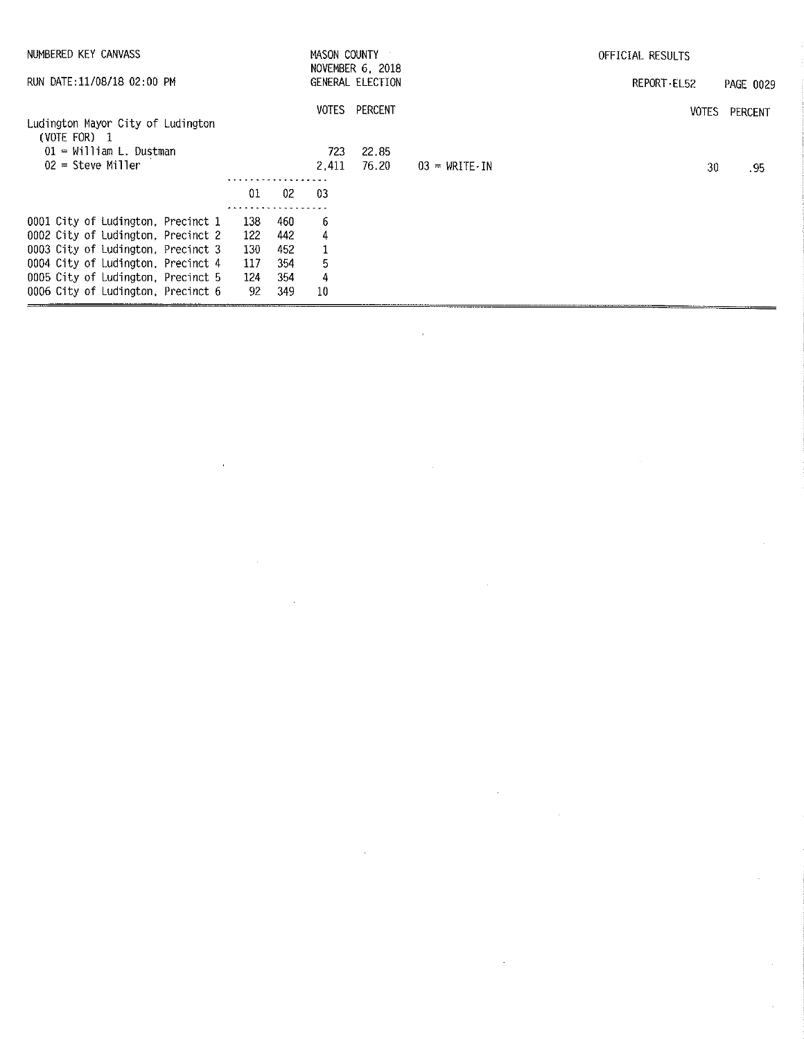NUMBERED KEY CANVASS

RUN DATE:11/08/18 02:00 PM

MASON COUNTY
NOVEMBER 6, 2018
GENERAL ELECTION

OFFICIAL RESULTS

REPORT-EL52

## Ludington Mayor City of Ludington
(VOTE FOR) 1

| | VOTES | PERCENT |
|---|---|---|
| 01 = William L. Dustman | 723 | 22.85 |
| 02 = Steve Miller | 2,411 | 76.20 |
| 03 = WRITE-IN | 30 | .95 |

| | 01 | 02 | 03 |
|---|---|---|---|
| 0001 City of Ludington, Precinct 1 | 138 | 460 | 6 |
| 0002 City of Ludington, Precinct 2 | 122 | 442 | 4 |
| 0003 City of Ludington, Precinct 3 | 130 | 452 | 1 |
| 0004 City of Ludington, Precinct 4 | 117 | 354 | 5 |
| 0005 City of Ludington, Precinct 5 | 124 | 354 | 4 |
| 0006 City of Ludington, Precinct 6 | 92 | 349 | 10 |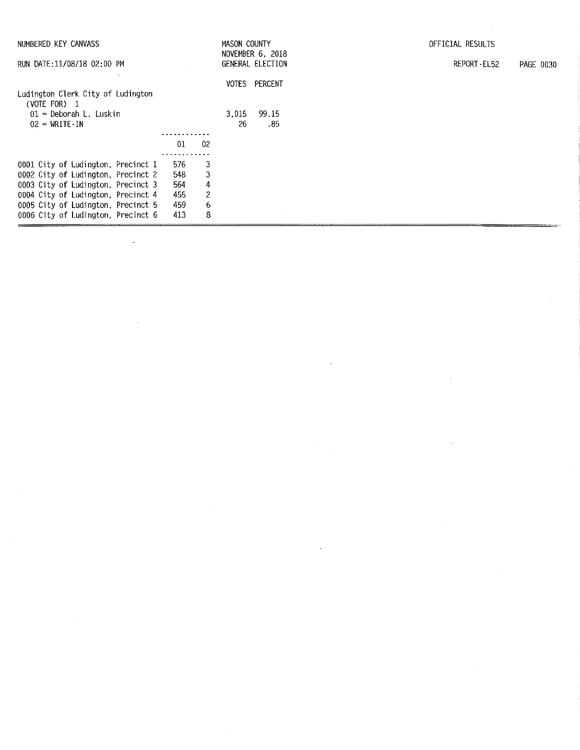NUMBERED KEY CANVASS

RUN DATE:11/08/18 02:00 PM

MASON COUNTY
NOVEMBER 6, 2018
GENERAL ELECTION

OFFICIAL RESULTS

REPORT-EL52

## Ludington Clerk City of Ludington

(VOTE FOR) 1

| | VOTES | PERCENT |
|---|---|---|
| 01 = Deborah L. Luskin | 3,015 | 99.15 |
| 02 = WRITE-IN | 26 | .85 |

| | 01 | 02 |
|---|---|---|
| 0001 City of Ludington, Precinct 1 | 576 | 3 |
| 0002 City of Ludington, Precinct 2 | 548 | 3 |
| 0003 City of Ludington, Precinct 3 | 564 | 4 |
| 0004 City of Ludington, Precinct 4 | 455 | 2 |
| 0005 City of Ludington, Precinct 5 | 459 | 6 |
| 0006 City of Ludington, Precinct 6 | 413 | 8 |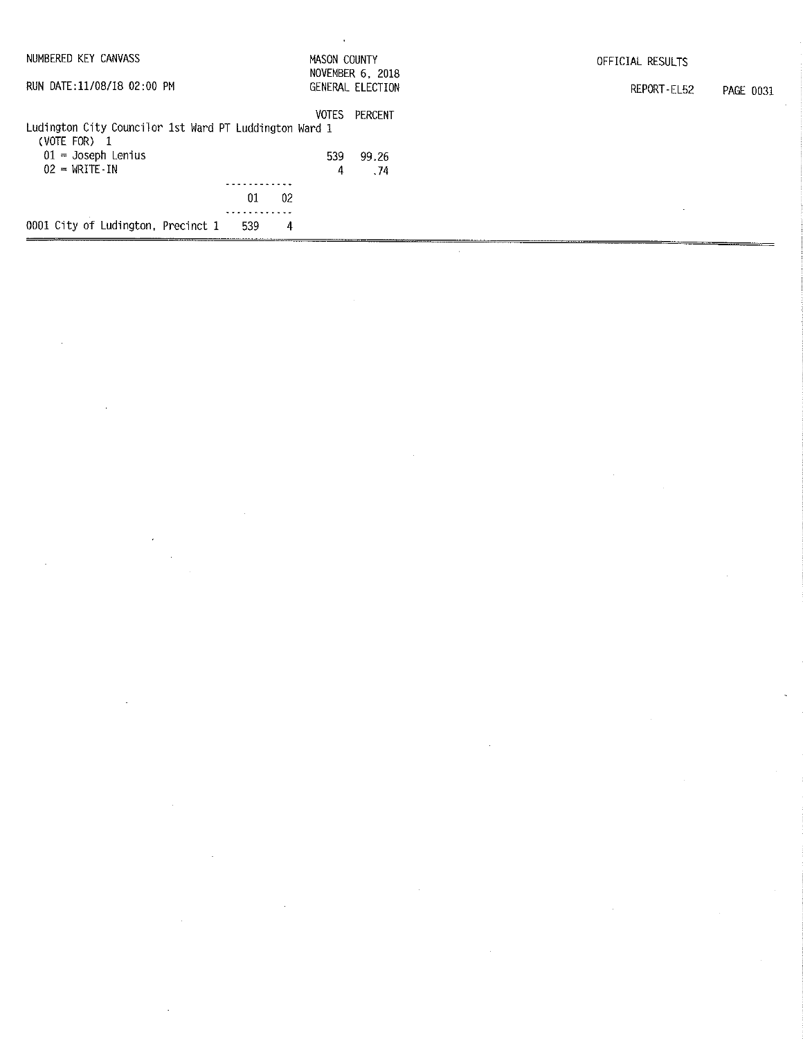NUMBERED KEY CANVASS

RUN DATE:11/08/18 02:00 PM

MASON COUNTY
NOVEMBER 6, 2018
GENERAL ELECTION

OFFICIAL RESULTS

REPORT-EL52

Ludington City Councilor 1st Ward PT Luddington Ward 1
(VOTE FOR) 1

| | VOTES | PERCENT |
|---|---|---|
| 01 = Joseph Lenius | 539 | 99.26 |
| 02 = WRITE-IN | 4 | .74 |

| | 01 | 02 |
|---|---|---|
| 0001 City of Ludington, Precinct 1 | 539 | 4 |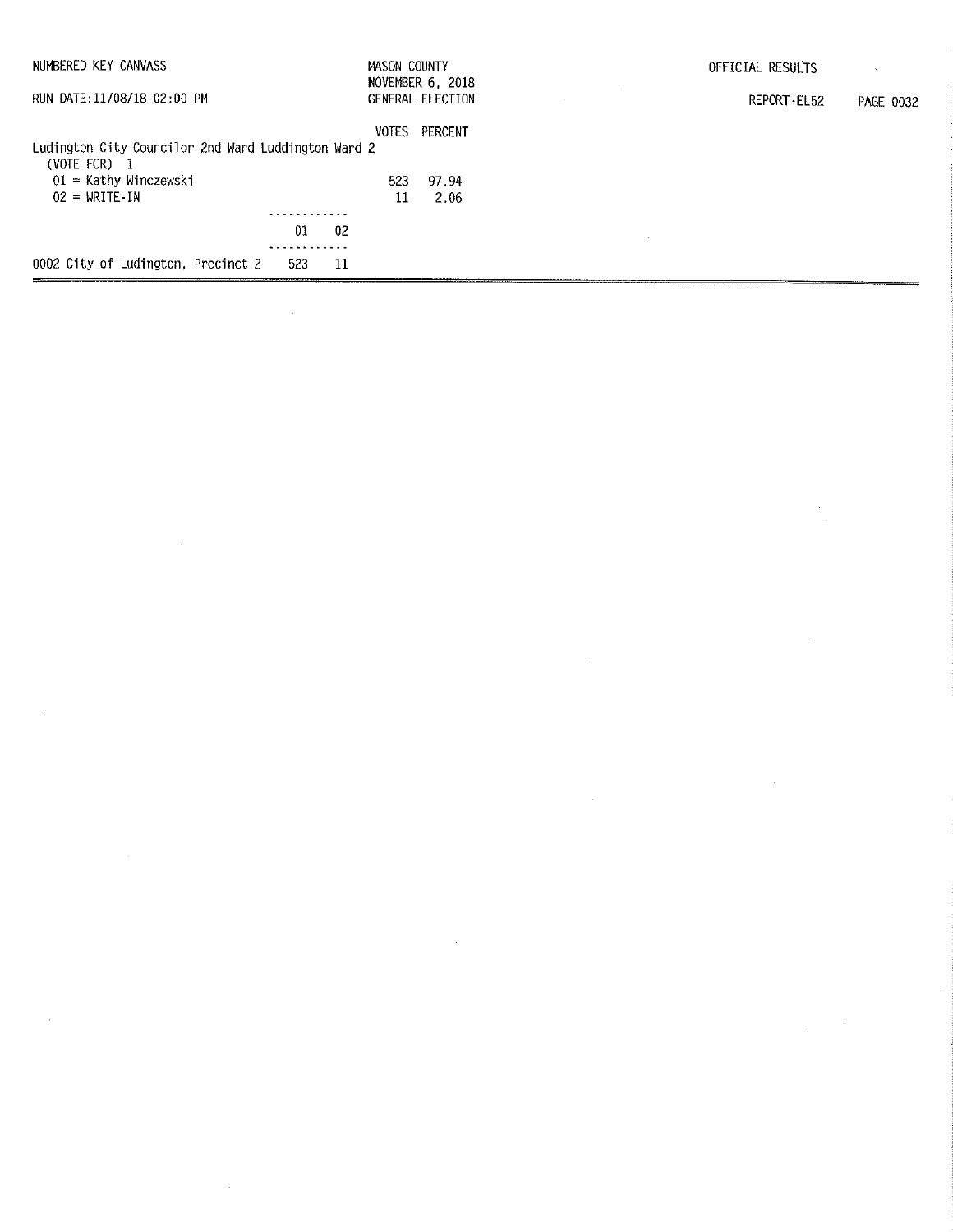NUMBERED KEY CANVASS

RUN DATE:11/08/18 02:00 PM

MASON COUNTY
NOVEMBER 6, 2018
GENERAL ELECTION

OFFICIAL RESULTS

REPORT-EL52

Ludington City Councilor 2nd Ward Luddington Ward 2
(VOTE FOR) 1

| | VOTES | PERCENT |
|---|---|---|
| 01 = Kathy Winczewski | 523 | 97.94 |
| 02 = WRITE-IN | 11 | 2.06 |

| | 01 | 02 |
|---|---|---|
| 0002 City of Ludington, Precinct 2 | 523 | 11 |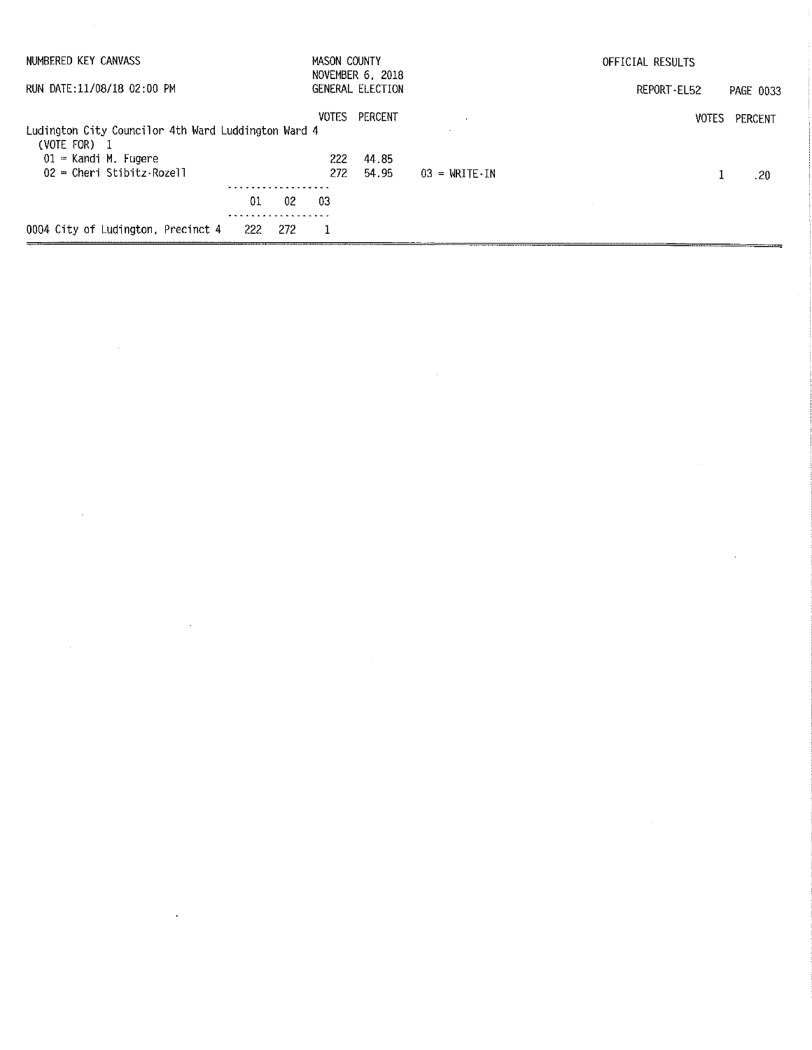NUMBERED KEY CANVASS — MASON COUNTY — NOVEMBER 6, 2018 — GENERAL ELECTION — OFFICIAL RESULTS

RUN DATE:11/08/18 02:00 PM — REPORT-EL52

**Ludington City Councilor 4th Ward Luddington Ward 4**
(VOTE FOR) 1

| | VOTES | PERCENT |
|---|---|---|
| 01 = Kandi M. Fugere | 222 | 44.85 |
| 02 = Cheri Stibitz-Rozell | 272 | 54.95 |
| 03 = WRITE-IN | 1 | .20 |

| | 01 | 02 | 03 |
|---|---|---|---|
| 0004 City of Ludington, Precinct 4 | 222 | 272 | 1 |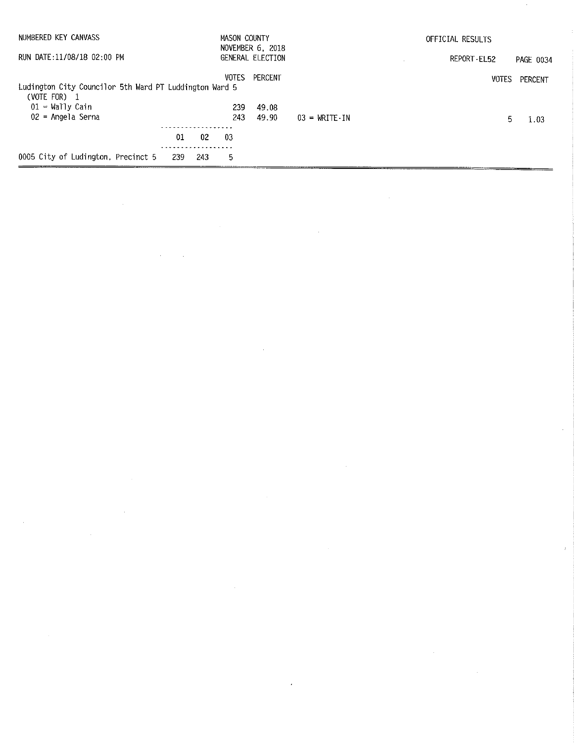NUMBERED KEY CANVASS — MASON COUNTY — NOVEMBER 6, 2018 GENERAL ELECTION — OFFICIAL RESULTS

RUN DATE:11/08/18 02:00 PM — REPORT-EL52 — PAGE 0034

**Ludington City Councilor 5th Ward PT Luddington Ward 5**
(VOTE FOR) 1

| Candidate | VOTES | PERCENT |
|---|---|---|
| 01 = Wally Cain | 239 | 49.08 |
| 02 = Angela Serna | 243 | 49.90 |
| 03 = WRITE-IN | 5 | 1.03 |

| Precinct | 01 | 02 | 03 |
|---|---|---|---|
| 0005 City of Ludington, Precinct 5 | 239 | 243 | 5 |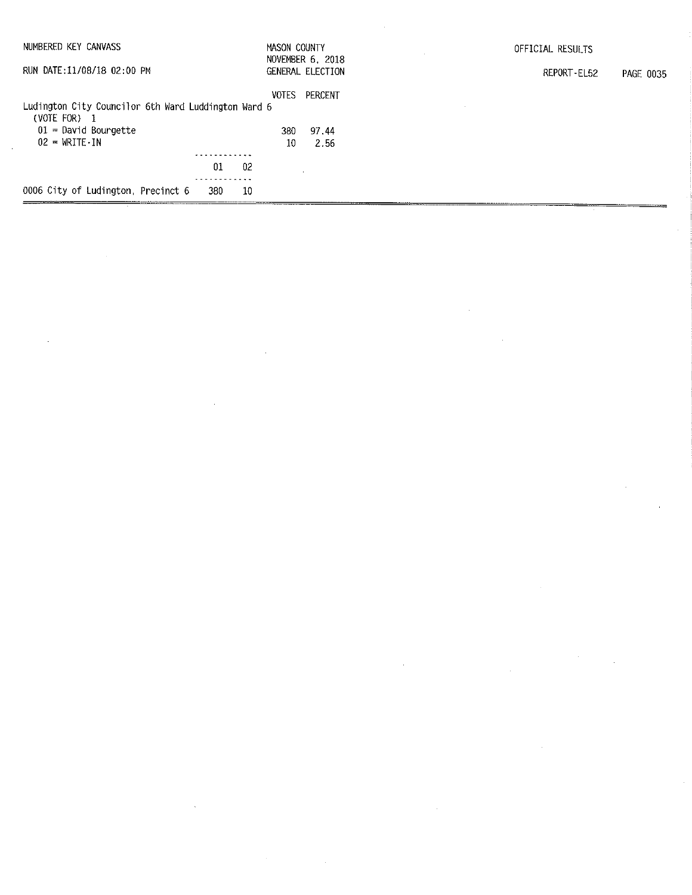NUMBERED KEY CANVASS — MASON COUNTY — NOVEMBER 6, 2018 — GENERAL ELECTION — OFFICIAL RESULTS

RUN DATE:11/08/18 02:00 PM — REPORT-EL52

## Ludington City Councilor 6th Ward Luddington Ward 6

(VOTE FOR) 1

| Candidate | VOTES | PERCENT |
|---|---|---|
| 01 = David Bourgette | 380 | 97.44 |
| 02 = WRITE-IN | 10 | 2.56 |

| Precinct | 01 | 02 |
|---|---|---|
| 0006 City of Ludington, Precinct 6 | 380 | 10 |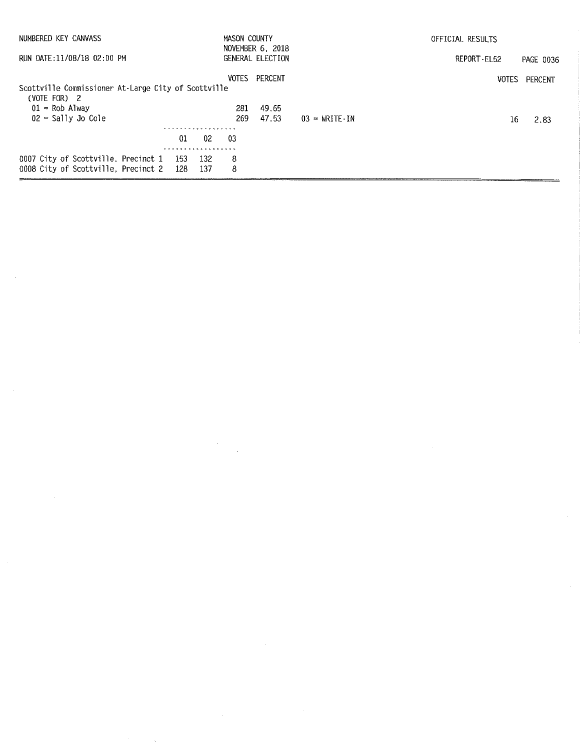NUMBERED KEY CANVASS — MASON COUNTY — NOVEMBER 6, 2018 — GENERAL ELECTION — OFFICIAL RESULTS

RUN DATE:11/08/18 02:00 PM — REPORT-EL52

## Scottville Commissioner At-Large City of Scottville

(VOTE FOR) 2

| Candidate | VOTES | PERCENT |
|---|---|---|
| 01 = Rob Alway | 281 | 49.65 |
| 02 = Sally Jo Cole | 269 | 47.53 |
| 03 = WRITE-IN | 16 | 2.83 |

| Precinct | 01 | 02 | 03 |
|---|---|---|---|
| 0007 City of Scottville, Precinct 1 | 153 | 132 | 8 |
| 0008 City of Scottville, Precinct 2 | 128 | 137 | 8 |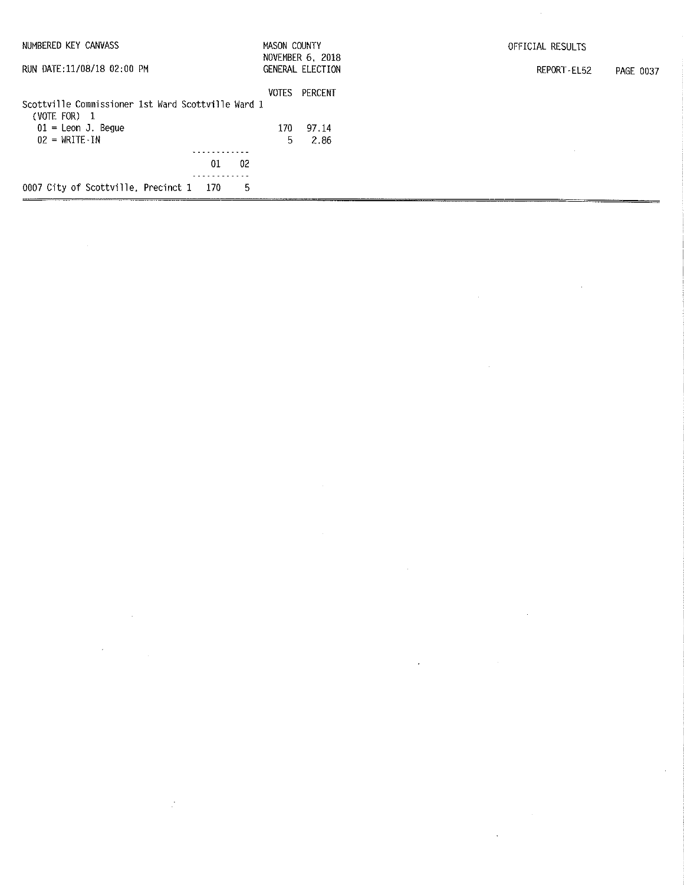NUMBERED KEY CANVASS

RUN DATE:11/08/18 02:00 PM

MASON COUNTY
NOVEMBER 6, 2018
GENERAL ELECTION

OFFICIAL RESULTS

REPORT-EL52

## Scottville Commissioner 1st Ward Scottville Ward 1

(VOTE FOR) 1

| | VOTES | PERCENT |
|---|---|---|
| 01 = Leon J. Begue | 170 | 97.14 |
| 02 = WRITE-IN | 5 | 2.86 |

| | 01 | 02 |
|---|---|---|
| 0007 City of Scottville, Precinct 1 | 170 | 5 |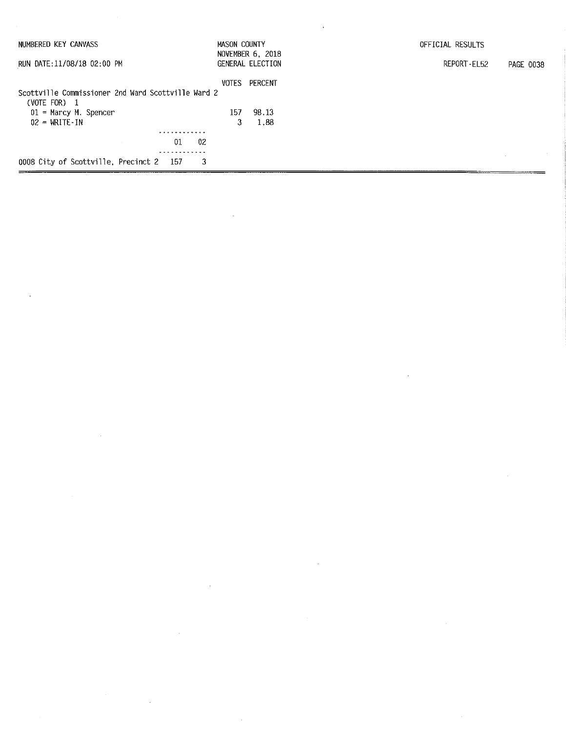NUMBERED KEY CANVASS

RUN DATE:11/08/18 02:00 PM

MASON COUNTY
NOVEMBER 6, 2018
GENERAL ELECTION

OFFICIAL RESULTS

REPORT-EL52 PAGE 0038

**Scottville Commissioner 2nd Ward Scottville Ward 2**
(VOTE FOR) 1

| | VOTES | PERCENT |
|---|---|---|
| 01 = Marcy M. Spencer | 157 | 98.13 |
| 02 = WRITE-IN | 3 | 1.88 |

| | 01 | 02 |
|---|---|---|
| 0008 City of Scottville, Precinct 2 | 157 | 3 |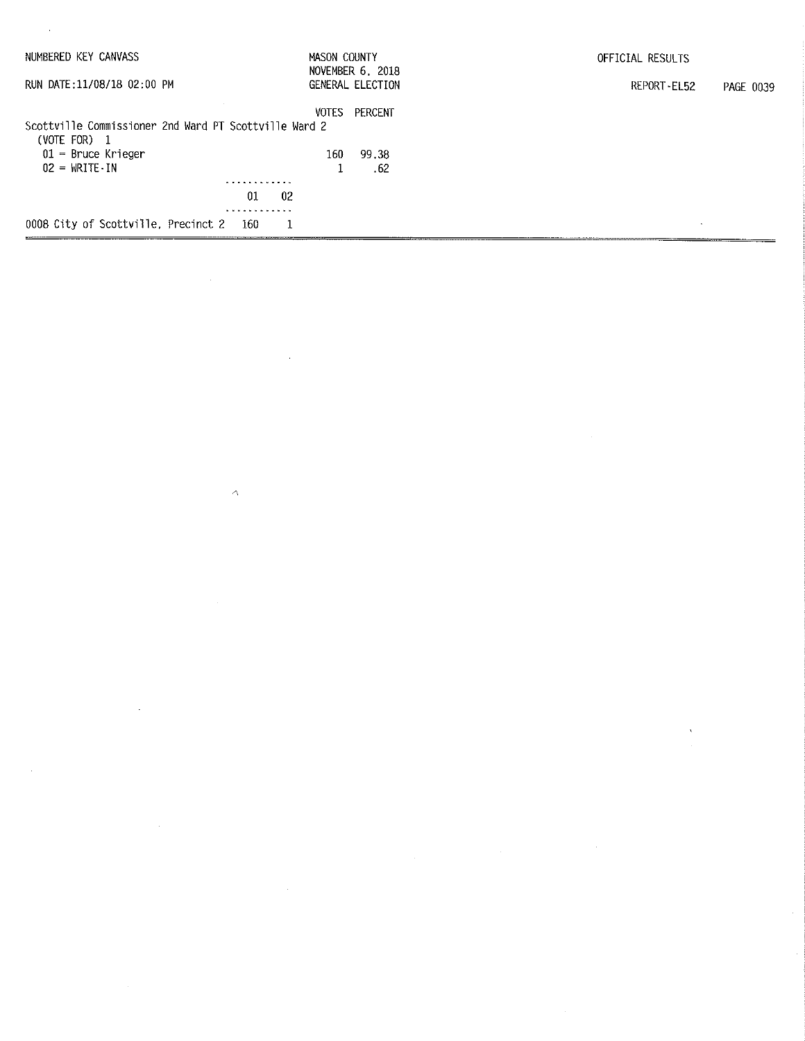NUMBERED KEY CANVASS

RUN DATE:11/08/18 02:00 PM

MASON COUNTY
NOVEMBER 6, 2018
GENERAL ELECTION

OFFICIAL RESULTS

REPORT-EL52

Scottville Commissioner 2nd Ward PT Scottville Ward 2
(VOTE FOR) 1

| | VOTES | PERCENT |
|---|---|---|
| 01 = Bruce Krieger | 160 | 99.38 |
| 02 = WRITE-IN | 1 | .62 |

| | 01 | 02 |
|---|---|---|
| 0008 City of Scottville, Precinct 2 | 160 | 1 |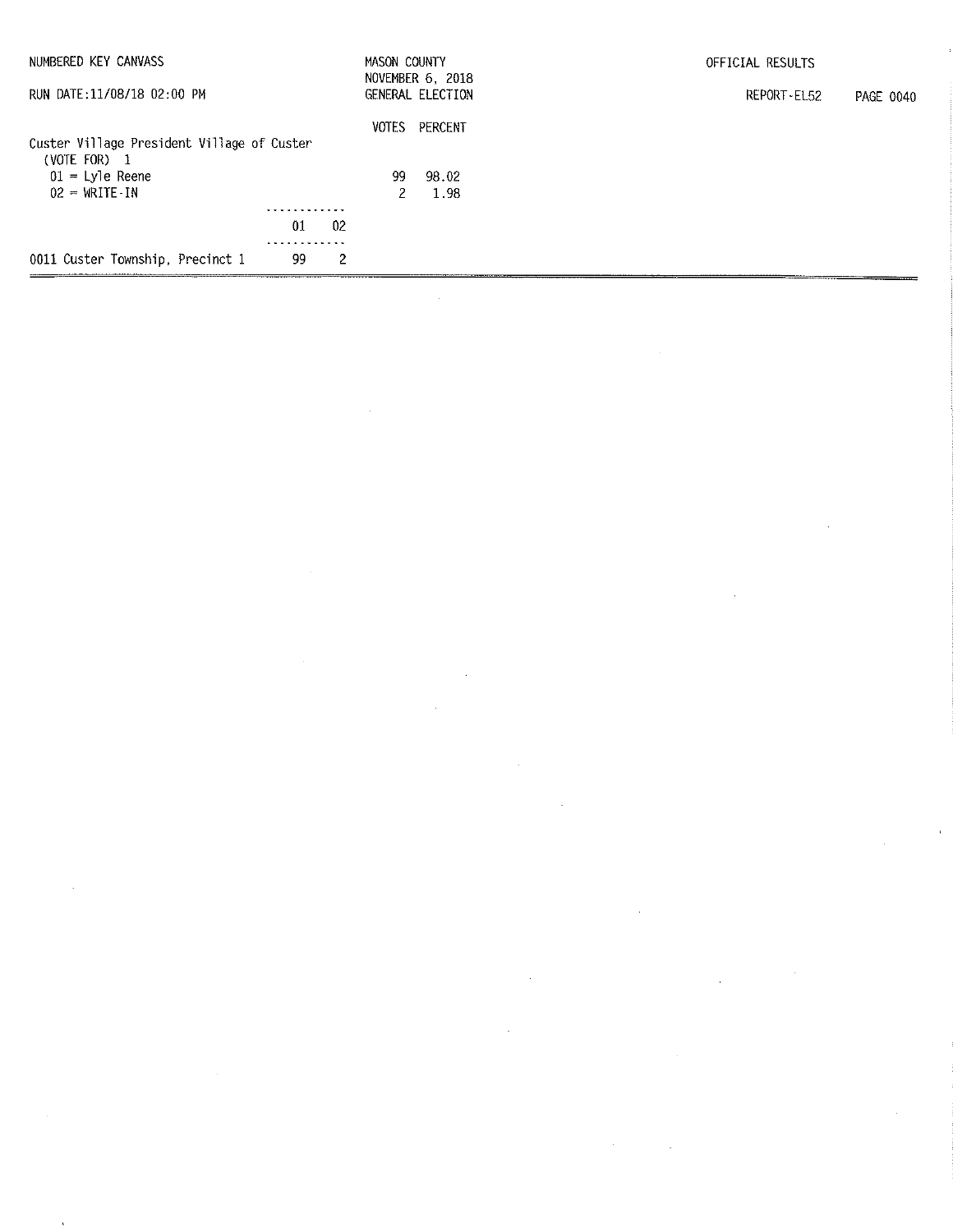NUMBERED KEY CANVASS | MASON COUNTY | OFFICIAL RESULTS

RUN DATE:11/08/18 02:00 PM | NOVEMBER 6, 2018 GENERAL ELECTION | REPORT-EL52

## Custer Village President Village of Custer

(VOTE FOR) 1

| | VOTES | PERCENT |
|---|---|---|
| 01 = Lyle Reene | 99 | 98.02 |
| 02 = WRITE-IN | 2 | 1.98 |

| | 01 | 02 |
|---|---|---|
| 0011 Custer Township, Precinct 1 | 99 | 2 |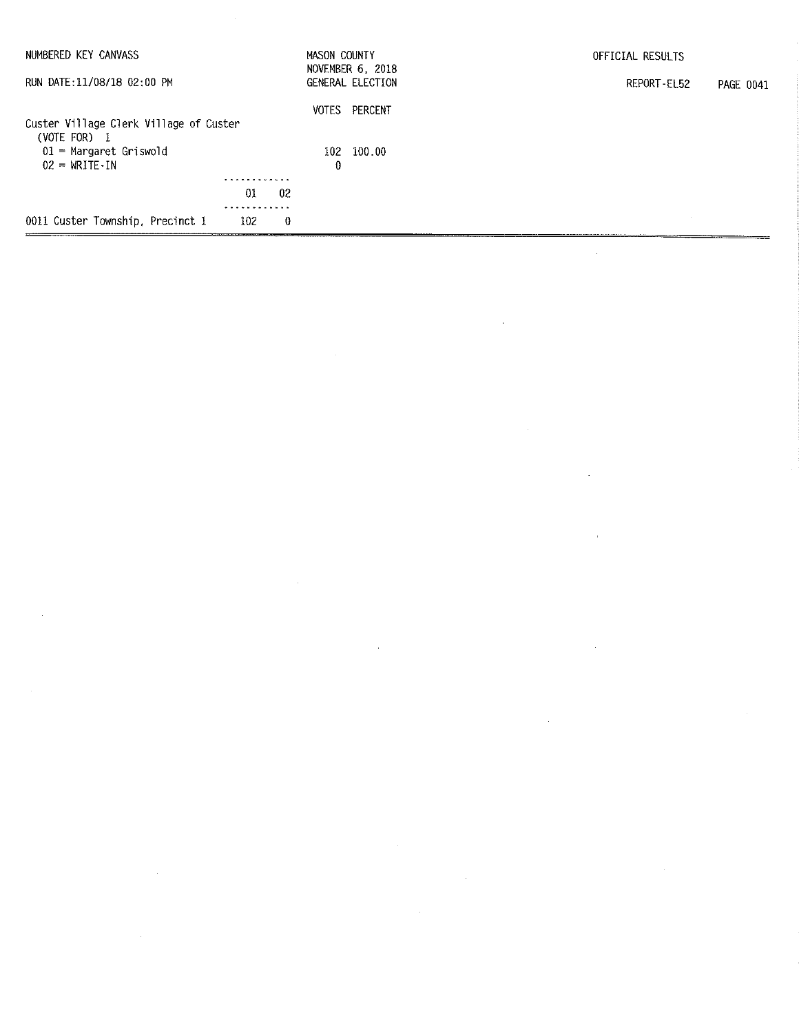NUMBERED KEY CANVASS

RUN DATE:11/08/18 02:00 PM

MASON COUNTY
NOVEMBER 6, 2018
GENERAL ELECTION

OFFICIAL RESULTS

REPORT-EL52

Custer Village Clerk Village of Custer
(VOTE FOR) 1

| | VOTES | PERCENT |
|---|---|---|
| 01 = Margaret Griswold | 102 | 100.00 |
| 02 = WRITE-IN | 0 | |

| | 01 | 02 |
|---|---|---|
| 0011 Custer Township, Precinct 1 | 102 | 0 |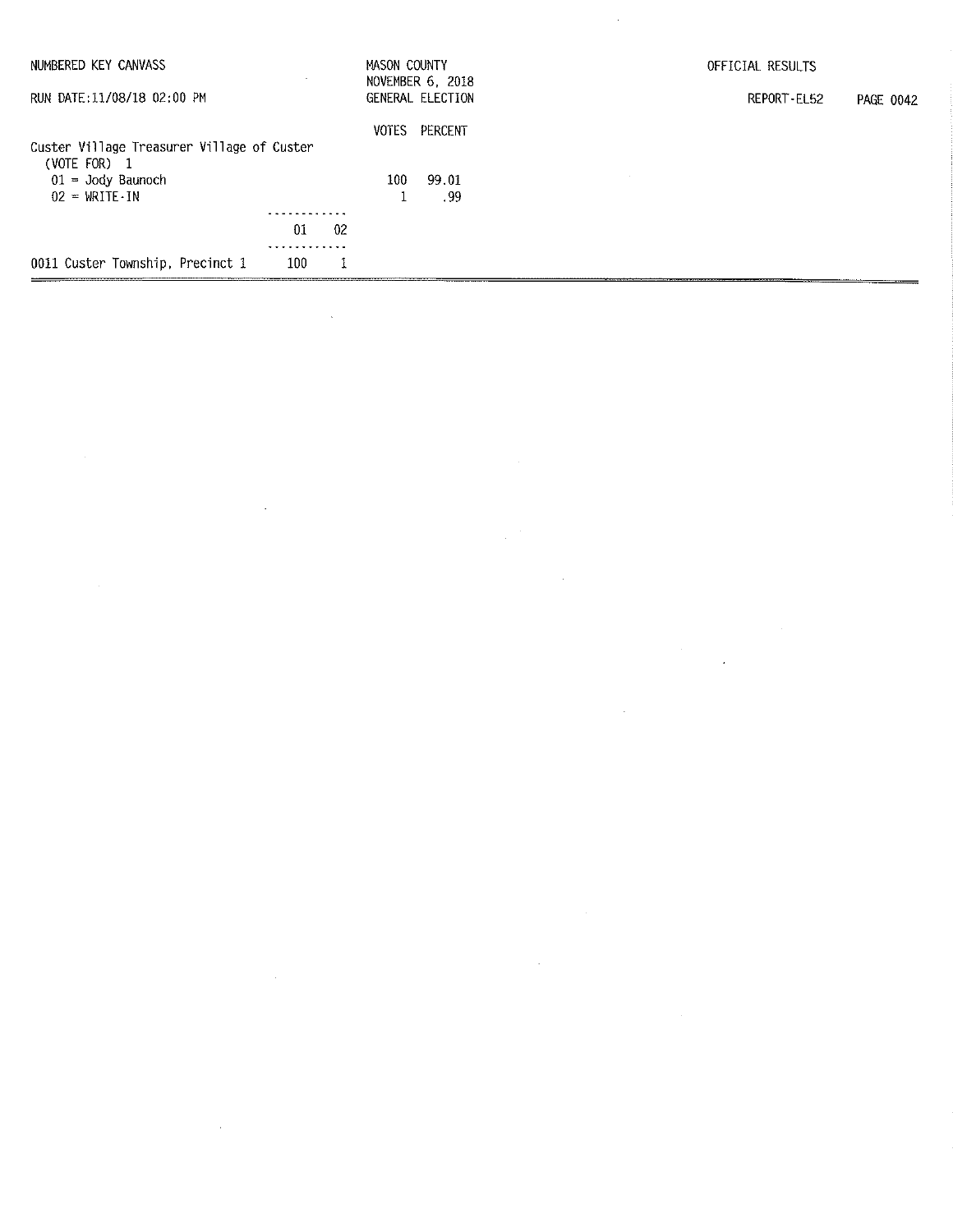NUMBERED KEY CANVASS

RUN DATE:11/08/18 02:00 PM

MASON COUNTY
NOVEMBER 6, 2018
GENERAL ELECTION

OFFICIAL RESULTS

REPORT-EL52

Custer Village Treasurer Village of Custer
(VOTE FOR) 1

| | VOTES | PERCENT |
|---|---|---|
| 01 = Jody Baunoch | 100 | 99.01 |
| 02 = WRITE-IN | 1 | .99 |

| | 01 | 02 |
|---|---|---|
| 0011 Custer Township, Precinct 1 | 100 | 1 |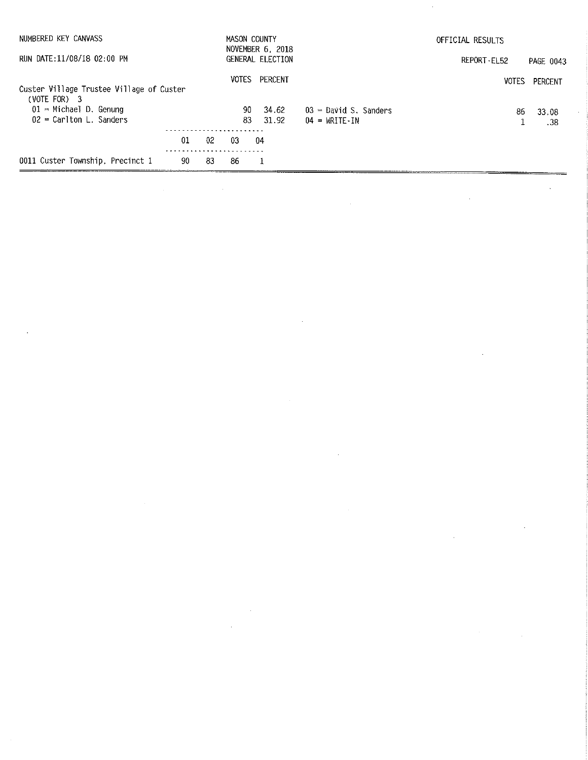NUMBERED KEY CANVASS — MASON COUNTY — NOVEMBER 6, 2018 — GENERAL ELECTION — OFFICIAL RESULTS

RUN DATE:11/08/18 02:00 PM — REPORT-EL52

## Custer Village Trustee Village of Custer

(VOTE FOR) 3

| Candidate | VOTES | PERCENT |
|---|---|---|
| 01 = Michael D. Genung | 90 | 34.62 |
| 02 = Carlton L. Sanders | 83 | 31.92 |
| 03 = David S. Sanders | 86 | 33.08 |
| 04 = WRITE-IN | 1 | .38 |

| Precinct | 01 | 02 | 03 | 04 |
|---|---|---|---|---|
| 0011 Custer Township, Precinct 1 | 90 | 83 | 86 | 1 |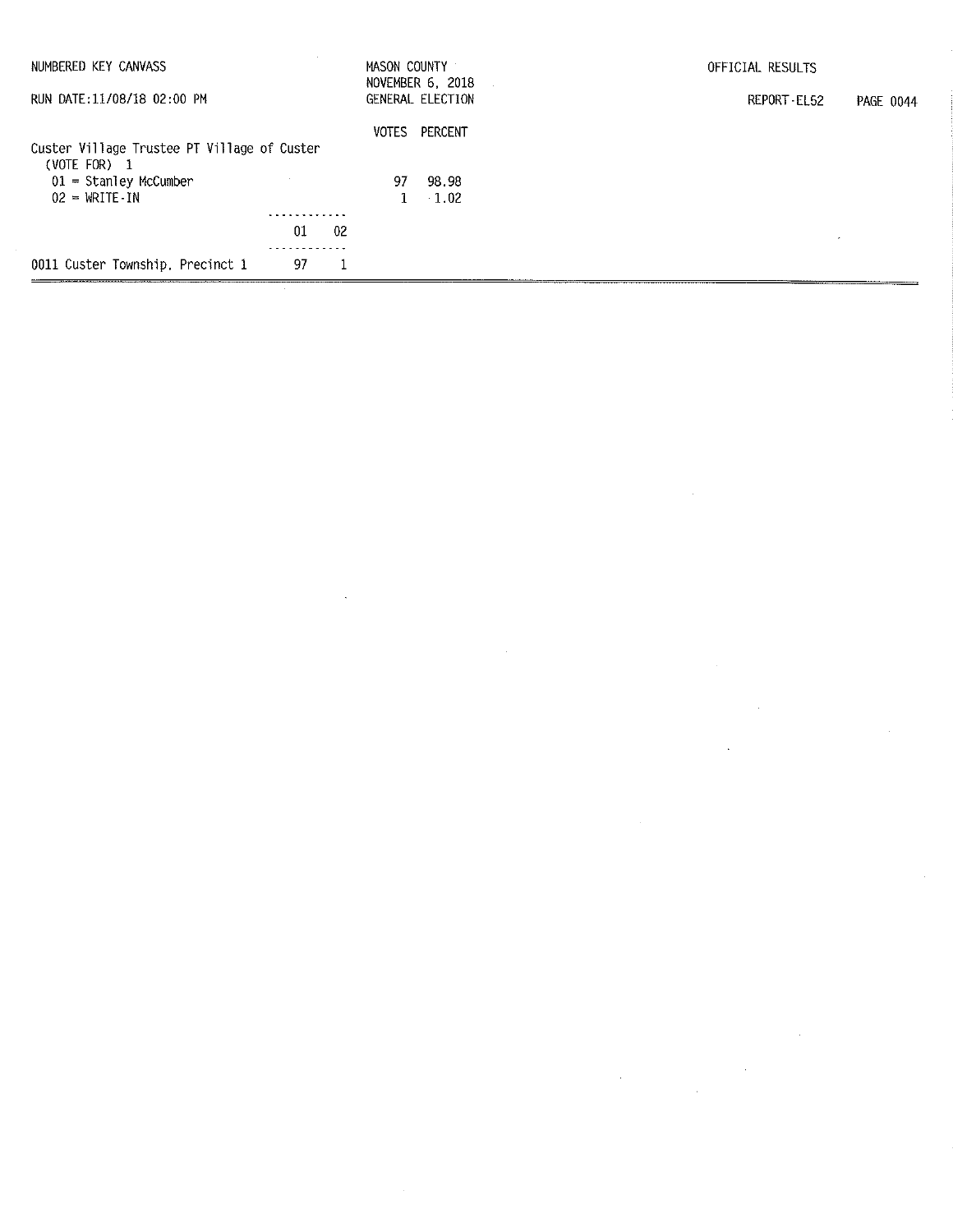NUMBERED KEY CANVASS

RUN DATE:11/08/18 02:00 PM

MASON COUNTY
NOVEMBER 6, 2018
GENERAL ELECTION

OFFICIAL RESULTS

REPORT-EL52

Custer Village Trustee PT Village of Custer
(VOTE FOR) 1

| | VOTES | PERCENT |
|---|---|---|
| 01 = Stanley McCumber | 97 | 98.98 |
| 02 = WRITE-IN | 1 | 1.02 |

| | 01 | 02 |
|---|---|---|
| 0011 Custer Township, Precinct 1 | 97 | 1 |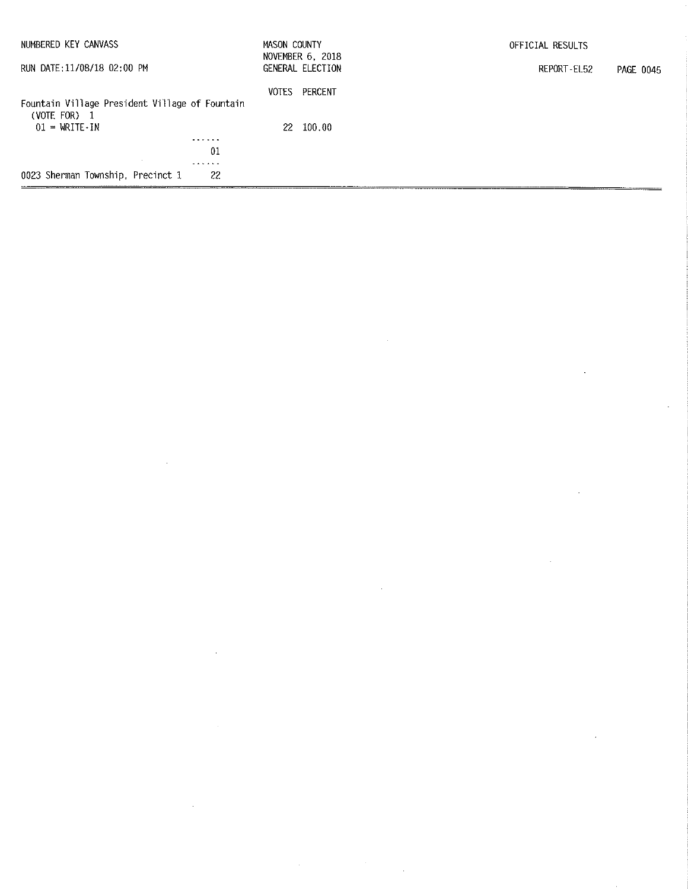NUMBERED KEY CANVASS

RUN DATE:11/08/18 02:00 PM

MASON COUNTY
NOVEMBER 6, 2018
GENERAL ELECTION

OFFICIAL RESULTS

REPORT-EL52

| | VOTES | PERCENT |
|---|---|---|
| Fountain Village President Village of Fountain (VOTE FOR) 1 | | |
| 01 = WRITE-IN | 22 | 100.00 |

| | 01 |
|---|---|
| 0023 Sherman Township, Precinct 1 | 22 |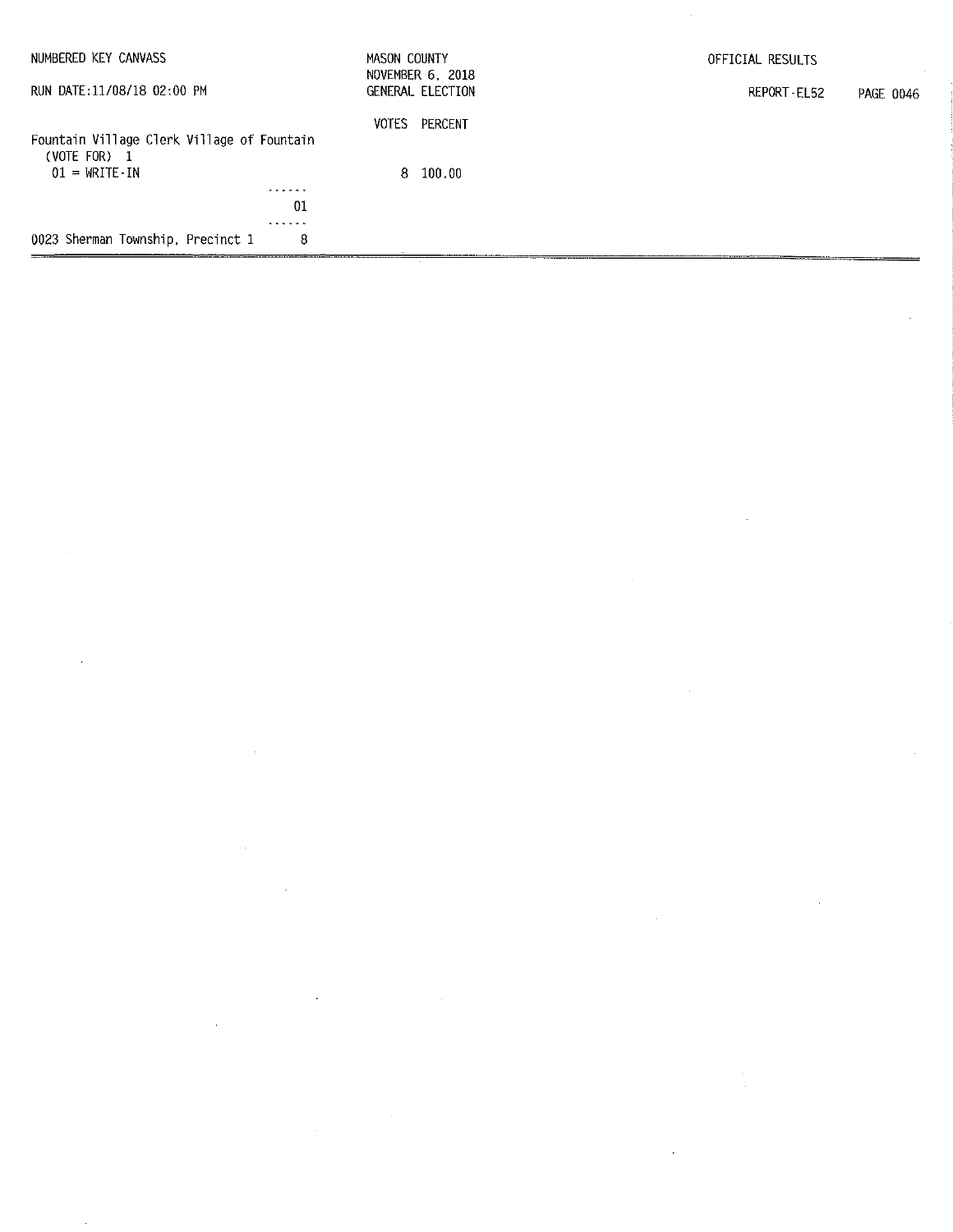NUMBERED KEY CANVASS

RUN DATE:11/08/18 02:00 PM

MASON COUNTY
NOVEMBER 6, 2018
GENERAL ELECTION

OFFICIAL RESULTS

REPORT-EL52

| | VOTES | PERCENT |
|---|---|---|
| Fountain Village Clerk Village of Fountain | | |
| (VOTE FOR) 1 | | |
| 01 = WRITE-IN | 8 | 100.00 |

| | 01 |
|---|---|
| 0023 Sherman Township, Precinct 1 | 8 |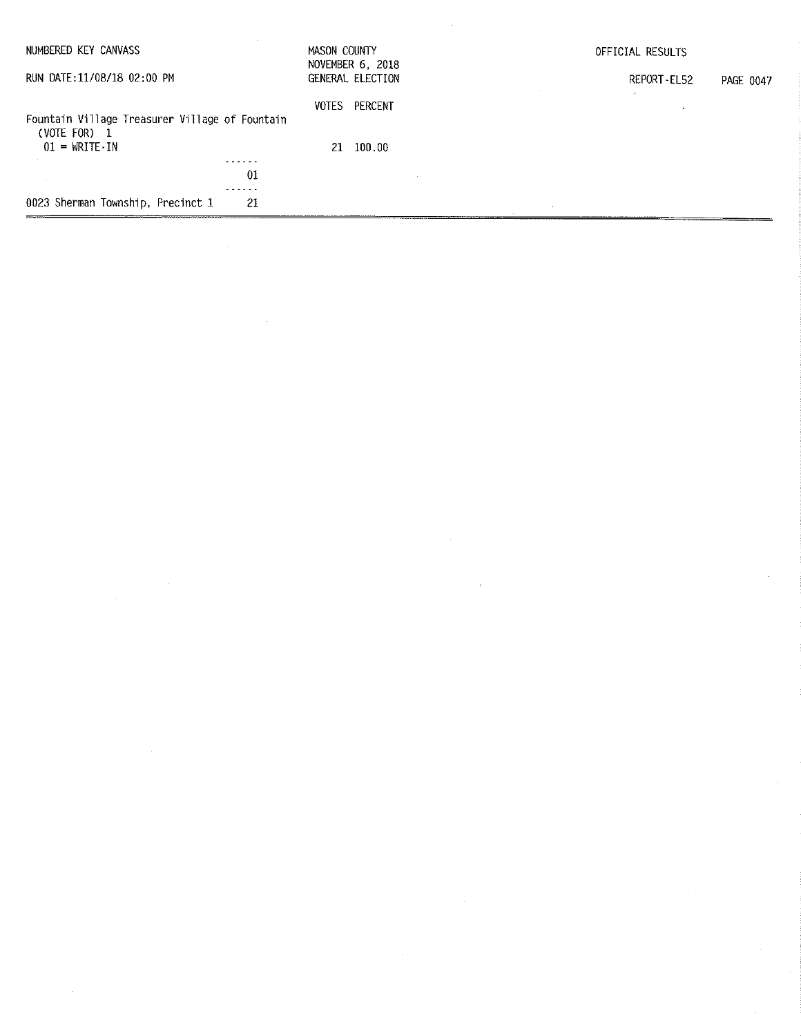Fountain Village Treasurer Village of Fountain
(VOTE FOR) 1

| | VOTES | PERCENT |
|---|---|---|
| 01 = WRITE-IN | 21 | 100.00 |

| | 01 |
|---|---|
| 0023 Sherman Township, Precinct 1 | 21 |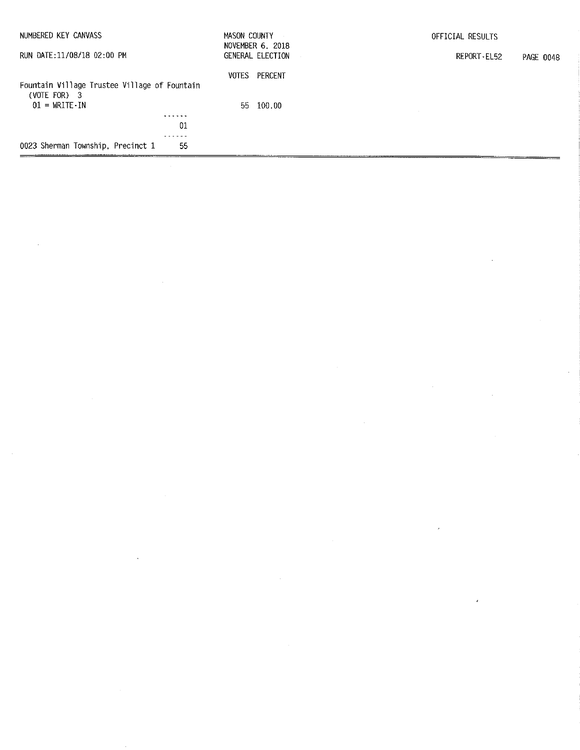NUMBERED KEY CANVASS
RUN DATE:11/08/18 02:00 PM

MASON COUNTY
NOVEMBER 6, 2018
GENERAL ELECTION

OFFICIAL RESULTS
REPORT-EL52

| | VOTES | PERCENT |
|---|---|---|
| **Fountain Village Trustee Village of Fountain** (VOTE FOR) 3 | | |
| 01 = WRITE-IN | 55 | 100.00 |

| | 01 |
|---|---|
| 0023 Sherman Township, Precinct 1 | 55 |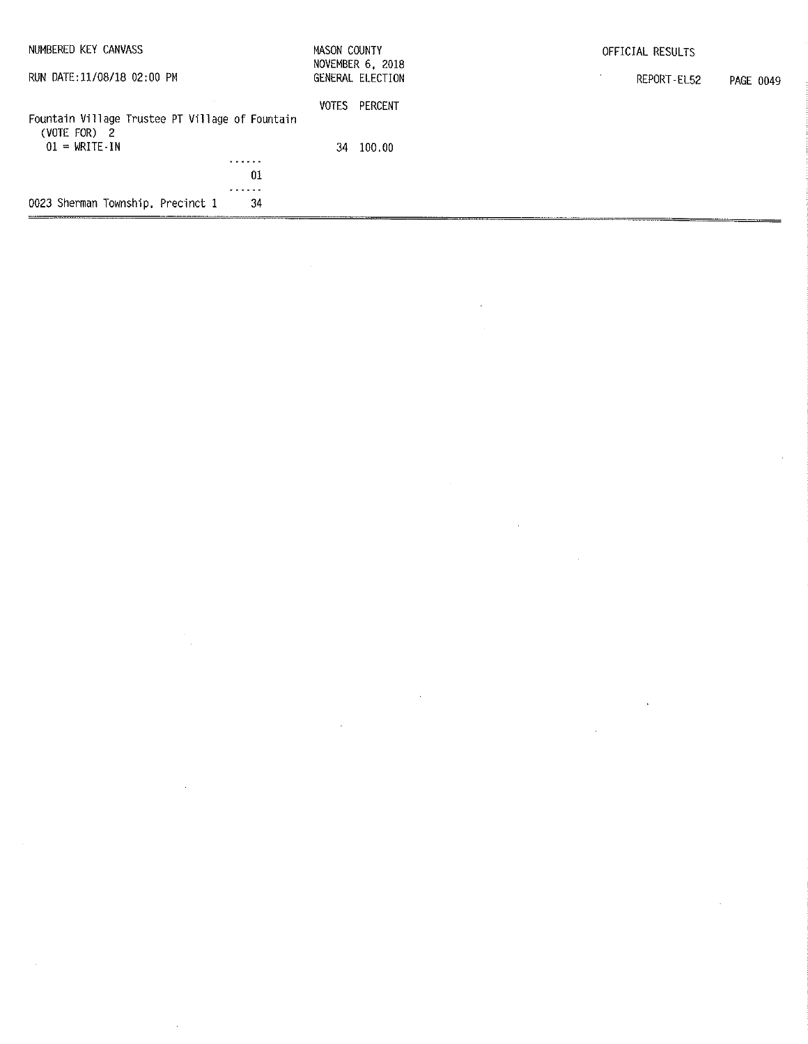NUMBERED KEY CANVASS

RUN DATE:11/08/18 02:00 PM

MASON COUNTY
NOVEMBER 6, 2018
GENERAL ELECTION

OFFICIAL RESULTS

REPORT-EL52

Fountain Village Trustee PT Village of Fountain
(VOTE FOR) 2

| | VOTES | PERCENT |
|---|---|---|
| 01 = WRITE-IN | 34 | 100.00 |

| | 01 |
|---|---|
| 0023 Sherman Township, Precinct 1 | 34 |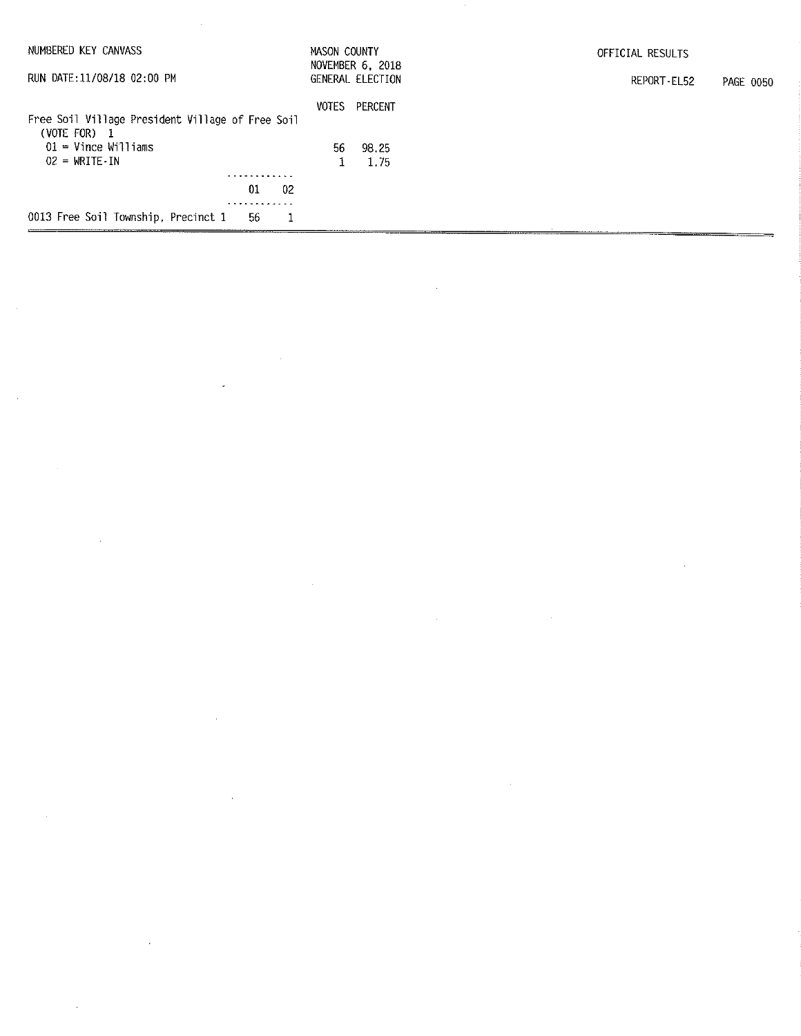NUMBERED KEY CANVASS

RUN DATE:11/08/18 02:00 PM

MASON COUNTY
NOVEMBER 6, 2018
GENERAL ELECTION

OFFICIAL RESULTS

REPORT-EL52

Free Soil Village President Village of Free Soil
(VOTE FOR) 1

| | VOTES | PERCENT |
|---|---|---|
| 01 = Vince Williams | 56 | 98.25 |
| 02 = WRITE-IN | 1 | 1.75 |

| | 01 | 02 |
|---|---|---|
| 0013 Free Soil Township, Precinct 1 | 56 | 1 |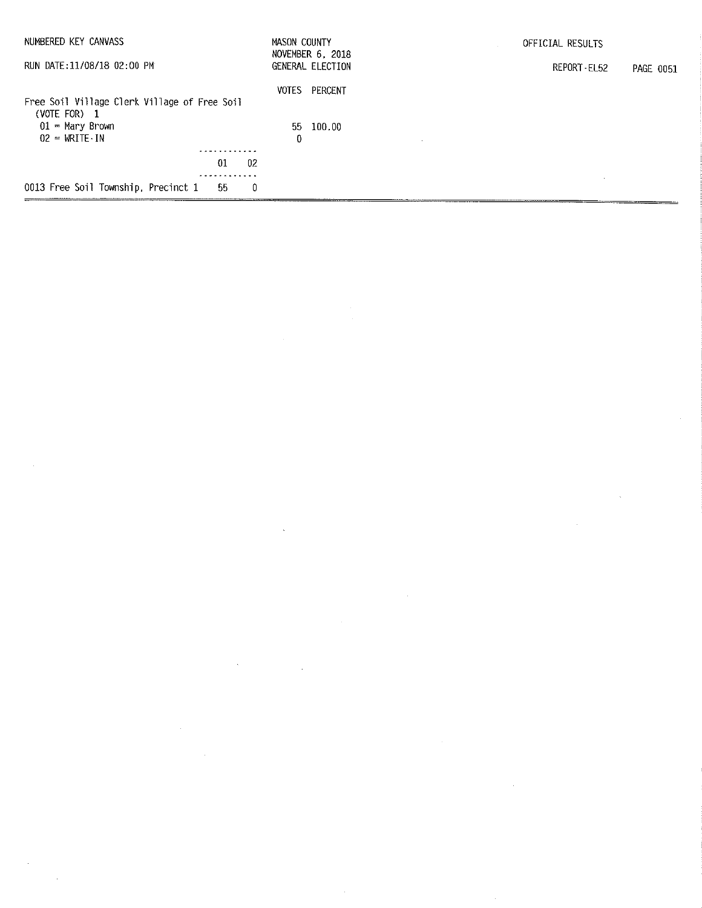NUMBERED KEY CANVASS

RUN DATE:11/08/18 02:00 PM

MASON COUNTY
NOVEMBER 6, 2018
GENERAL ELECTION

OFFICIAL RESULTS

REPORT-EL52

Free Soil Village Clerk Village of Free Soil
(VOTE FOR) 1

| | VOTES | PERCENT |
|---|---|---|
| 01 = Mary Brown | 55 | 100.00 |
| 02 = WRITE-IN | 0 | |

| | 01 | 02 |
|---|---|---|
| 0013 Free Soil Township, Precinct 1 | 55 | 0 |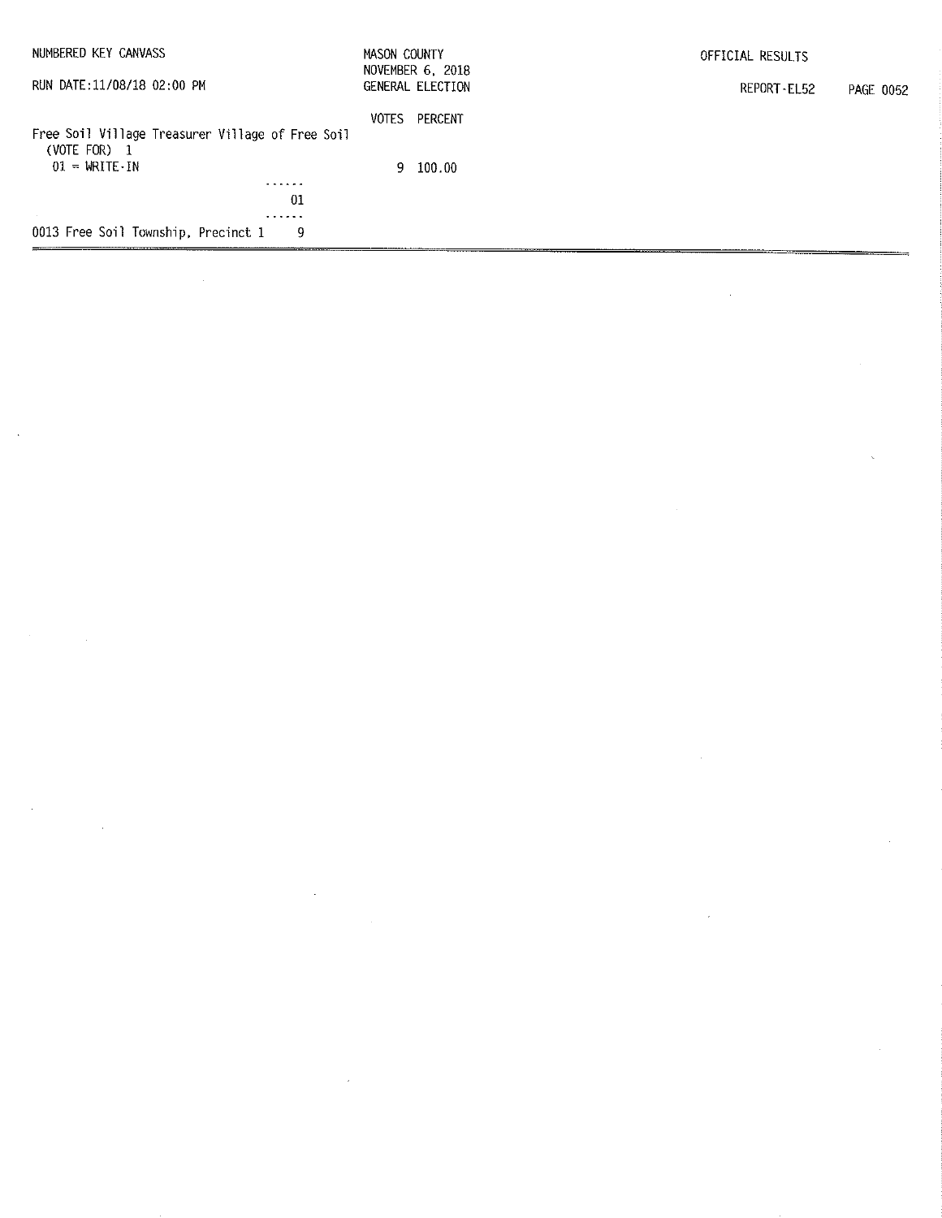NUMBERED KEY CANVASS

RUN DATE:11/08/18 02:00 PM

MASON COUNTY
NOVEMBER 6, 2018
GENERAL ELECTION

OFFICIAL RESULTS

REPORT-EL52 PAGE 0052

| | VOTES | PERCENT |
|---|---|---|
| Free Soil Village Treasurer Village of Free Soil (VOTE FOR) 1 | | |
| 01 = WRITE-IN | 9 | 100.00 |

| | 01 |
|---|---|
| 0013 Free Soil Township, Precinct 1 | 9 |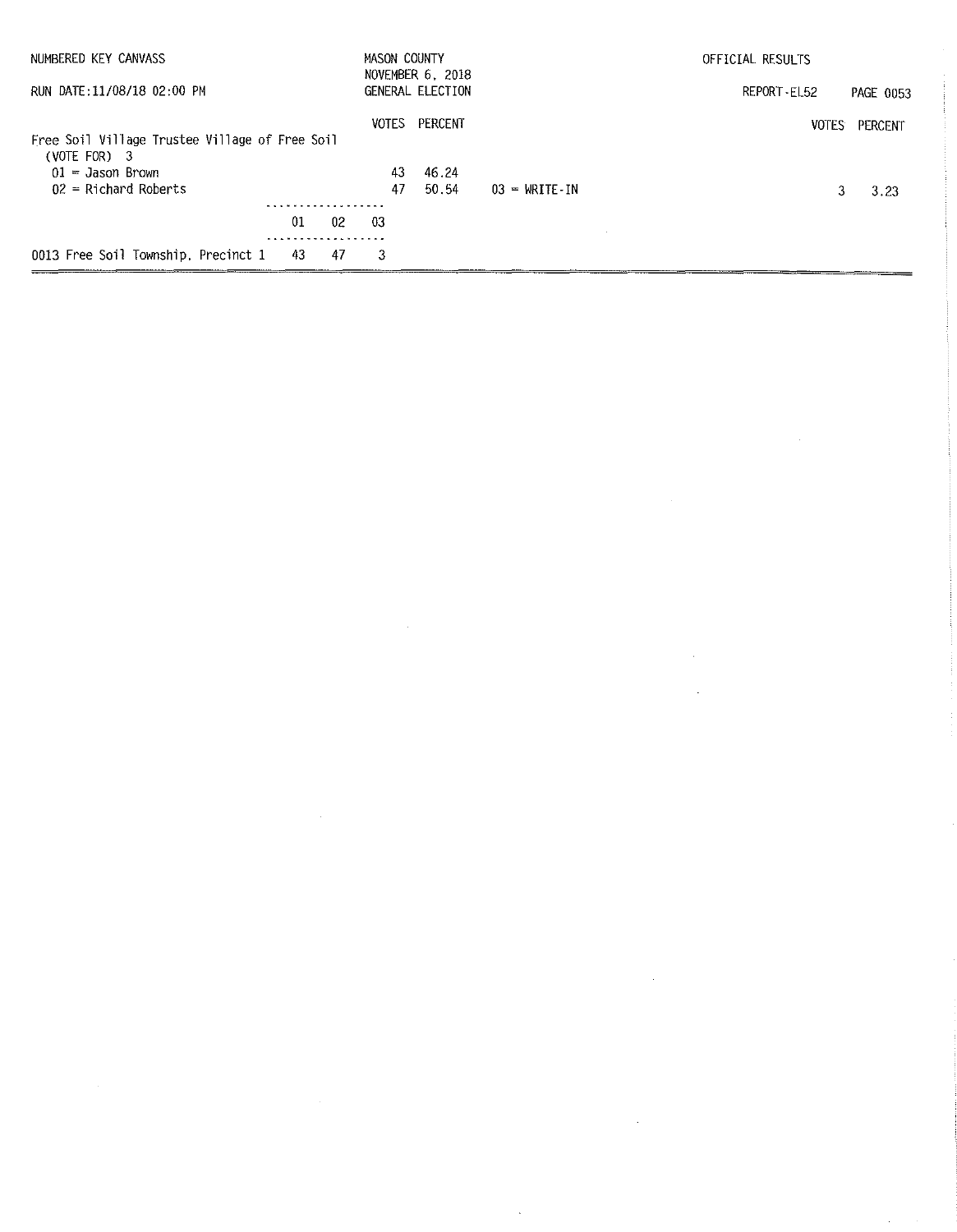NUMBERED KEY CANVASS

RUN DATE:11/08/18 02:00 PM

MASON COUNTY
NOVEMBER 6, 2018
GENERAL ELECTION

OFFICIAL RESULTS

REPORT-EL52 PAGE 0053

## Free Soil Village Trustee Village of Free Soil

(VOTE FOR) 3

| Candidate | VOTES | PERCENT |
|---|---|---|
| 01 = Jason Brown | 43 | 46.24 |
| 02 = Richard Roberts | 47 | 50.54 |
| 03 = WRITE-IN | 3 | 3.23 |

| Precinct | 01 | 02 | 03 |
|---|---|---|---|
| 0013 Free Soil Township, Precinct 1 | 43 | 47 | 3 |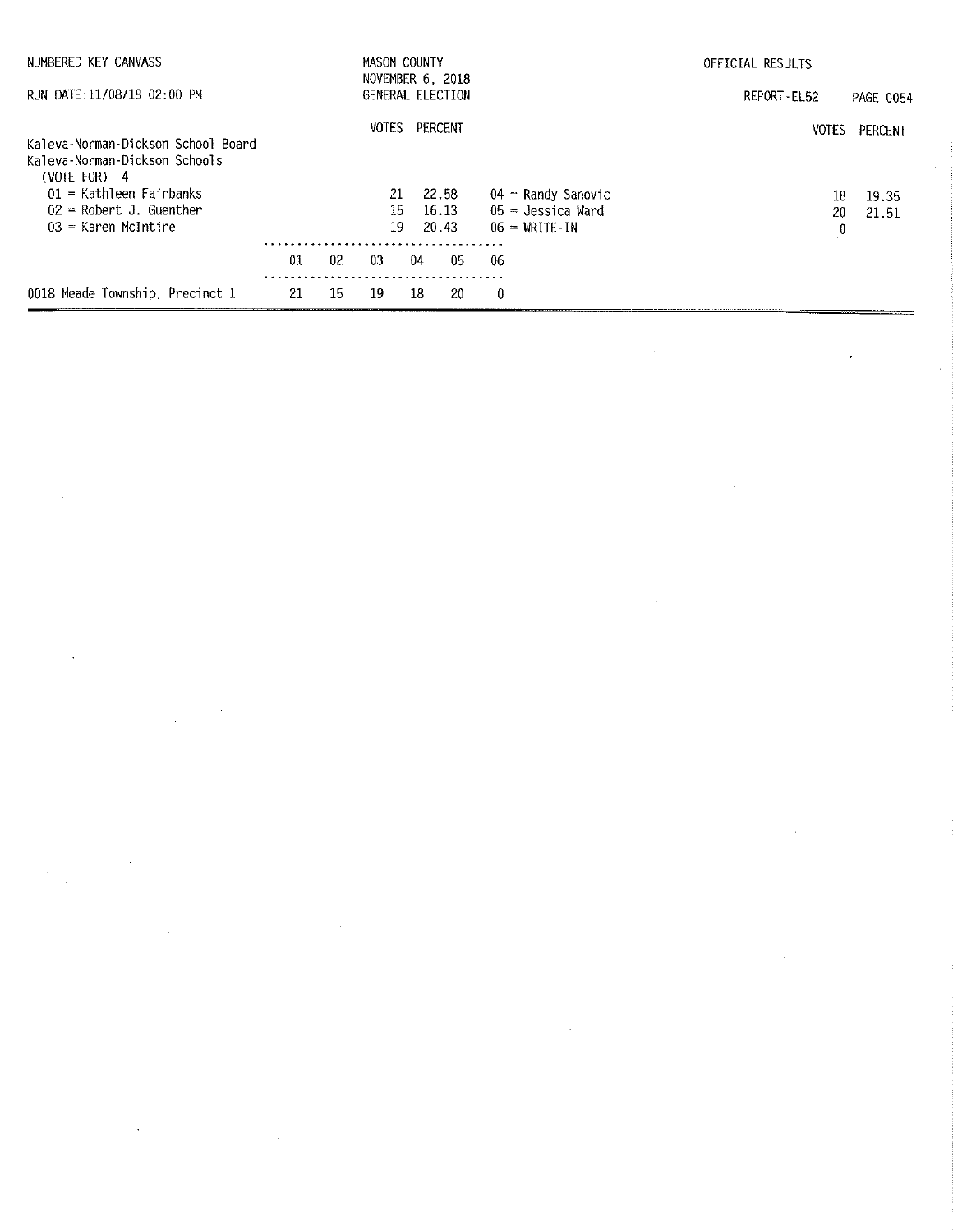NUMBERED KEY CANVASS

RUN DATE:11/08/18 02:00 PM

MASON COUNTY
NOVEMBER 6, 2018
GENERAL ELECTION

OFFICIAL RESULTS

REPORT-EL52

## Kaleva-Norman-Dickson School Board

Kaleva-Norman-Dickson Schools
(VOTE FOR) 4

| Candidate | VOTES | PERCENT |
|---|---|---|
| 01 = Kathleen Fairbanks | 21 | 22.58 |
| 02 = Robert J. Guenther | 15 | 16.13 |
| 03 = Karen McIntire | 19 | 20.43 |
| 04 = Randy Sanovic | 18 | 19.35 |
| 05 = Jessica Ward | 20 | 21.51 |
| 06 = WRITE-IN | 0 | |

| Precinct | 01 | 02 | 03 | 04 | 05 | 06 |
|---|---|---|---|---|---|---|
| 0018 Meade Township, Precinct 1 | 21 | 15 | 19 | 18 | 20 | 0 |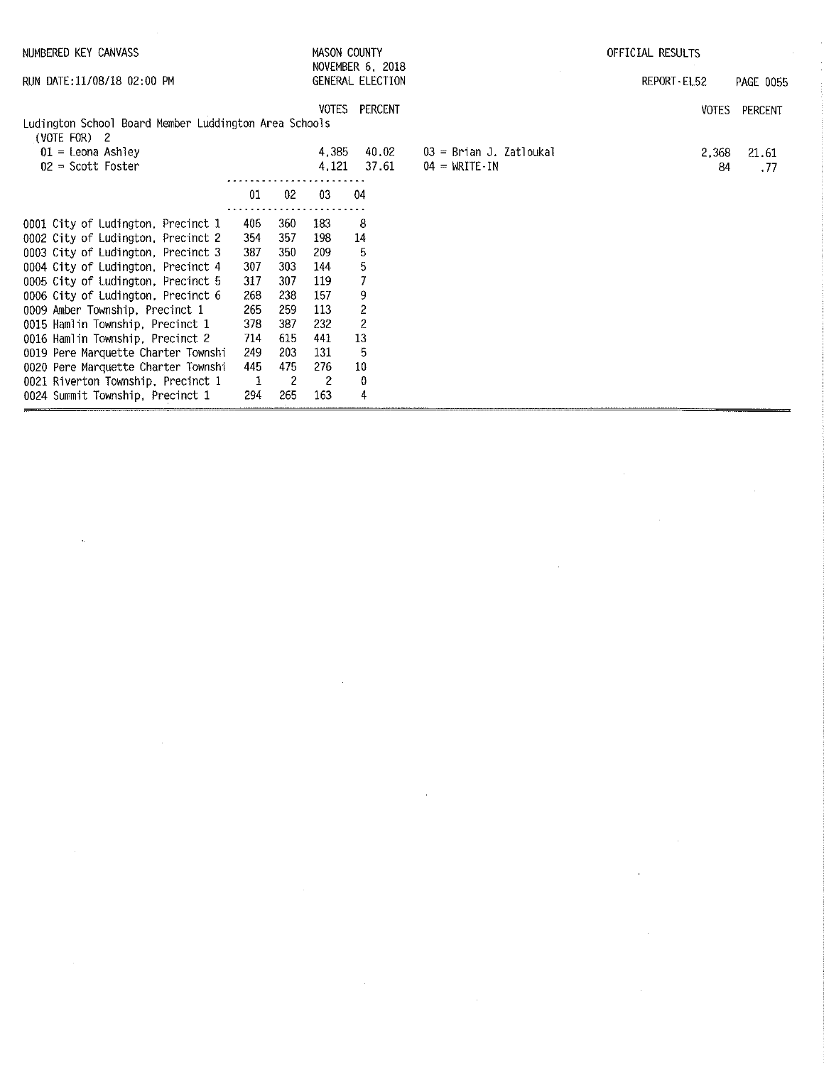NUMBERED KEY CANVASS

RUN DATE:11/08/18 02:00 PM

MASON COUNTY
NOVEMBER 6, 2018
GENERAL ELECTION

OFFICIAL RESULTS

REPORT-EL52

## Ludington School Board Member Luddington Area Schools

(VOTE FOR) 2

| Candidate | VOTES | PERCENT |
|---|---|---|
| 01 = Leona Ashley | 4,385 | 40.02 |
| 02 = Scott Foster | 4,121 | 37.61 |
| 03 = Brian J. Zatloukal | 2,368 | 21.61 |
| 04 = WRITE-IN | 84 | .77 |

| Precinct | 01 | 02 | 03 | 04 |
|---|---|---|---|---|
| 0001 City of Ludington, Precinct 1 | 406 | 360 | 183 | 8 |
| 0002 City of Ludington, Precinct 2 | 354 | 357 | 198 | 14 |
| 0003 City of Ludington, Precinct 3 | 387 | 350 | 209 | 5 |
| 0004 City of Ludington, Precinct 4 | 307 | 303 | 144 | 5 |
| 0005 City of Ludington, Precinct 5 | 317 | 307 | 119 | 7 |
| 0006 City of Ludington, Precinct 6 | 268 | 238 | 157 | 9 |
| 0009 Amber Township, Precinct 1 | 265 | 259 | 113 | 2 |
| 0015 Hamlin Township, Precinct 1 | 378 | 387 | 232 | 2 |
| 0016 Hamlin Township, Precinct 2 | 714 | 615 | 441 | 13 |
| 0019 Pere Marquette Charter Townshi | 249 | 203 | 131 | 5 |
| 0020 Pere Marquette Charter Townshi | 445 | 475 | 276 | 10 |
| 0021 Riverton Township, Precinct 1 | 1 | 2 | 2 | 0 |
| 0024 Summit Township, Precinct 1 | 294 | 265 | 163 | 4 |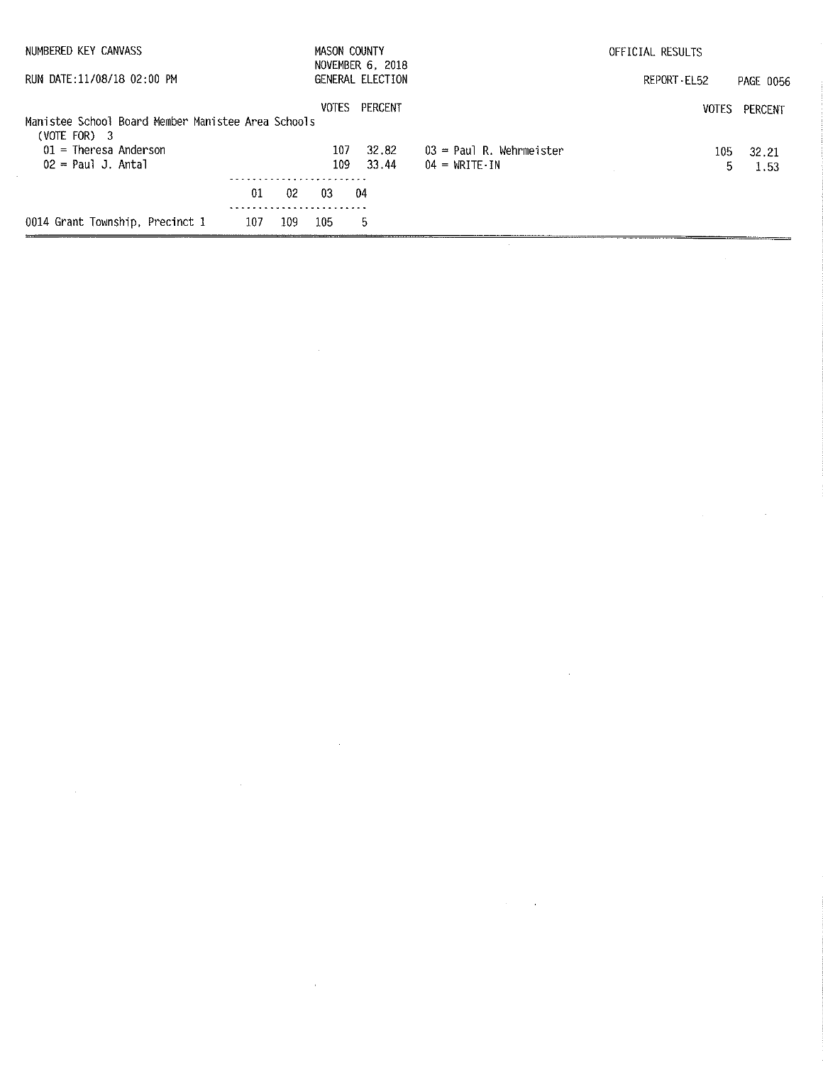NUMBERED KEY CANVASS — MASON COUNTY — NOVEMBER 6, 2018 — GENERAL ELECTION — OFFICIAL RESULTS

RUN DATE:11/08/18 02:00 PM — REPORT-EL52

## Manistee School Board Member Manistee Area Schools

(VOTE FOR) 3

| Candidate | VOTES | PERCENT |
|---|---|---|
| 01 = Theresa Anderson | 107 | 32.82 |
| 02 = Paul J. Antal | 109 | 33.44 |
| 03 = Paul R. Wehrmeister | 105 | 32.21 |
| 04 = WRITE-IN | 5 | 1.53 |

| Precinct | 01 | 02 | 03 | 04 |
|---|---|---|---|---|
| 0014 Grant Township, Precinct 1 | 107 | 109 | 105 | 5 |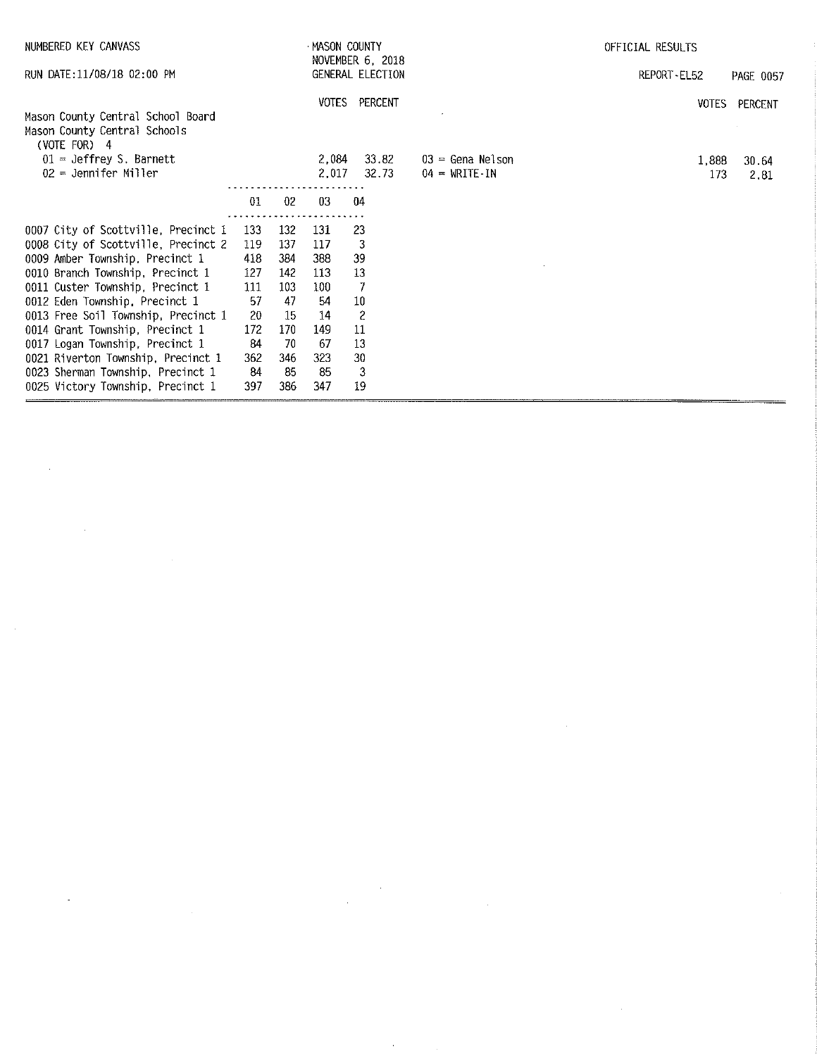NUMBERED KEY CANVASS

RUN DATE:11/08/18 02:00 PM

MASON COUNTY
NOVEMBER 6, 2018
GENERAL ELECTION

OFFICIAL RESULTS

REPORT-EL52

## Mason County Central School Board

Mason County Central Schools
(VOTE FOR) 4

| Candidate | VOTES | PERCENT |
|---|---|---|
| 01 = Jeffrey S. Barnett | 2,084 | 33.82 |
| 02 = Jennifer Miller | 2,017 | 32.73 |
| 03 = Gena Nelson | 1,888 | 30.64 |
| 04 = WRITE-IN | 173 | 2.81 |

| Precinct | 01 | 02 | 03 | 04 |
|---|---|---|---|---|
| 0007 City of Scottville, Precinct 1 | 133 | 132 | 131 | 23 |
| 0008 City of Scottville, Precinct 2 | 119 | 137 | 117 | 3 |
| 0009 Amber Township, Precinct 1 | 418 | 384 | 388 | 39 |
| 0010 Branch Township, Precinct 1 | 127 | 142 | 113 | 13 |
| 0011 Custer Township, Precinct 1 | 111 | 103 | 100 | 7 |
| 0012 Eden Township, Precinct 1 | 57 | 47 | 54 | 10 |
| 0013 Free Soil Township, Precinct 1 | 20 | 15 | 14 | 2 |
| 0014 Grant Township, Precinct 1 | 172 | 170 | 149 | 11 |
| 0017 Logan Township, Precinct 1 | 84 | 70 | 67 | 13 |
| 0021 Riverton Township, Precinct 1 | 362 | 346 | 323 | 30 |
| 0023 Sherman Township, Precinct 1 | 84 | 85 | 85 | 3 |
| 0025 Victory Township, Precinct 1 | 397 | 386 | 347 | 19 |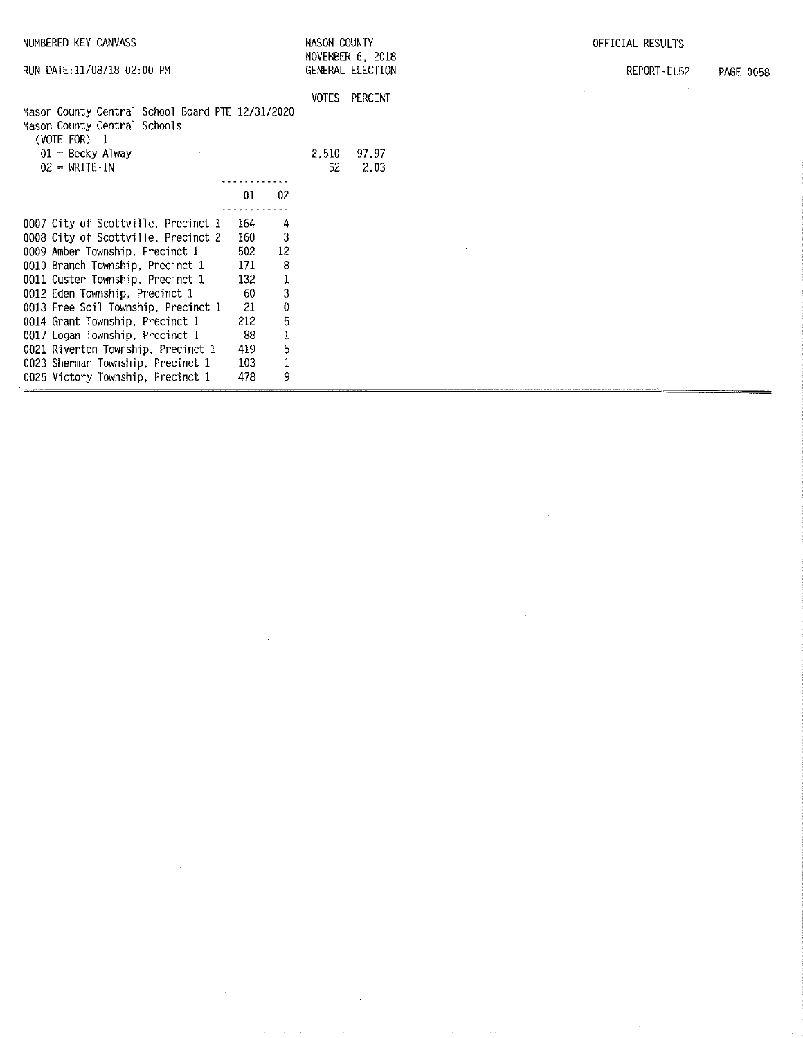NUMBERED KEY CANVASS | MASON COUNTY | OFFICIAL RESULTS

RUN DATE:11/08/18 02:00 PM | NOVEMBER 6, 2018 GENERAL ELECTION | REPORT-EL52

## Mason County Central School Board PTE 12/31/2020

Mason County Central Schools
(VOTE FOR) 1

| | VOTES | PERCENT |
|---|---|---|
| 01 = Becky Alway | 2,510 | 97.97 |
| 02 = WRITE-IN | 52 | 2.03 |

| Precinct | 01 | 02 |
|---|---|---|
| 0007 City of Scottville, Precinct 1 | 164 | 4 |
| 0008 City of Scottville, Precinct 2 | 160 | 3 |
| 0009 Amber Township, Precinct 1 | 502 | 12 |
| 0010 Branch Township, Precinct 1 | 171 | 8 |
| 0011 Custer Township, Precinct 1 | 132 | 1 |
| 0012 Eden Township, Precinct 1 | 60 | 3 |
| 0013 Free Soil Township, Precinct 1 | 21 | 0 |
| 0014 Grant Township, Precinct 1 | 212 | 5 |
| 0017 Logan Township, Precinct 1 | 88 | 1 |
| 0021 Riverton Township, Precinct 1 | 419 | 5 |
| 0023 Sherman Township, Precinct 1 | 103 | 1 |
| 0025 Victory Township, Precinct 1 | 478 | 9 |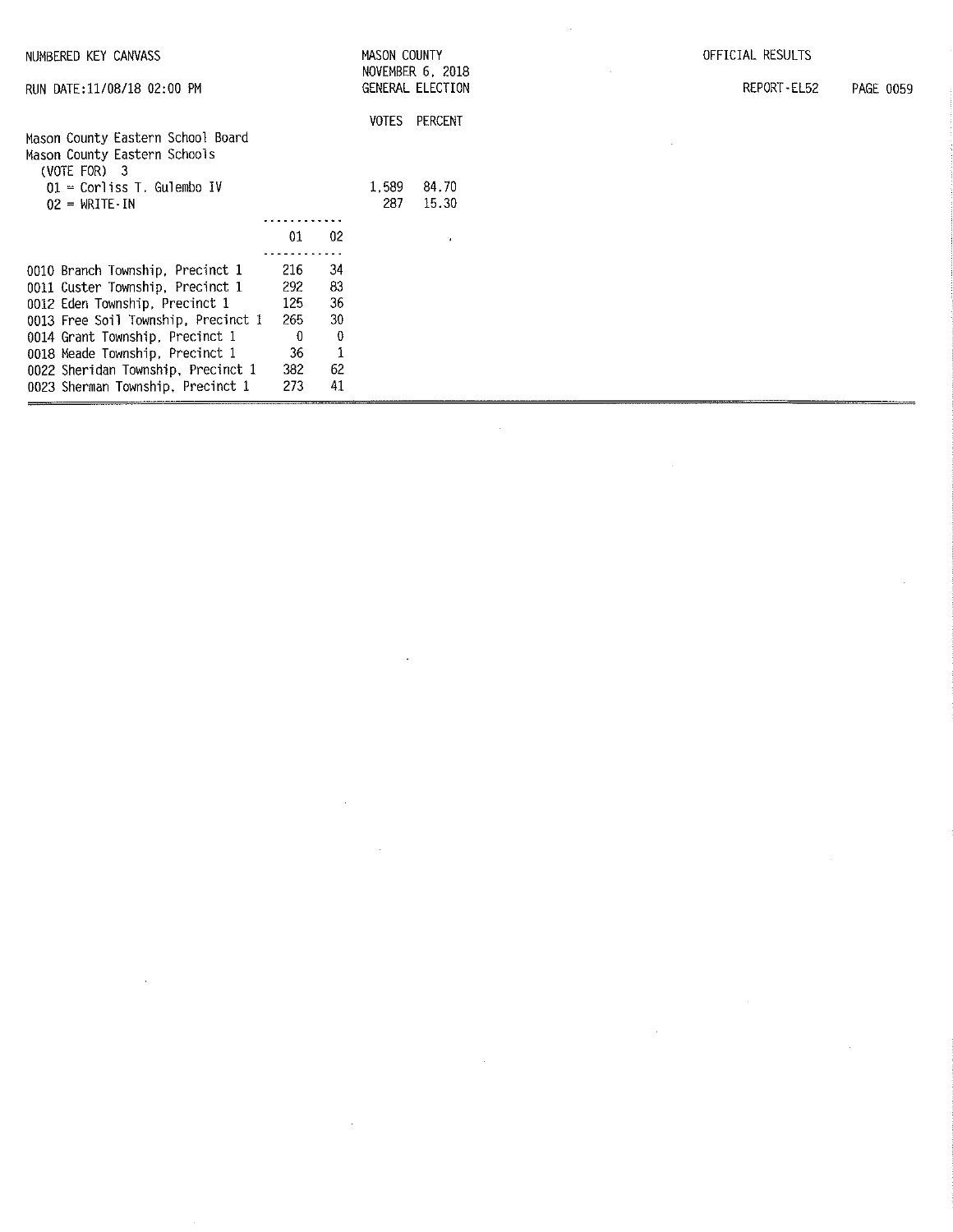NUMBERED KEY CANVASS

RUN DATE:11/08/18 02:00 PM

MASON COUNTY
NOVEMBER 6, 2018
GENERAL ELECTION

OFFICIAL RESULTS

REPORT-EL52

Mason County Eastern School Board
Mason County Eastern Schools
(VOTE FOR) 3

| | VOTES | PERCENT |
|---|---|---|
| 01 = Corliss T. Gulembo IV | 1,589 | 84.70 |
| 02 = WRITE-IN | 287 | 15.30 |

| | 01 | 02 |
|---|---|---|
| 0010 Branch Township, Precinct 1 | 216 | 34 |
| 0011 Custer Township, Precinct 1 | 292 | 83 |
| 0012 Eden Township, Precinct 1 | 125 | 36 |
| 0013 Free Soil Township, Precinct 1 | 265 | 30 |
| 0014 Grant Township, Precinct 1 | 0 | 0 |
| 0018 Meade Township, Precinct 1 | 36 | 1 |
| 0022 Sheridan Township, Precinct 1 | 382 | 62 |
| 0023 Sherman Township, Precinct 1 | 273 | 41 |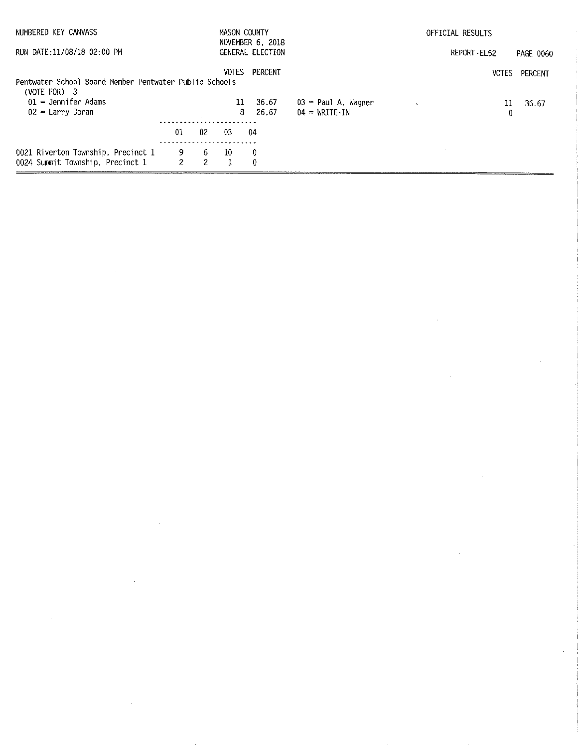NUMBERED KEY CANVASS

RUN DATE:11/08/18 02:00 PM

MASON COUNTY
NOVEMBER 6, 2018
GENERAL ELECTION

OFFICIAL RESULTS

REPORT-EL52

## Pentwater School Board Member Pentwater Public Schools

(VOTE FOR) 3

| Candidate | VOTES | PERCENT |
|---|---|---|
| 01 = Jennifer Adams | 11 | 36.67 |
| 02 = Larry Doran | 8 | 26.67 |
| 03 = Paul A. Wagner | 11 | 36.67 |
| 04 = WRITE-IN | 0 | |

| | 01 | 02 | 03 | 04 |
|---|---|---|---|---|
| 0021 Riverton Township, Precinct 1 | 9 | 6 | 10 | 0 |
| 0024 Summit Township, Precinct 1 | 2 | 2 | 1 | 0 |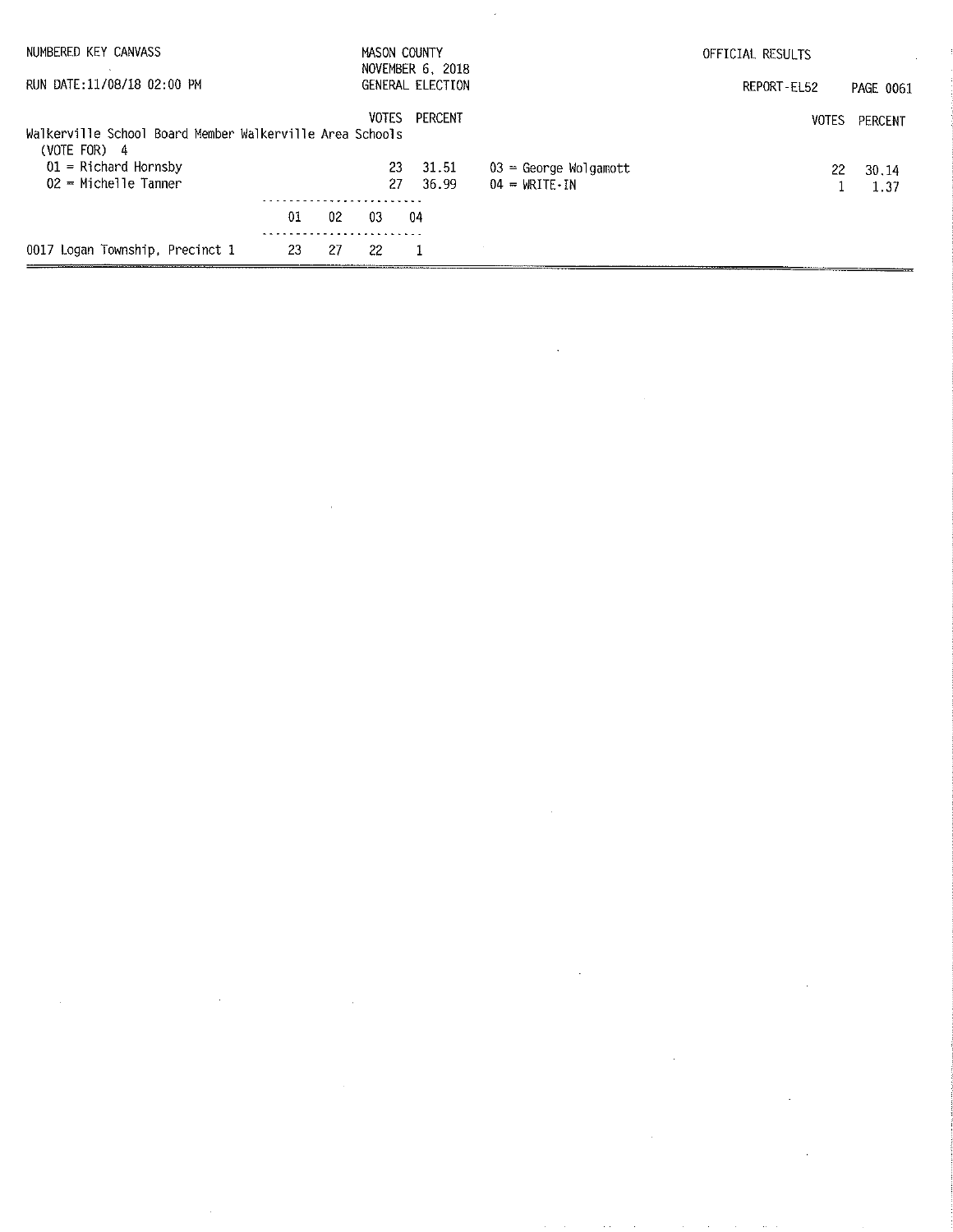NUMBERED KEY CANVASS

RUN DATE:11/08/18 02:00 PM

MASON COUNTY
NOVEMBER 6, 2018
GENERAL ELECTION

OFFICIAL RESULTS

REPORT-EL52

## Walkerville School Board Member Walkerville Area Schools

(VOTE FOR) 4

| Candidate | VOTES | PERCENT |
|---|---|---|
| 01 = Richard Hornsby | 23 | 31.51 |
| 02 = Michelle Tanner | 27 | 36.99 |
| 03 = George Wolgamott | 22 | 30.14 |
| 04 = WRITE-IN | 1 | 1.37 |

| Precinct | 01 | 02 | 03 | 04 |
|---|---|---|---|---|
| 0017 Logan Township, Precinct 1 | 23 | 27 | 22 | 1 |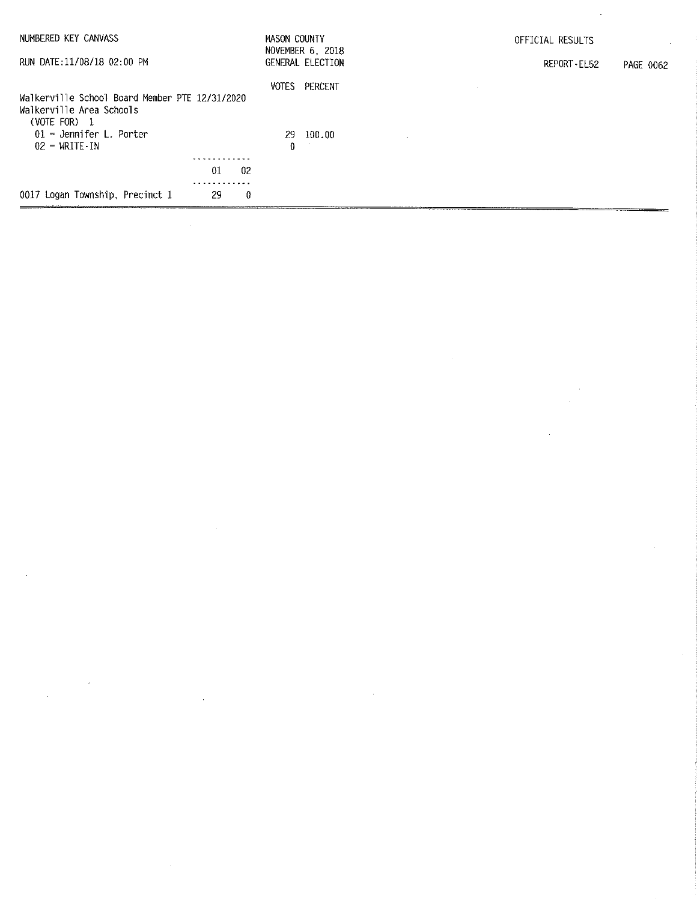Walkerville School Board Member PTE 12/31/2020
Walkerville Area Schools
(VOTE FOR) 1

| | VOTES | PERCENT |
|---|---|---|
| 01 = Jennifer L. Porter | 29 | 100.00 |
| 02 = WRITE-IN | 0 | |

| | 01 | 02 |
|---|---|---|
| 0017 Logan Township, Precinct 1 | 29 | 0 |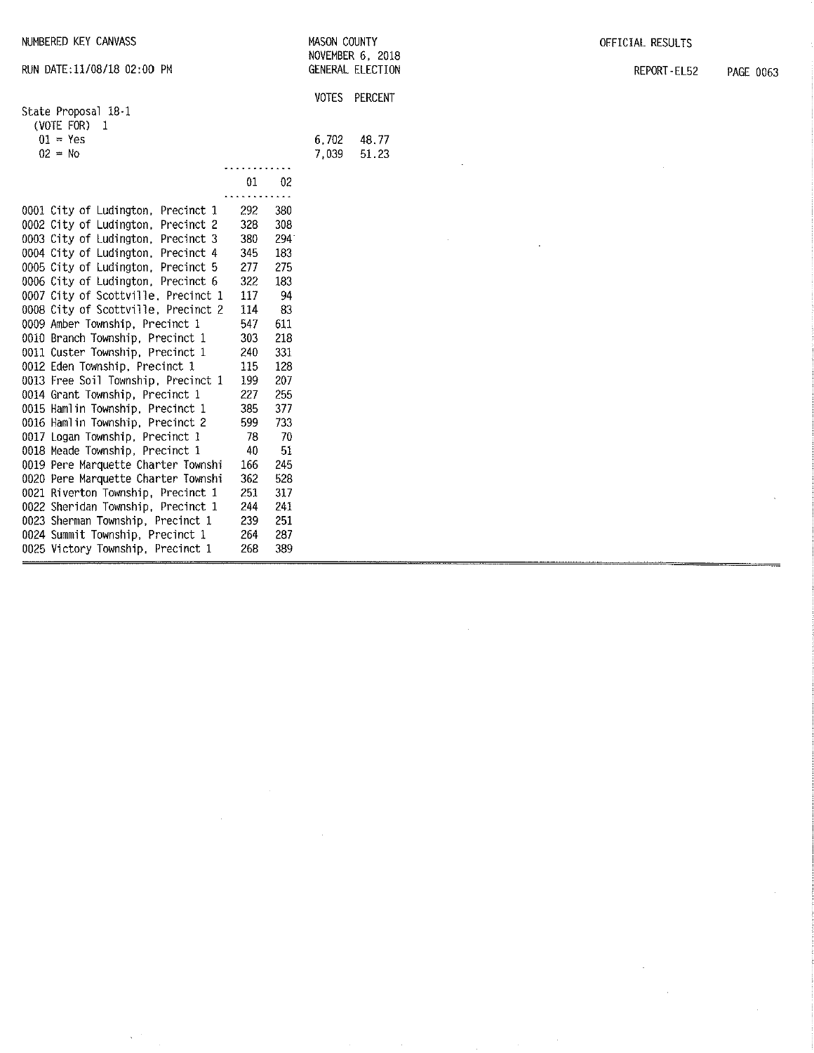NUMBERED KEY CANVASS | MASON COUNTY | OFFICIAL RESULTS

RUN DATE:11/08/18 02:00 PM | NOVEMBER 6, 2018 GENERAL ELECTION | REPORT-EL52

State Proposal 18-1
(VOTE FOR) 1

| | VOTES | PERCENT |
|---|---|---|
| 01 = Yes | 6,702 | 48.77 |
| 02 = No | 7,039 | 51.23 |

| | 01 | 02 |
|---|---|---|
| 0001 City of Ludington, Precinct 1 | 292 | 380 |
| 0002 City of Ludington, Precinct 2 | 328 | 308 |
| 0003 City of Ludington, Precinct 3 | 380 | 294 |
| 0004 City of Ludington, Precinct 4 | 345 | 183 |
| 0005 City of Ludington, Precinct 5 | 277 | 275 |
| 0006 City of Ludington, Precinct 6 | 322 | 183 |
| 0007 City of Scottville, Precinct 1 | 117 | 94 |
| 0008 City of Scottville, Precinct 2 | 114 | 83 |
| 0009 Amber Township, Precinct 1 | 547 | 611 |
| 0010 Branch Township, Precinct 1 | 303 | 218 |
| 0011 Custer Township, Precinct 1 | 240 | 331 |
| 0012 Eden Township, Precinct 1 | 115 | 128 |
| 0013 Free Soil Township, Precinct 1 | 199 | 207 |
| 0014 Grant Township, Precinct 1 | 227 | 255 |
| 0015 Hamlin Township, Precinct 1 | 385 | 377 |
| 0016 Hamlin Township, Precinct 2 | 599 | 733 |
| 0017 Logan Township, Precinct 1 | 78 | 70 |
| 0018 Meade Township, Precinct 1 | 40 | 51 |
| 0019 Pere Marquette Charter Townshi | 166 | 245 |
| 0020 Pere Marquette Charter Townshi | 362 | 528 |
| 0021 Riverton Township, Precinct 1 | 251 | 317 |
| 0022 Sheridan Township, Precinct 1 | 244 | 241 |
| 0023 Sherman Township, Precinct 1 | 239 | 251 |
| 0024 Summit Township, Precinct 1 | 264 | 287 |
| 0025 Victory Township, Precinct 1 | 268 | 389 |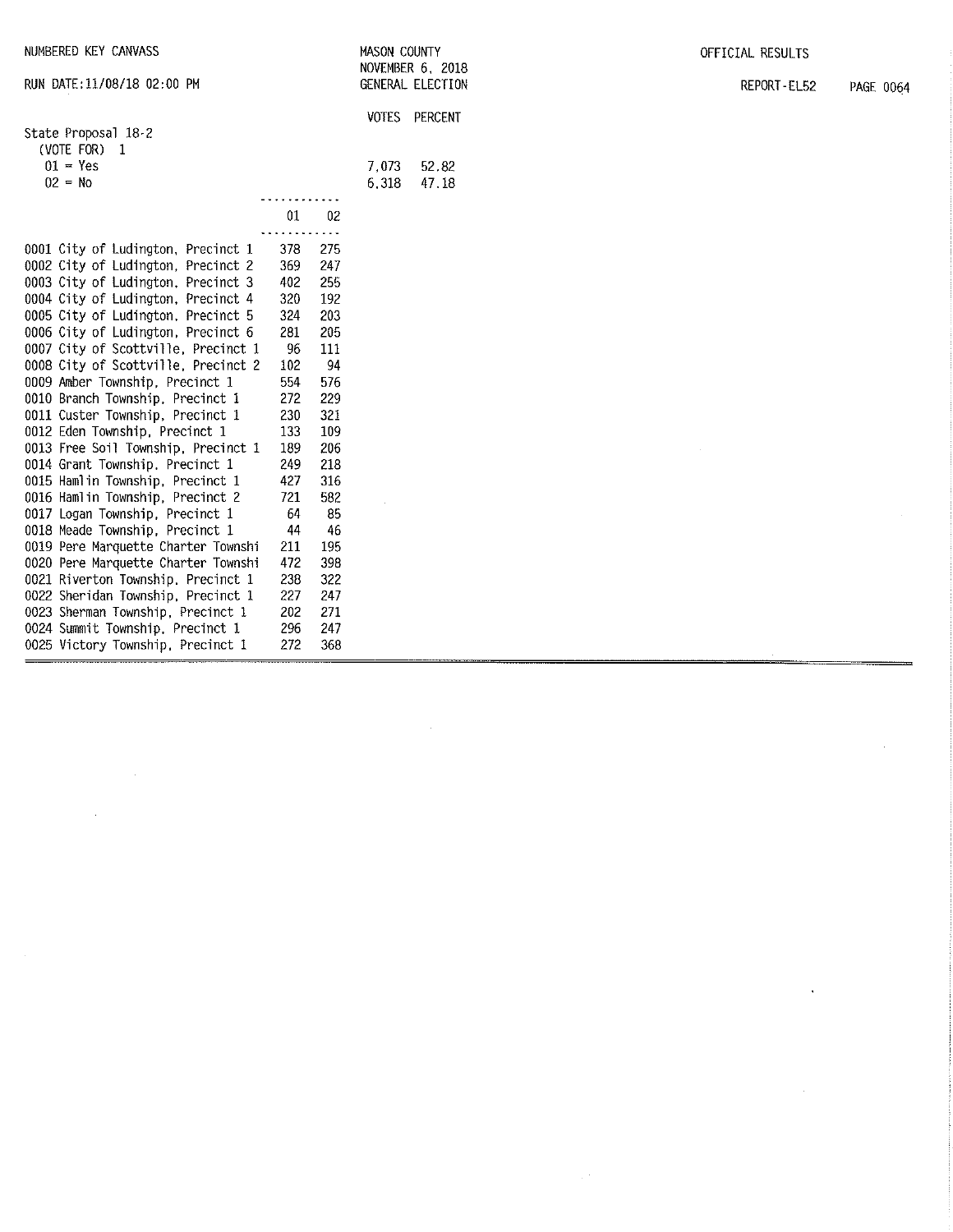NUMBERED KEY CANVASS

RUN DATE:11/08/18 02:00 PM

MASON COUNTY
NOVEMBER 6, 2018
GENERAL ELECTION

OFFICIAL RESULTS

REPORT-EL52

State Proposal 18-2
(VOTE FOR) 1

| | VOTES | PERCENT |
|---|---|---|
| 01 = Yes | 7,073 | 52.82 |
| 02 = No | 6,318 | 47.18 |

| | 01 | 02 |
|---|---|---|
| 0001 City of Ludington, Precinct 1 | 378 | 275 |
| 0002 City of Ludington, Precinct 2 | 369 | 247 |
| 0003 City of Ludington, Precinct 3 | 402 | 255 |
| 0004 City of Ludington, Precinct 4 | 320 | 192 |
| 0005 City of Ludington, Precinct 5 | 324 | 203 |
| 0006 City of Ludington, Precinct 6 | 281 | 205 |
| 0007 City of Scottville, Precinct 1 | 96 | 111 |
| 0008 City of Scottville, Precinct 2 | 102 | 94 |
| 0009 Amber Township, Precinct 1 | 554 | 576 |
| 0010 Branch Township, Precinct 1 | 272 | 229 |
| 0011 Custer Township, Precinct 1 | 230 | 321 |
| 0012 Eden Township, Precinct 1 | 133 | 109 |
| 0013 Free Soil Township, Precinct 1 | 189 | 206 |
| 0014 Grant Township, Precinct 1 | 249 | 218 |
| 0015 Hamlin Township, Precinct 1 | 427 | 316 |
| 0016 Hamlin Township, Precinct 2 | 721 | 582 |
| 0017 Logan Township, Precinct 1 | 64 | 85 |
| 0018 Meade Township, Precinct 1 | 44 | 46 |
| 0019 Pere Marquette Charter Townshi | 211 | 195 |
| 0020 Pere Marquette Charter Townshi | 472 | 398 |
| 0021 Riverton Township, Precinct 1 | 238 | 322 |
| 0022 Sheridan Township, Precinct 1 | 227 | 247 |
| 0023 Sherman Township, Precinct 1 | 202 | 271 |
| 0024 Summit Township, Precinct 1 | 296 | 247 |
| 0025 Victory Township, Precinct 1 | 272 | 368 |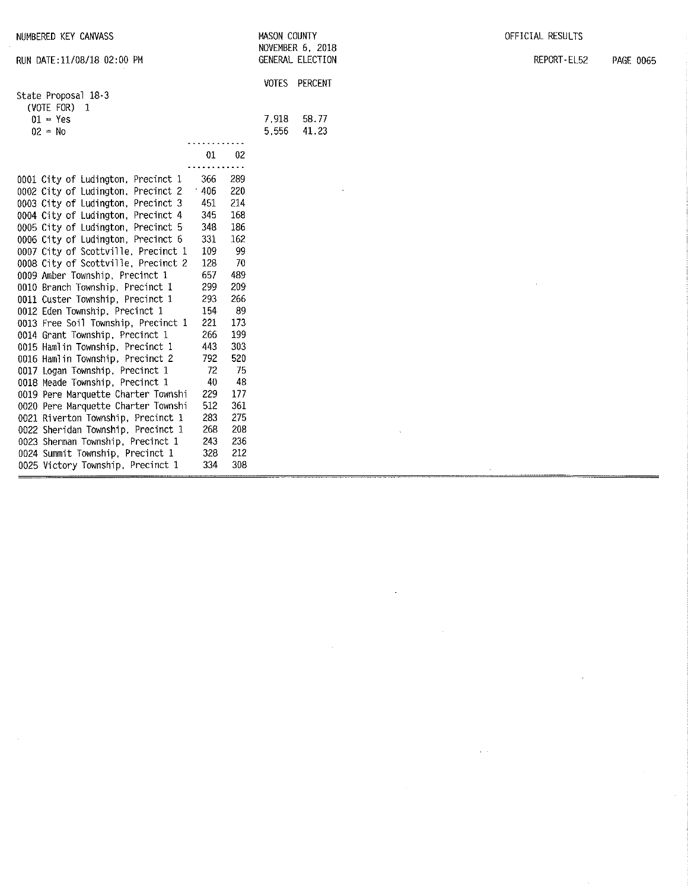NUMBERED KEY CANVASS

RUN DATE:11/08/18 02:00 PM

MASON COUNTY
NOVEMBER 6, 2018
GENERAL ELECTION

OFFICIAL RESULTS

REPORT-EL52

State Proposal 18-3
(VOTE FOR) 1

| | VOTES | PERCENT |
|---|---|---|
| 01 = Yes | 7,918 | 58.77 |
| 02 = No | 5,556 | 41.23 |

| | 01 | 02 |
|---|---|---|
| 0001 City of Ludington, Precinct 1 | 366 | 289 |
| 0002 City of Ludington, Precinct 2 | 406 | 220 |
| 0003 City of Ludington, Precinct 3 | 451 | 214 |
| 0004 City of Ludington, Precinct 4 | 345 | 168 |
| 0005 City of Ludington, Precinct 5 | 348 | 186 |
| 0006 City of Ludington, Precinct 6 | 331 | 162 |
| 0007 City of Scottville, Precinct 1 | 109 | 99 |
| 0008 City of Scottville, Precinct 2 | 128 | 70 |
| 0009 Amber Township, Precinct 1 | 657 | 489 |
| 0010 Branch Township, Precinct 1 | 299 | 209 |
| 0011 Custer Township, Precinct 1 | 293 | 266 |
| 0012 Eden Township, Precinct 1 | 154 | 89 |
| 0013 Free Soil Township, Precinct 1 | 221 | 173 |
| 0014 Grant Township, Precinct 1 | 266 | 199 |
| 0015 Hamlin Township, Precinct 1 | 443 | 303 |
| 0016 Hamlin Township, Precinct 2 | 792 | 520 |
| 0017 Logan Township, Precinct 1 | 72 | 75 |
| 0018 Meade Township, Precinct 1 | 40 | 48 |
| 0019 Pere Marquette Charter Townshi | 229 | 177 |
| 0020 Pere Marquette Charter Townshi | 512 | 361 |
| 0021 Riverton Township, Precinct 1 | 283 | 275 |
| 0022 Sheridan Township, Precinct 1 | 268 | 208 |
| 0023 Sherman Township, Precinct 1 | 243 | 236 |
| 0024 Summit Township, Precinct 1 | 328 | 212 |
| 0025 Victory Township, Precinct 1 | 334 | 308 |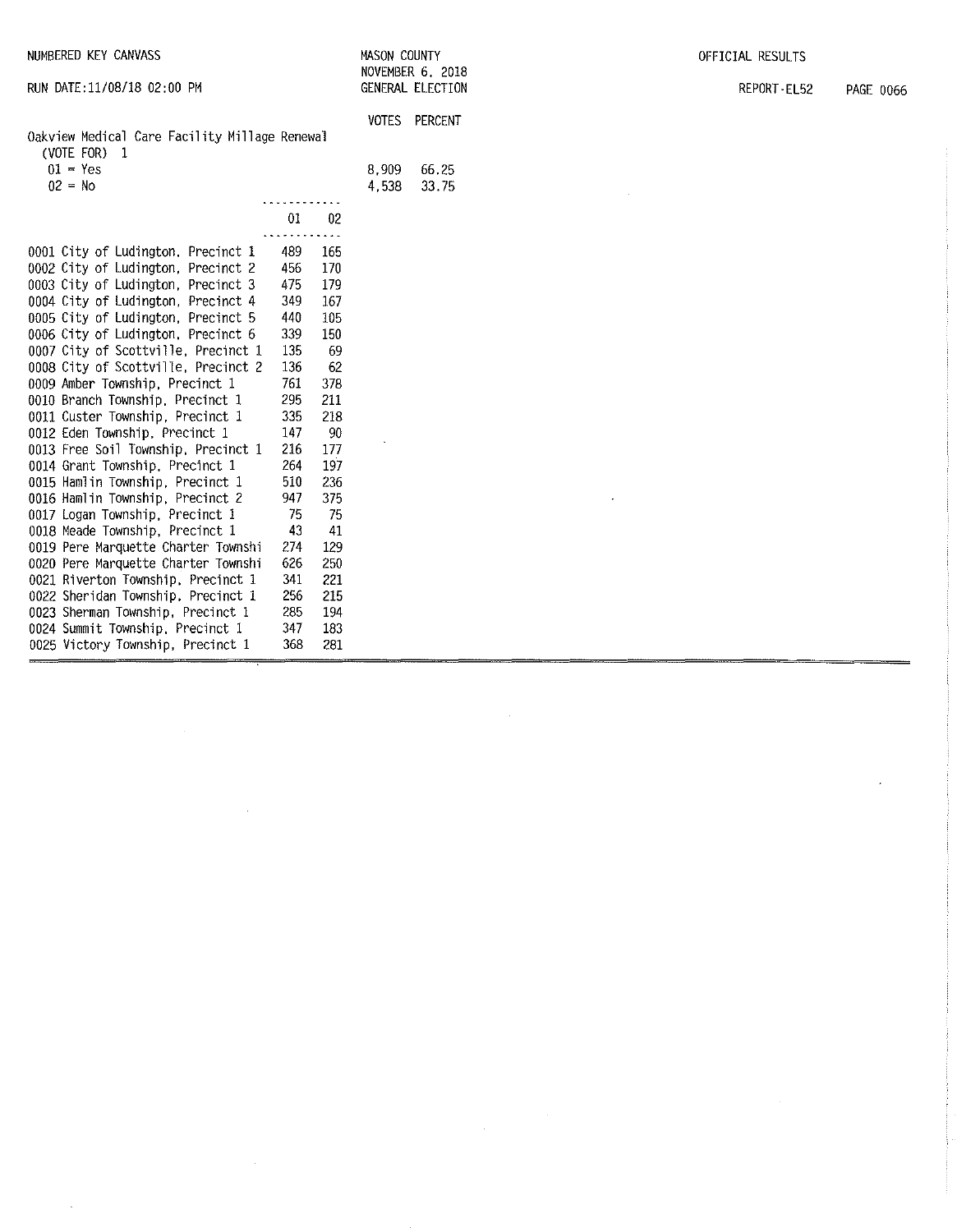NUMBERED KEY CANVASS

RUN DATE:11/08/18 02:00 PM

MASON COUNTY
NOVEMBER 6, 2018
GENERAL ELECTION

OFFICIAL RESULTS

REPORT-EL52

## Oakview Medical Care Facility Millage Renewal

(VOTE FOR) 1

| | VOTES | PERCENT |
|---|---|---|
| 01 = Yes | 8,909 | 66.25 |
| 02 = No | 4,538 | 33.75 |

| | 01 | 02 |
|---|---|---|
| 0001 City of Ludington, Precinct 1 | 489 | 165 |
| 0002 City of Ludington, Precinct 2 | 456 | 170 |
| 0003 City of Ludington, Precinct 3 | 475 | 179 |
| 0004 City of Ludington, Precinct 4 | 349 | 167 |
| 0005 City of Ludington, Precinct 5 | 440 | 105 |
| 0006 City of Ludington, Precinct 6 | 339 | 150 |
| 0007 City of Scottville, Precinct 1 | 135 | 69 |
| 0008 City of Scottville, Precinct 2 | 136 | 62 |
| 0009 Amber Township, Precinct 1 | 761 | 378 |
| 0010 Branch Township, Precinct 1 | 295 | 211 |
| 0011 Custer Township, Precinct 1 | 335 | 218 |
| 0012 Eden Township, Precinct 1 | 147 | 90 |
| 0013 Free Soil Township, Precinct 1 | 216 | 177 |
| 0014 Grant Township, Precinct 1 | 264 | 197 |
| 0015 Hamlin Township, Precinct 1 | 510 | 236 |
| 0016 Hamlin Township, Precinct 2 | 947 | 375 |
| 0017 Logan Township, Precinct 1 | 75 | 75 |
| 0018 Meade Township, Precinct 1 | 43 | 41 |
| 0019 Pere Marquette Charter Townshi | 274 | 129 |
| 0020 Pere Marquette Charter Townshi | 626 | 250 |
| 0021 Riverton Township, Precinct 1 | 341 | 221 |
| 0022 Sheridan Township, Precinct 1 | 256 | 215 |
| 0023 Sherman Township, Precinct 1 | 285 | 194 |
| 0024 Summit Township, Precinct 1 | 347 | 183 |
| 0025 Victory Township, Precinct 1 | 368 | 281 |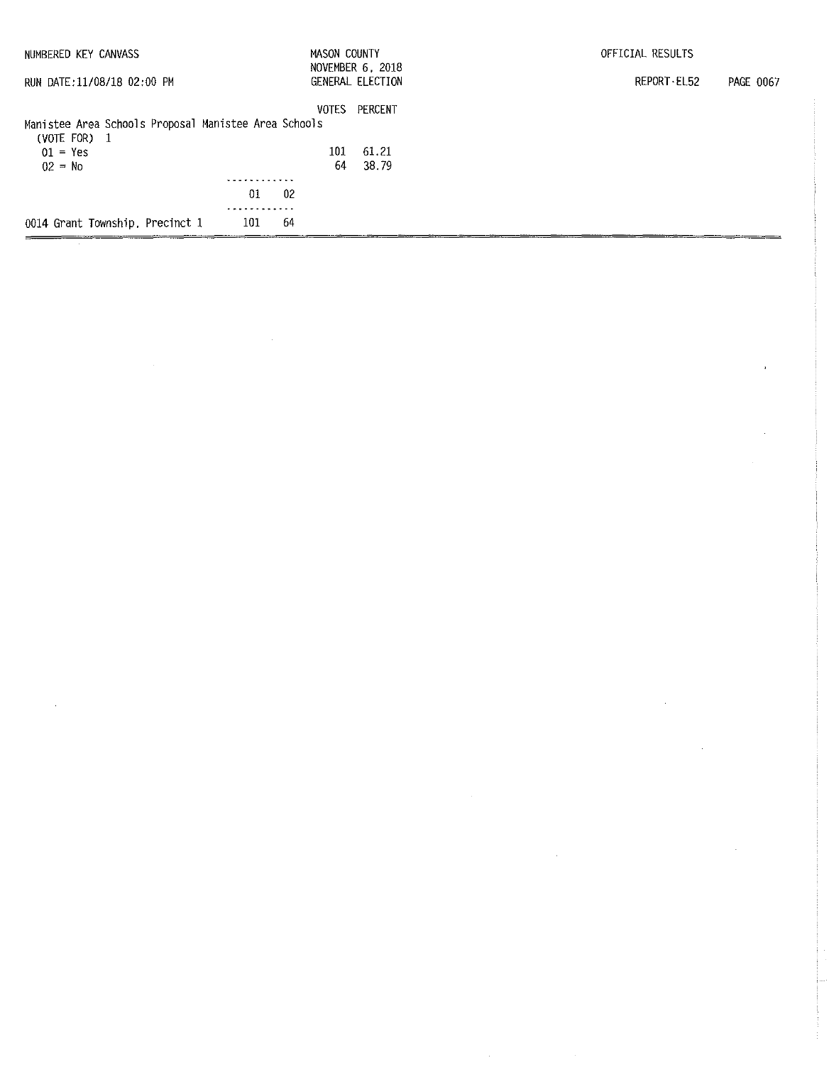NUMBERED KEY CANVASS

RUN DATE:11/08/18 02:00 PM

MASON COUNTY
NOVEMBER 6, 2018
GENERAL ELECTION

OFFICIAL RESULTS

REPORT-EL52

Manistee Area Schools Proposal Manistee Area Schools
(VOTE FOR) 1

| | VOTES | PERCENT |
|---|---|---|
| 01 = Yes | 101 | 61.21 |
| 02 = No | 64 | 38.79 |

| | 01 | 02 |
|---|---|---|
| 0014 Grant Township, Precinct 1 | 101 | 64 |